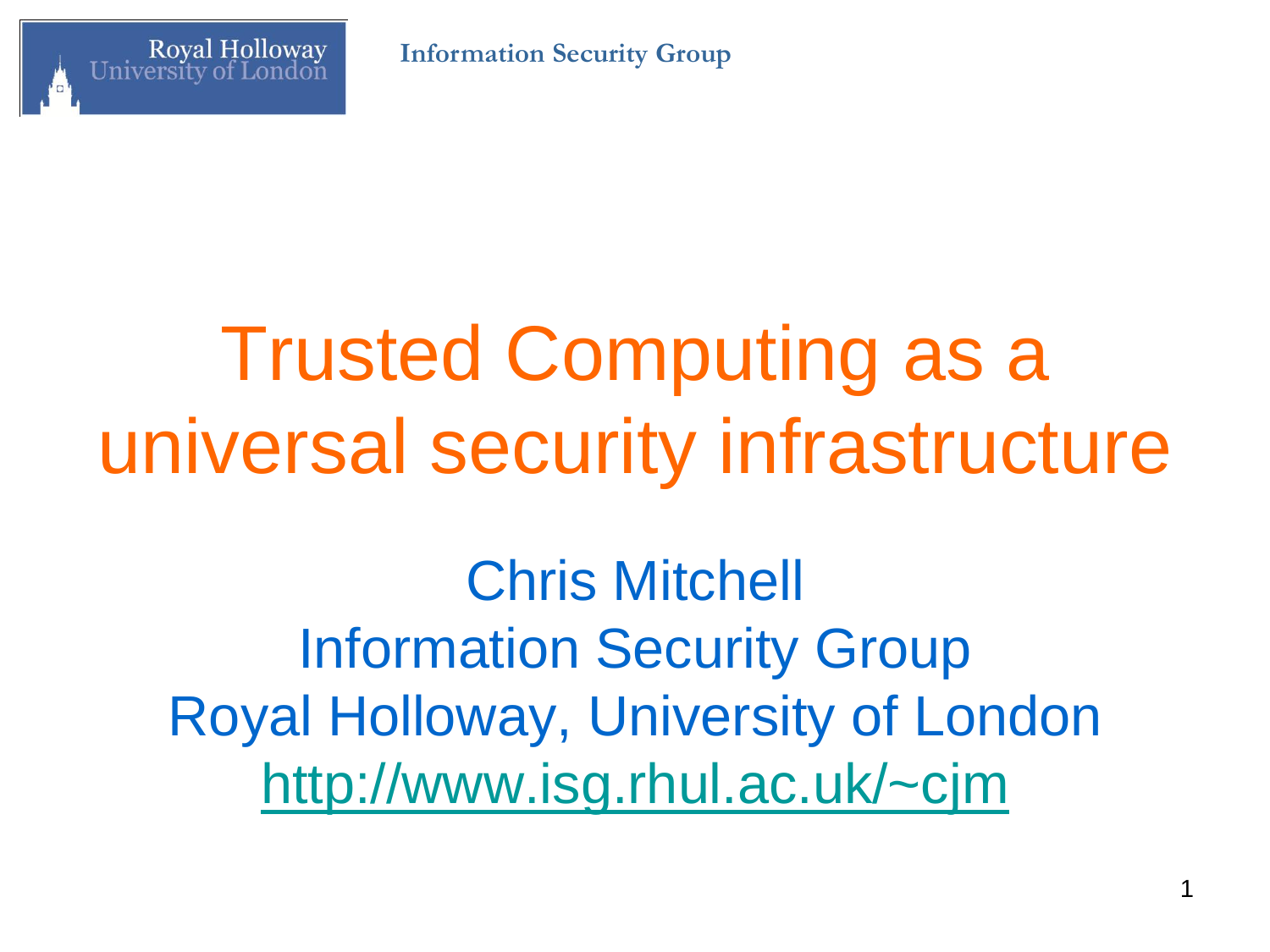# Trusted Computing as a universal security infrastructure

Chris Mitchell
Information Security Group
Royal Holloway, University of London
http://www.isg.rhul.ac.uk/~cjm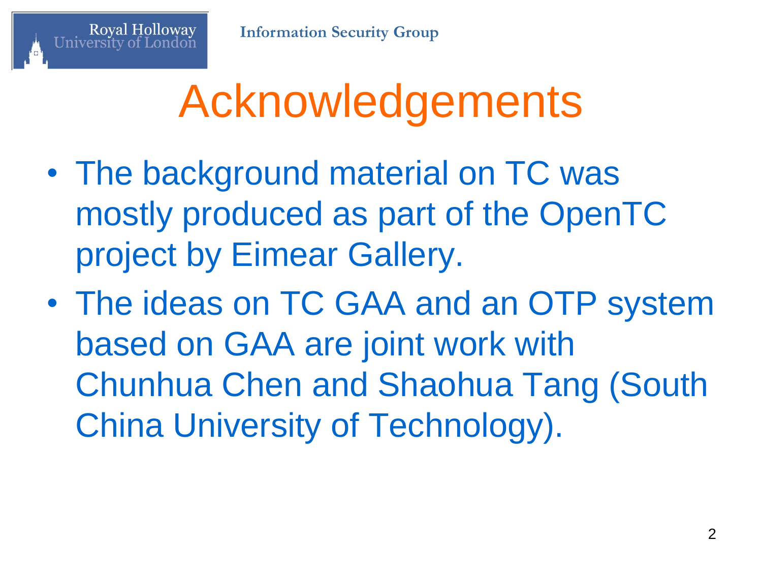# Acknowledgements

- The background material on TC was mostly produced as part of the OpenTC project by Eimear Gallery.
- The ideas on TC GAA and an OTP system based on GAA are joint work with Chunhua Chen and Shaohua Tang (South China University of Technology).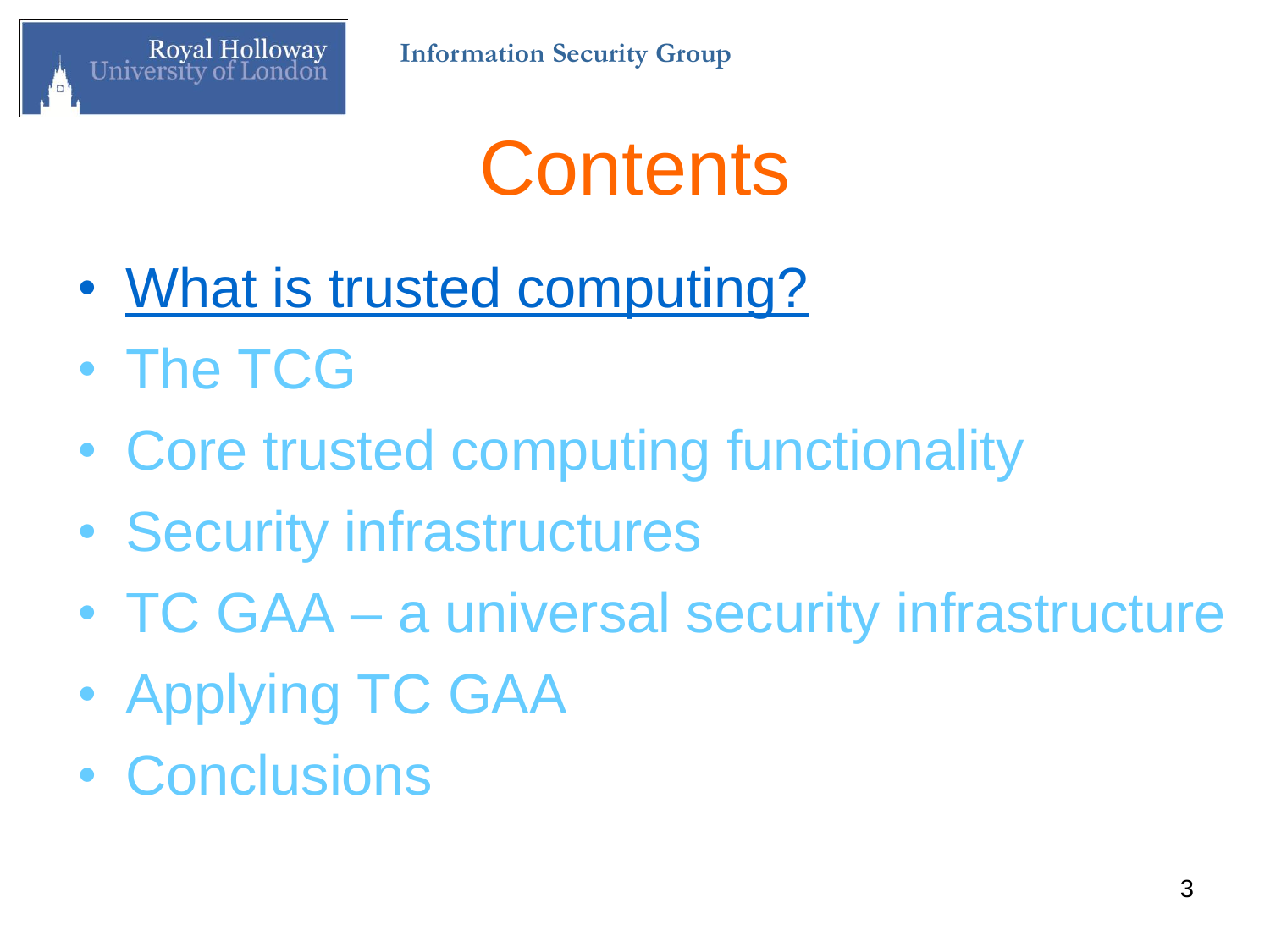# Contents

- What is trusted computing?
- The TCG
- Core trusted computing functionality
- Security infrastructures
- TC GAA – a universal security infrastructure
- Applying TC GAA
- Conclusions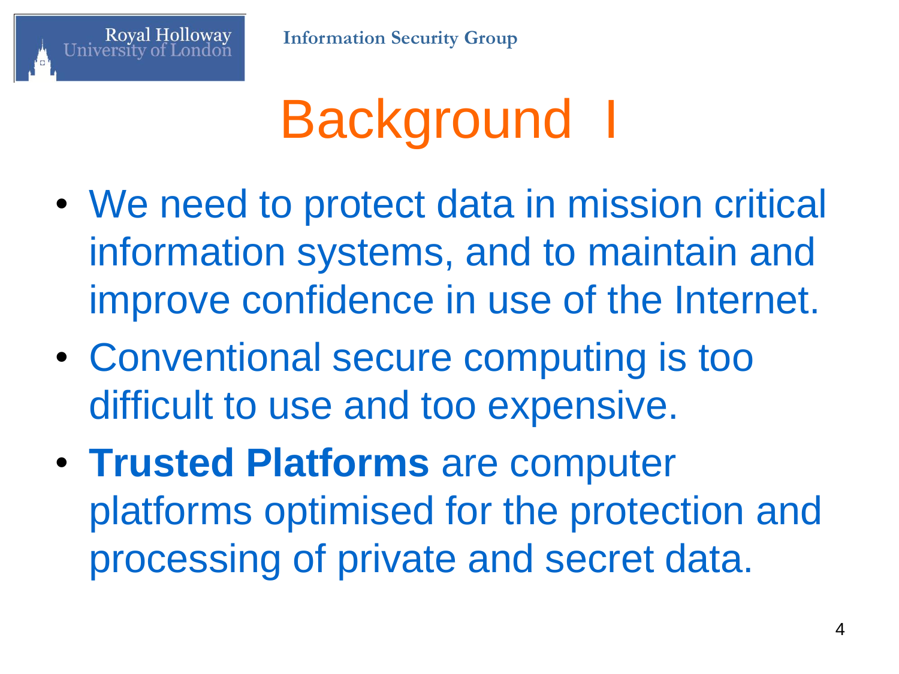# Background I

- We need to protect data in mission critical information systems, and to maintain and improve confidence in use of the Internet.
- Conventional secure computing is too difficult to use and too expensive.
- **Trusted Platforms** are computer platforms optimised for the protection and processing of private and secret data.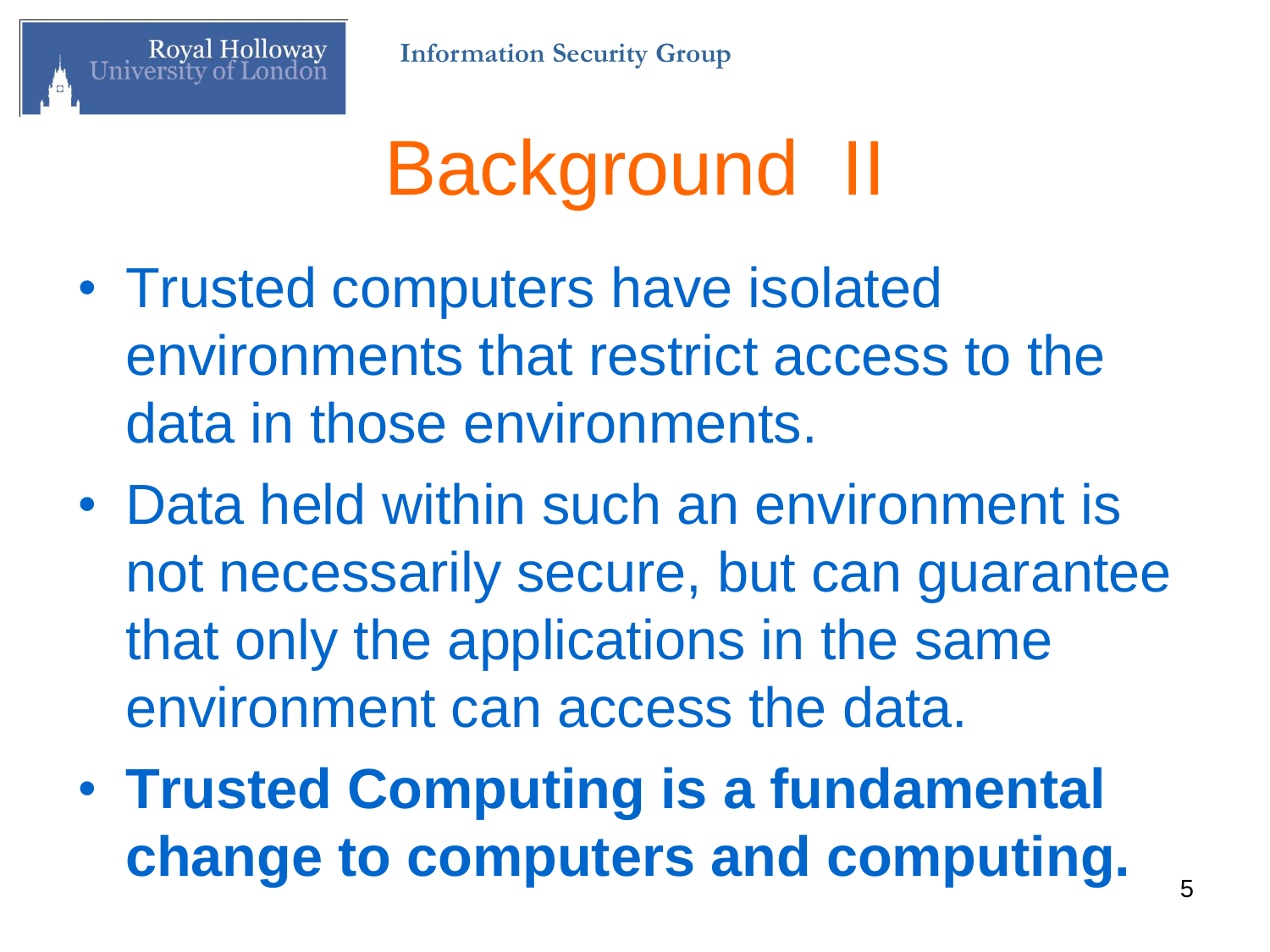# Background II

- Trusted computers have isolated environments that restrict access to the data in those environments.
- Data held within such an environment is not necessarily secure, but can guarantee that only the applications in the same environment can access the data.
- **Trusted Computing is a fundamental change to computers and computing.**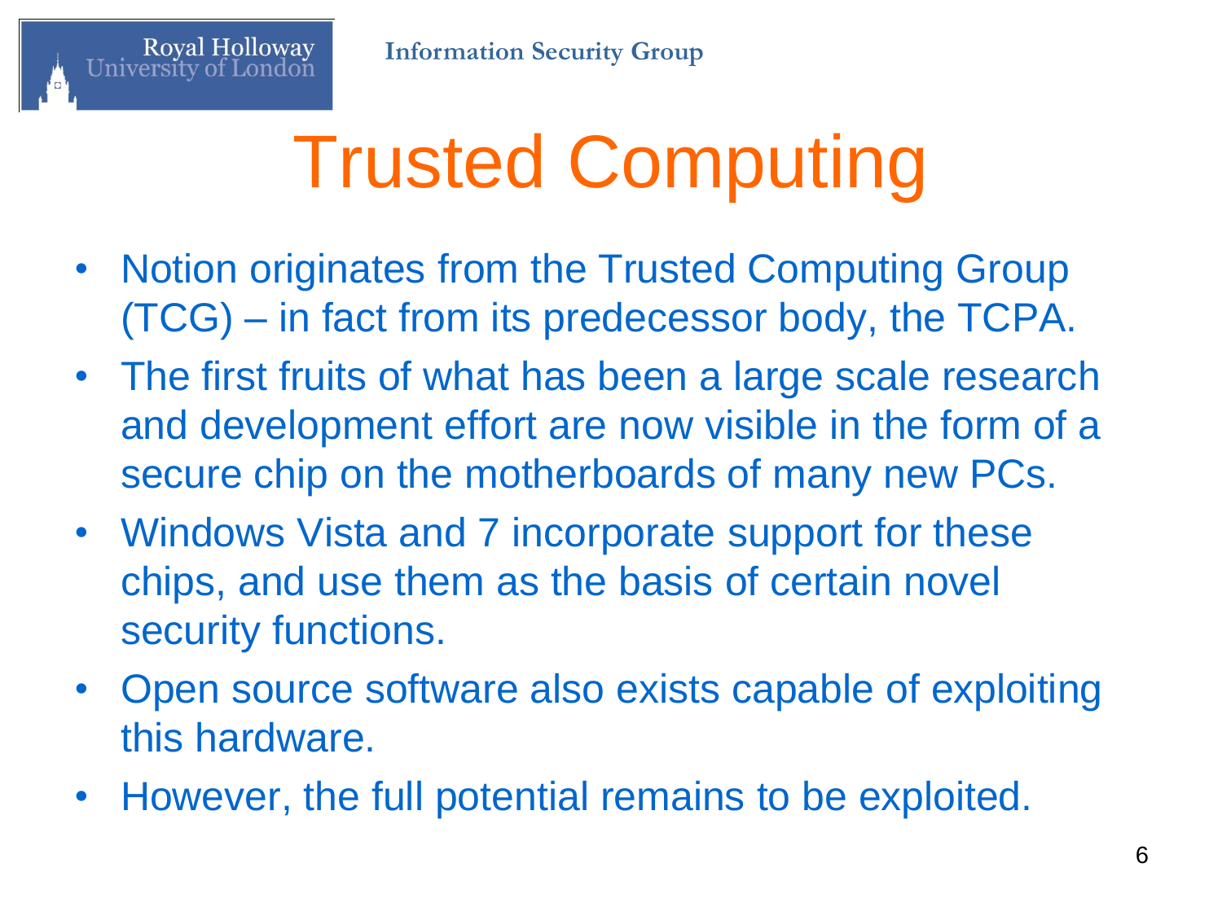# Trusted Computing

- Notion originates from the Trusted Computing Group (TCG) – in fact from its predecessor body, the TCPA.
- The first fruits of what has been a large scale research and development effort are now visible in the form of a secure chip on the motherboards of many new PCs.
- Windows Vista and 7 incorporate support for these chips, and use them as the basis of certain novel security functions.
- Open source software also exists capable of exploiting this hardware.
- However, the full potential remains to be exploited.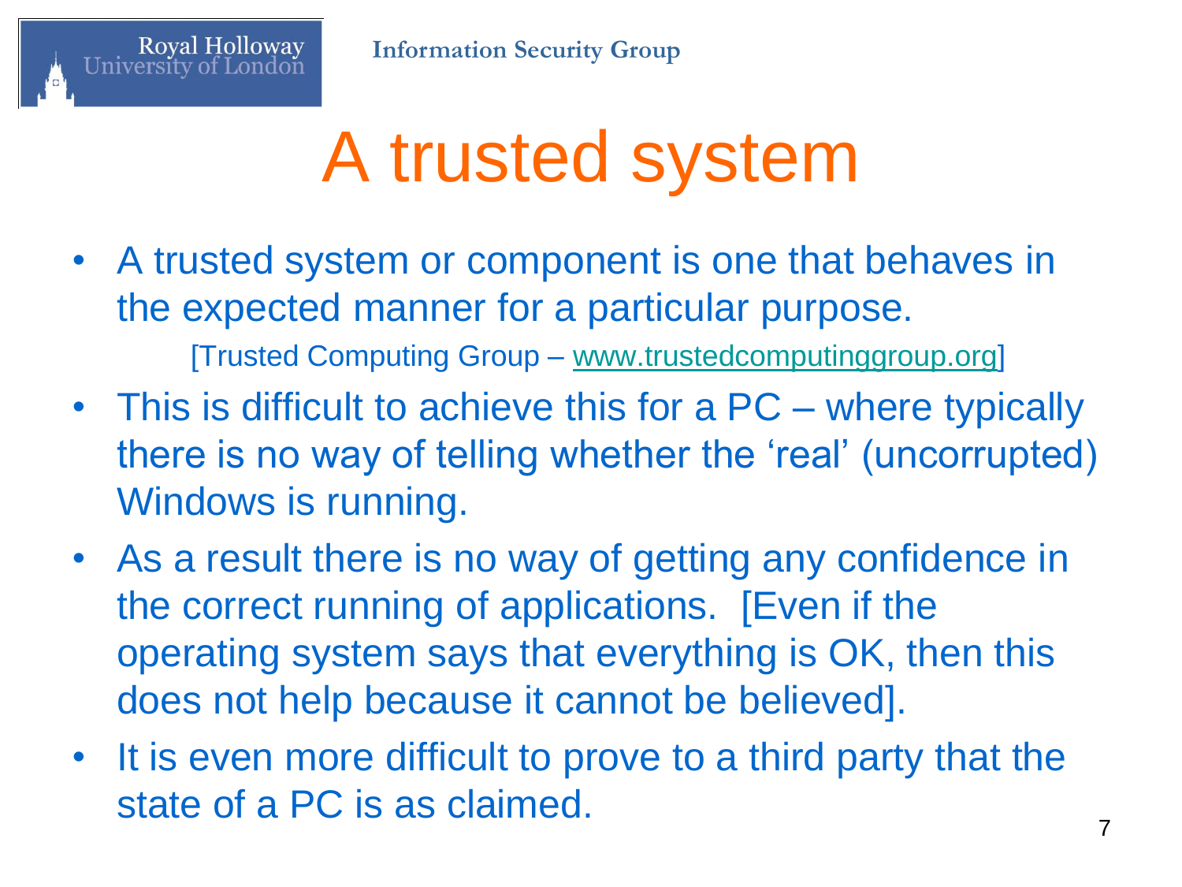# A trusted system

- A trusted system or component is one that behaves in the expected manner for a particular purpose.

  [Trusted Computing Group – www.trustedcomputinggroup.org]

- This is difficult to achieve this for a PC – where typically there is no way of telling whether the 'real' (uncorrupted) Windows is running.
- As a result there is no way of getting any confidence in the correct running of applications. [Even if the operating system says that everything is OK, then this does not help because it cannot be believed].
- It is even more difficult to prove to a third party that the state of a PC is as claimed.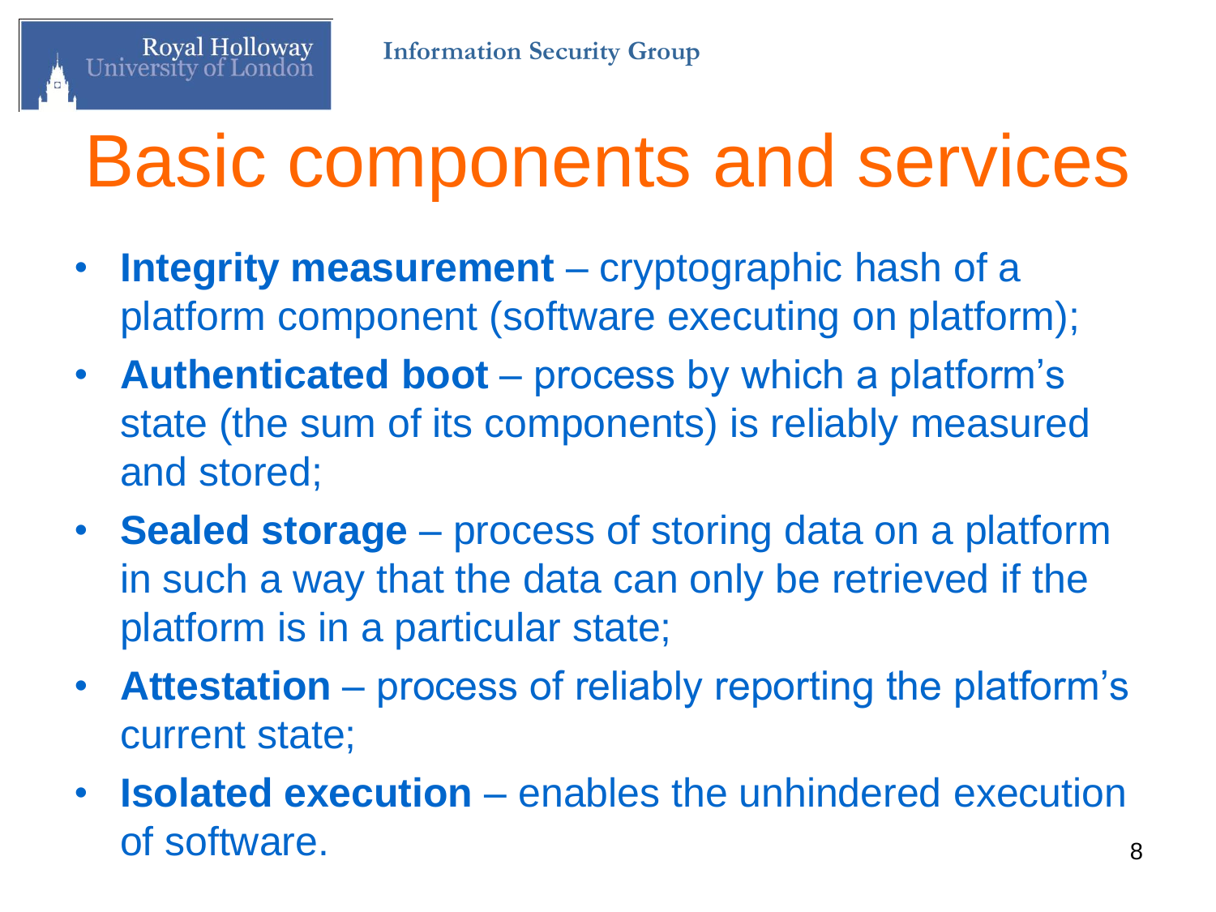# Basic components and services

- **Integrity measurement** – cryptographic hash of a platform component (software executing on platform);
- **Authenticated boot** – process by which a platform's state (the sum of its components) is reliably measured and stored;
- **Sealed storage** – process of storing data on a platform in such a way that the data can only be retrieved if the platform is in a particular state;
- **Attestation** – process of reliably reporting the platform's current state;
- **Isolated execution** – enables the unhindered execution of software.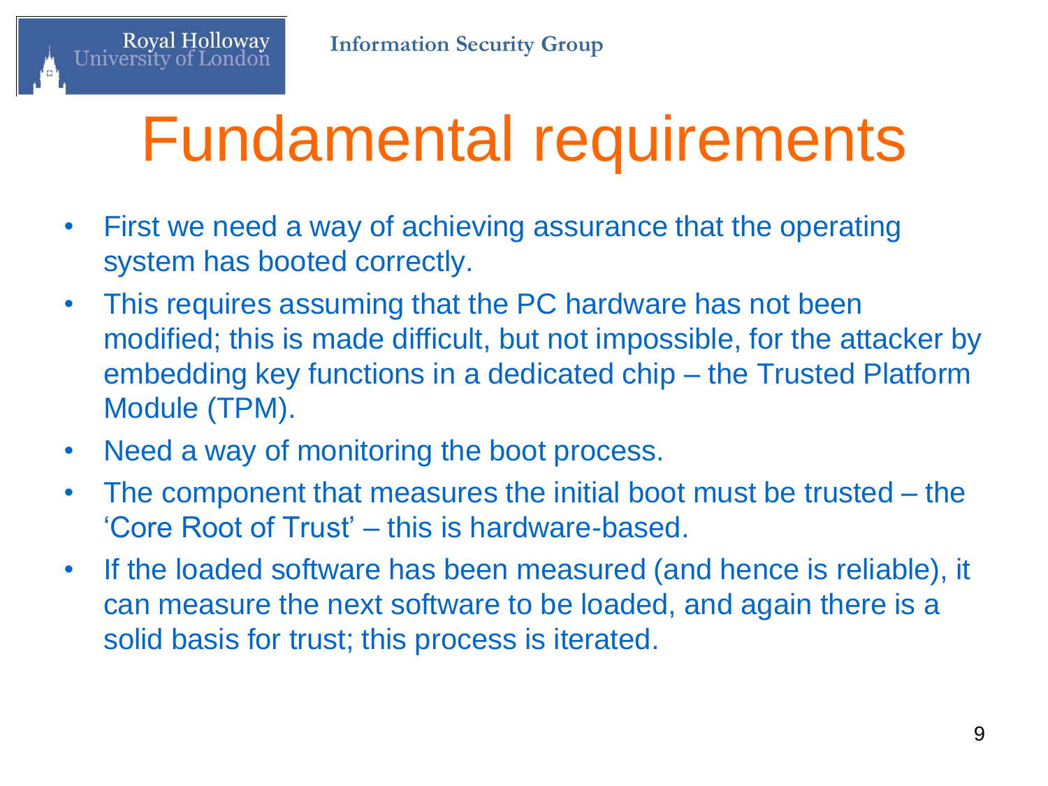# Fundamental requirements

- First we need a way of achieving assurance that the operating system has booted correctly.
- This requires assuming that the PC hardware has not been modified; this is made difficult, but not impossible, for the attacker by embedding key functions in a dedicated chip – the Trusted Platform Module (TPM).
- Need a way of monitoring the boot process.
- The component that measures the initial boot must be trusted – the 'Core Root of Trust' – this is hardware-based.
- If the loaded software has been measured (and hence is reliable), it can measure the next software to be loaded, and again there is a solid basis for trust; this process is iterated.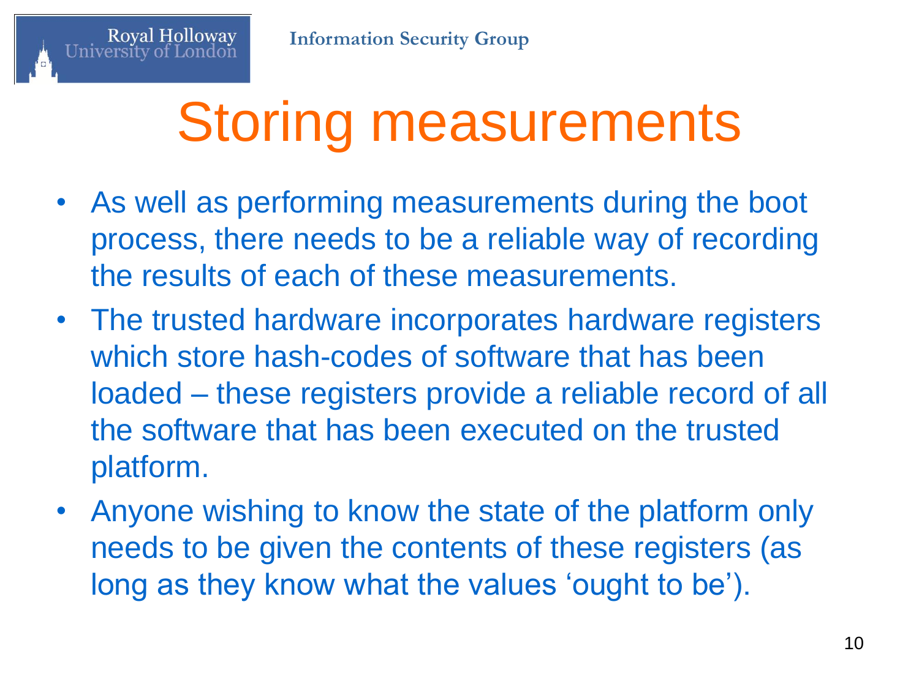# Storing measurements

- As well as performing measurements during the boot process, there needs to be a reliable way of recording the results of each of these measurements.
- The trusted hardware incorporates hardware registers which store hash-codes of software that has been loaded – these registers provide a reliable record of all the software that has been executed on the trusted platform.
- Anyone wishing to know the state of the platform only needs to be given the contents of these registers (as long as they know what the values 'ought to be').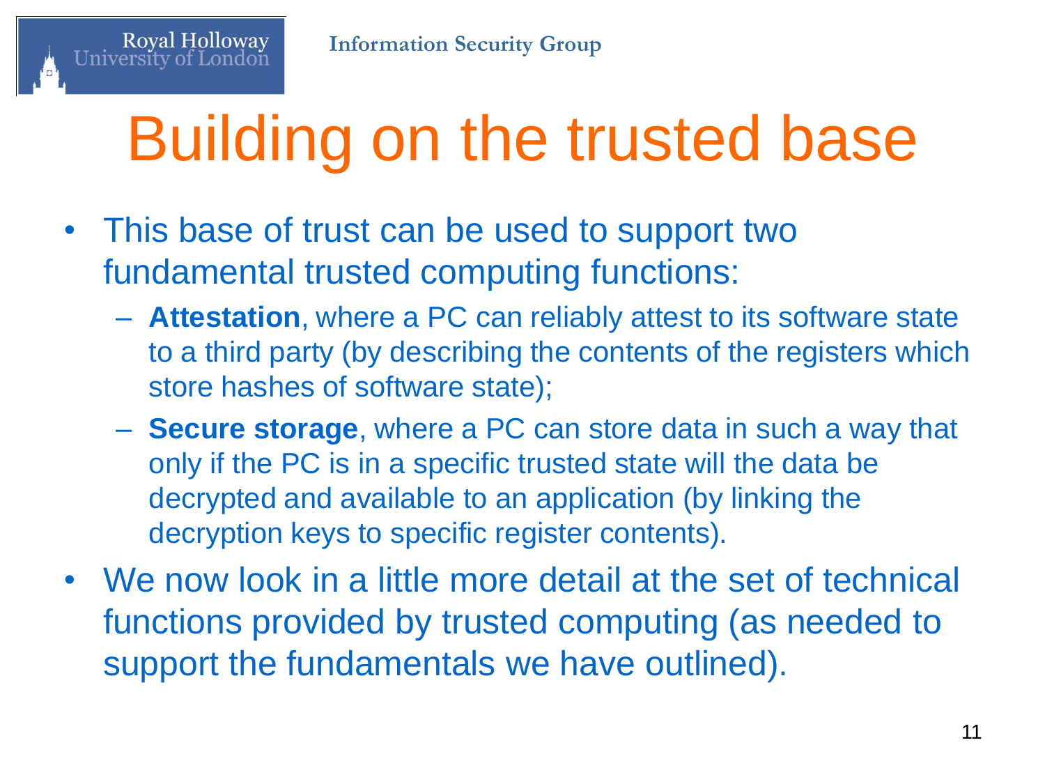# Building on the trusted base

- This base of trust can be used to support two fundamental trusted computing functions:
  - **Attestation**, where a PC can reliably attest to its software state to a third party (by describing the contents of the registers which store hashes of software state);
  - **Secure storage**, where a PC can store data in such a way that only if the PC is in a specific trusted state will the data be decrypted and available to an application (by linking the decryption keys to specific register contents).
- We now look in a little more detail at the set of technical functions provided by trusted computing (as needed to support the fundamentals we have outlined).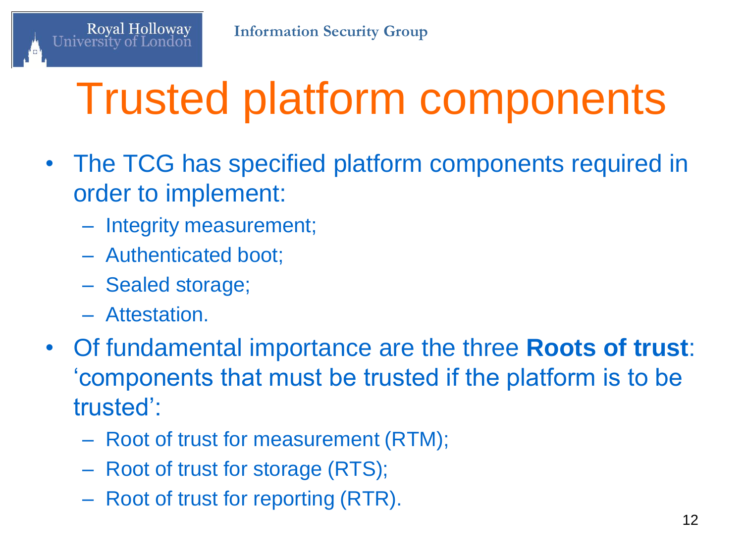# Trusted platform components

- The TCG has specified platform components required in order to implement:
  - Integrity measurement;
  - Authenticated boot;
  - Sealed storage;
  - Attestation.
- Of fundamental importance are the three **Roots of trust**: 'components that must be trusted if the platform is to be trusted':
  - Root of trust for measurement (RTM);
  - Root of trust for storage (RTS);
  - Root of trust for reporting (RTR).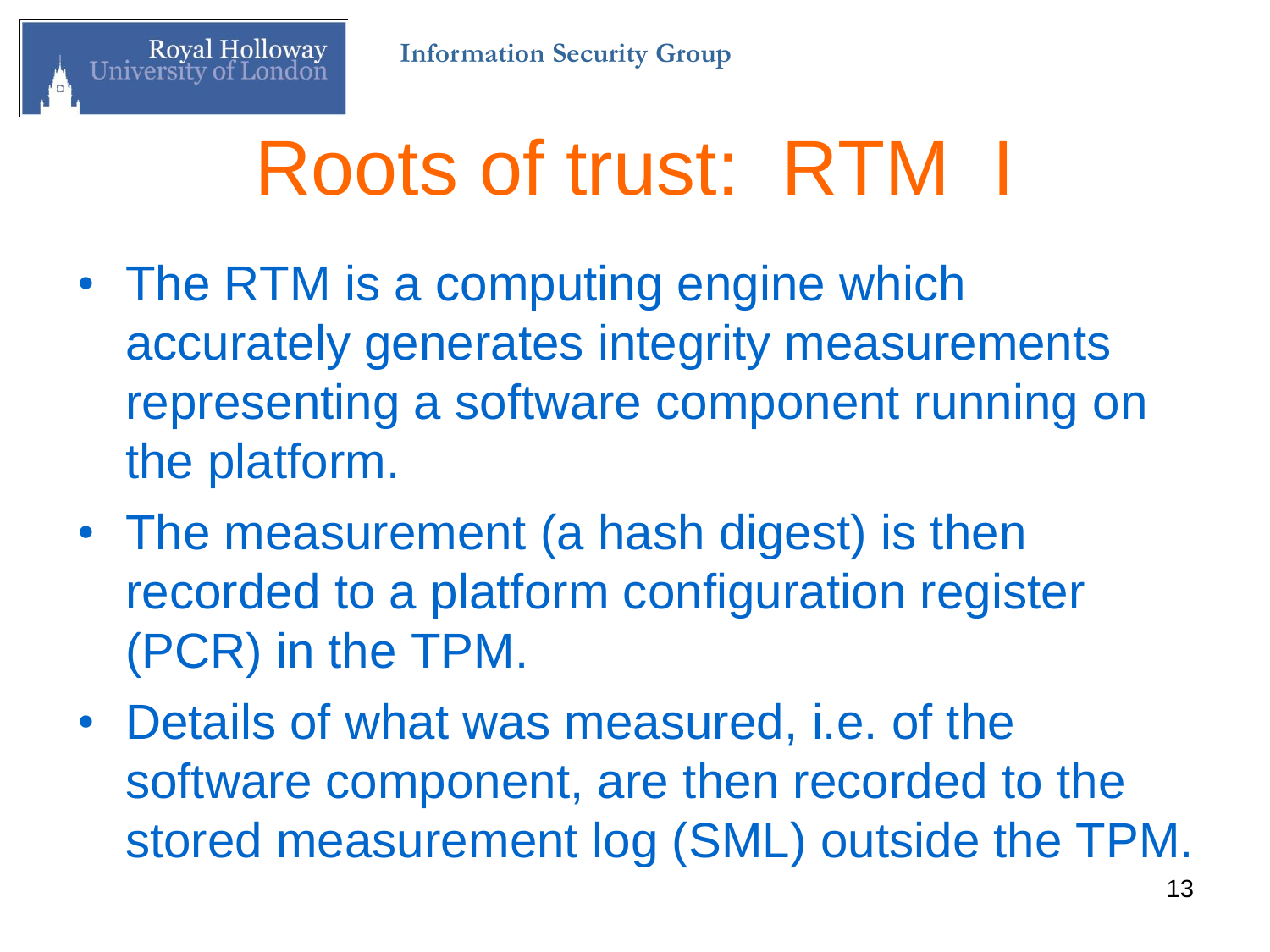# Roots of trust: RTM I

- The RTM is a computing engine which accurately generates integrity measurements representing a software component running on the platform.
- The measurement (a hash digest) is then recorded to a platform configuration register (PCR) in the TPM.
- Details of what was measured, i.e. of the software component, are then recorded to the stored measurement log (SML) outside the TPM.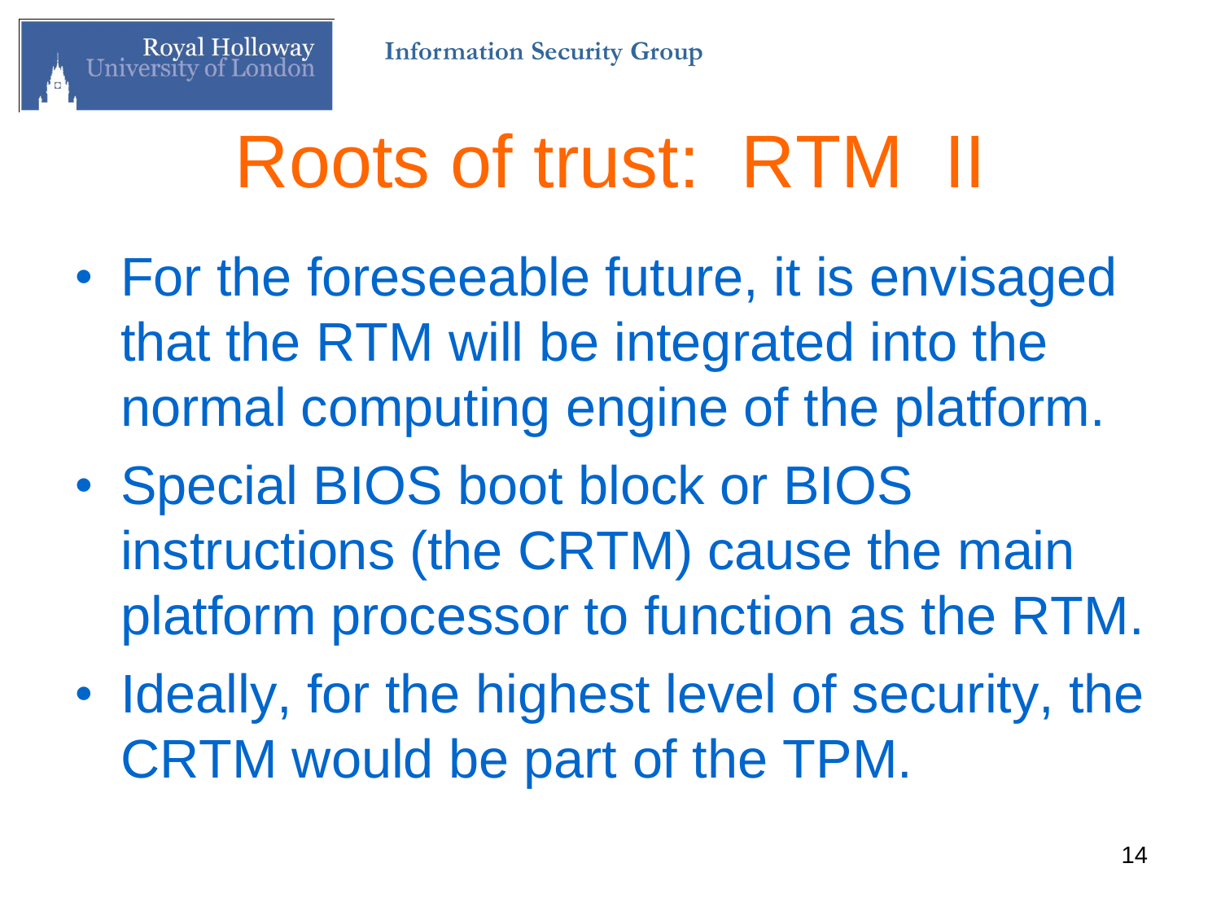# Roots of trust: RTM II

- For the foreseeable future, it is envisaged that the RTM will be integrated into the normal computing engine of the platform.
- Special BIOS boot block or BIOS instructions (the CRTM) cause the main platform processor to function as the RTM.
- Ideally, for the highest level of security, the CRTM would be part of the TPM.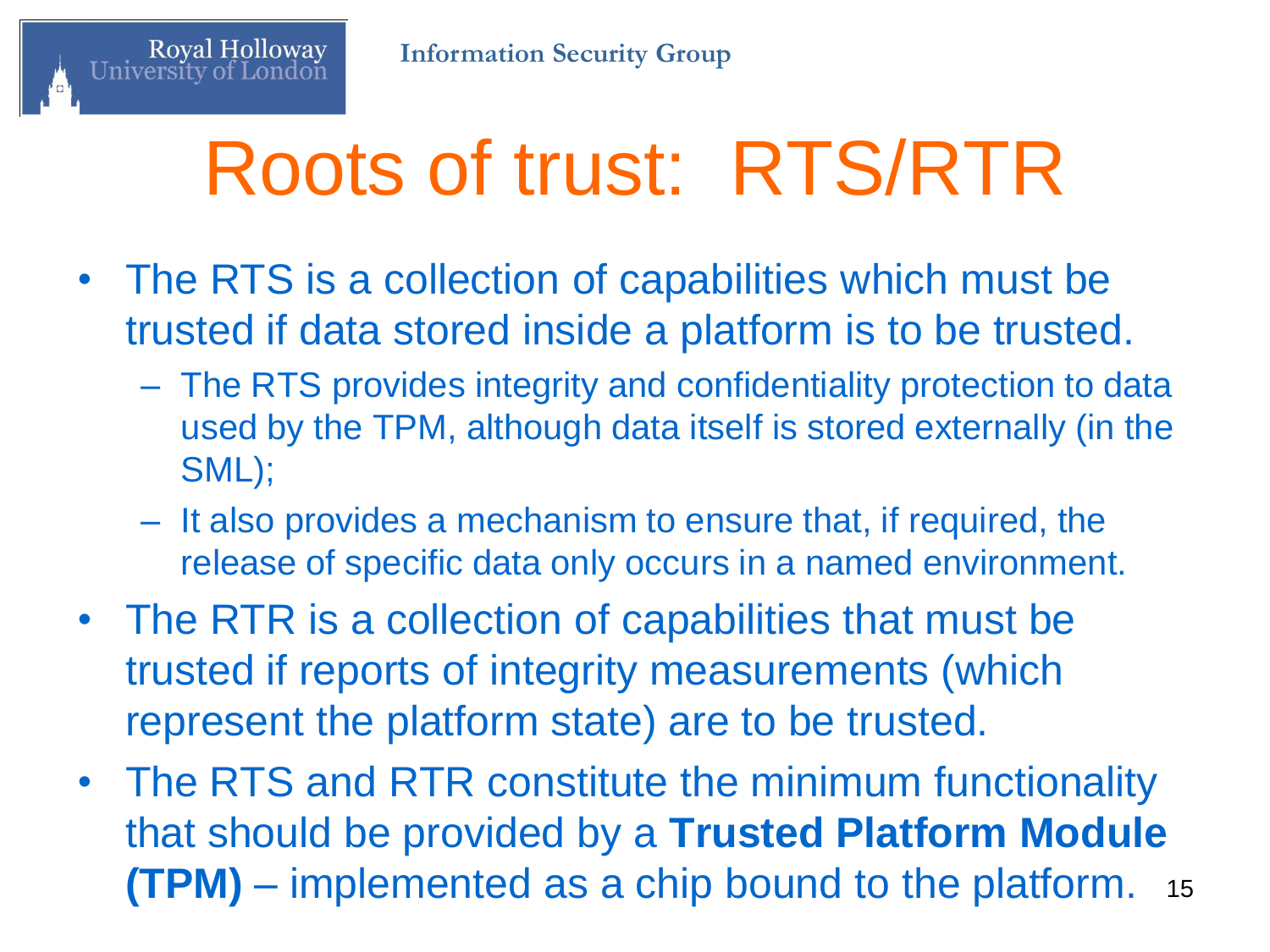# Roots of trust: RTS/RTR

- The RTS is a collection of capabilities which must be trusted if data stored inside a platform is to be trusted.
  - The RTS provides integrity and confidentiality protection to data used by the TPM, although data itself is stored externally (in the SML);
  - It also provides a mechanism to ensure that, if required, the release of specific data only occurs in a named environment.
- The RTR is a collection of capabilities that must be trusted if reports of integrity measurements (which represent the platform state) are to be trusted.
- The RTS and RTR constitute the minimum functionality that should be provided by a **Trusted Platform Module (TPM)** – implemented as a chip bound to the platform.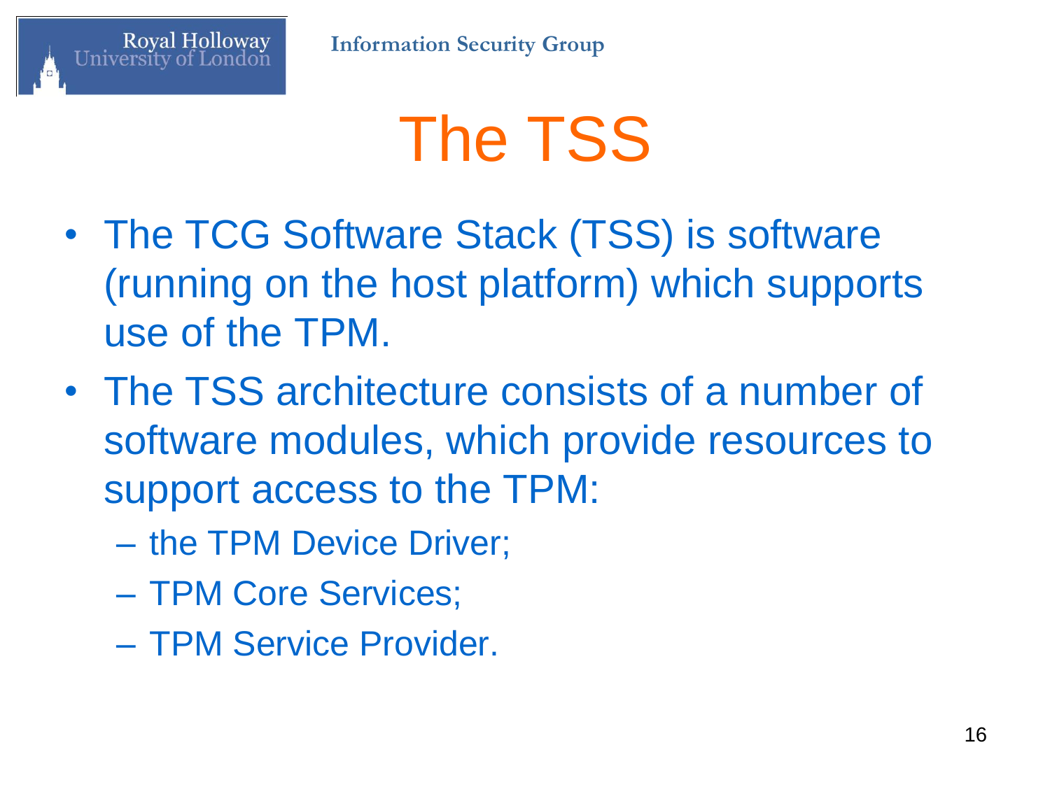# The TSS

- The TCG Software Stack (TSS) is software (running on the host platform) which supports use of the TPM.
- The TSS architecture consists of a number of software modules, which provide resources to support access to the TPM:
  - the TPM Device Driver;
  - TPM Core Services;
  - TPM Service Provider.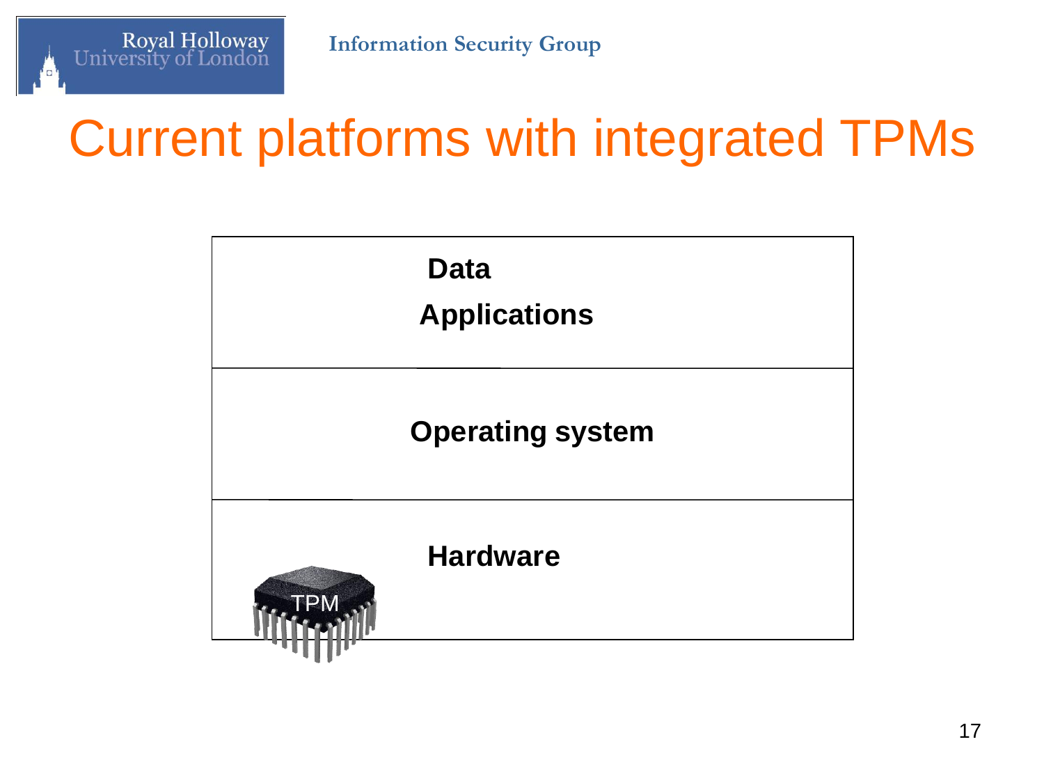# Current platforms with integrated TPMs

**Data**

**Applications**

**Operating system**

**Hardware**

TPM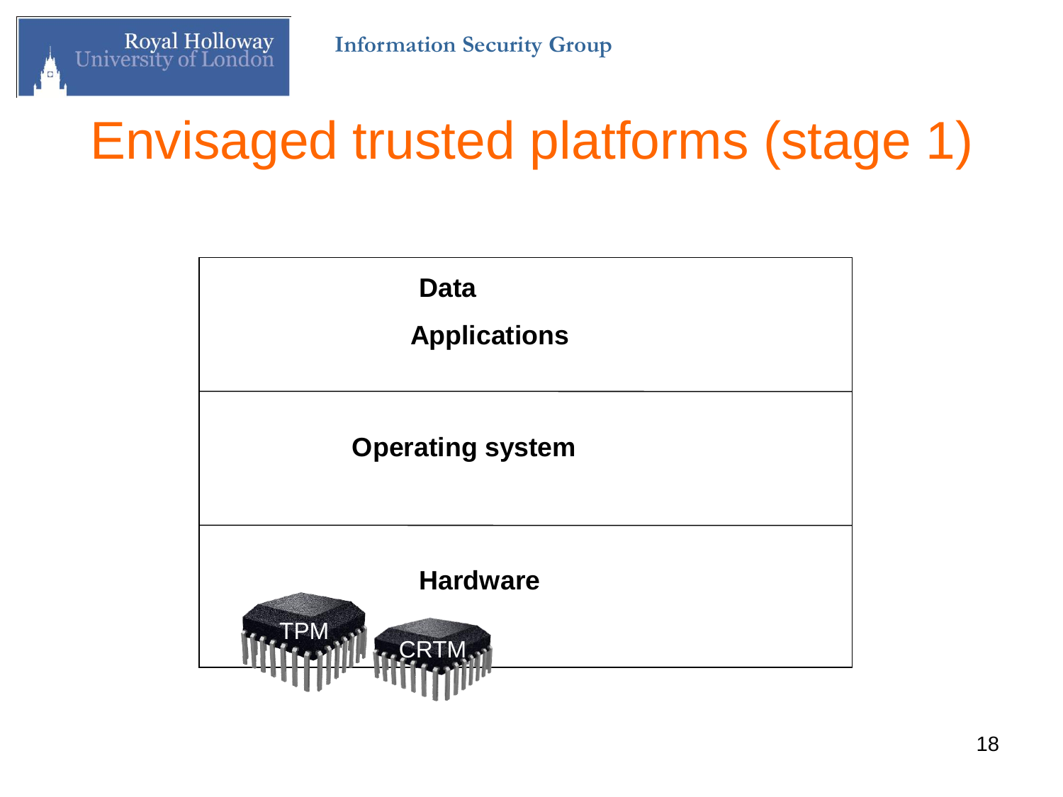# Envisaged trusted platforms (stage 1)

Data

Applications

Operating system

Hardware

TPM

CRTM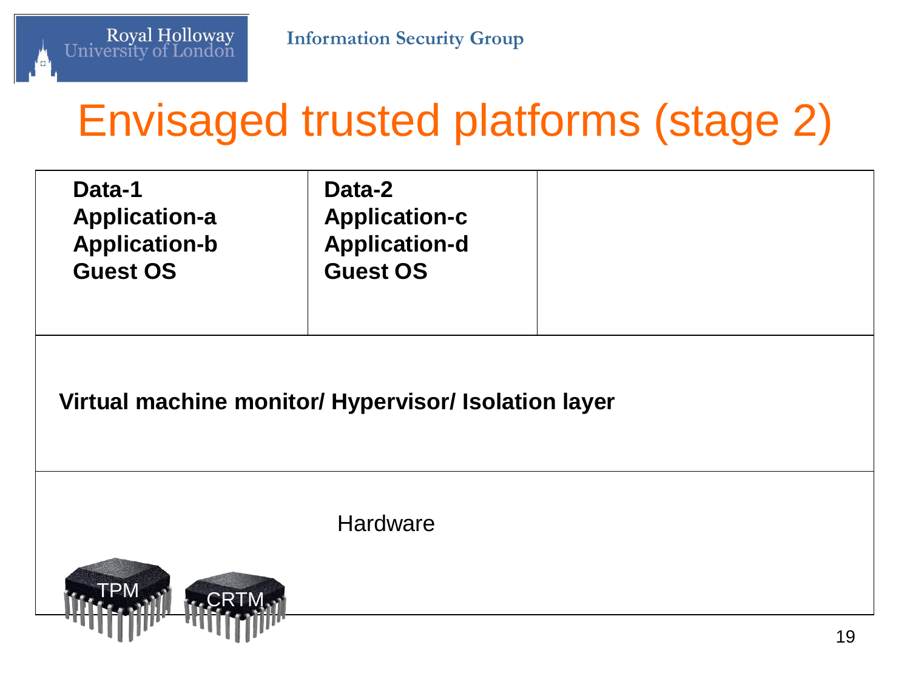# Envisaged trusted platforms (stage 2)

| **Data-1**<br>**Application-a**<br>**Application-b**<br>**Guest OS** | **Data-2**<br>**Application-c**<br>**Application-d**<br>**Guest OS** | |
|---|---|---|
| **Virtual machine monitor/ Hypervisor/ Isolation layer** | | |
| Hardware<br>TPM CRTM | | |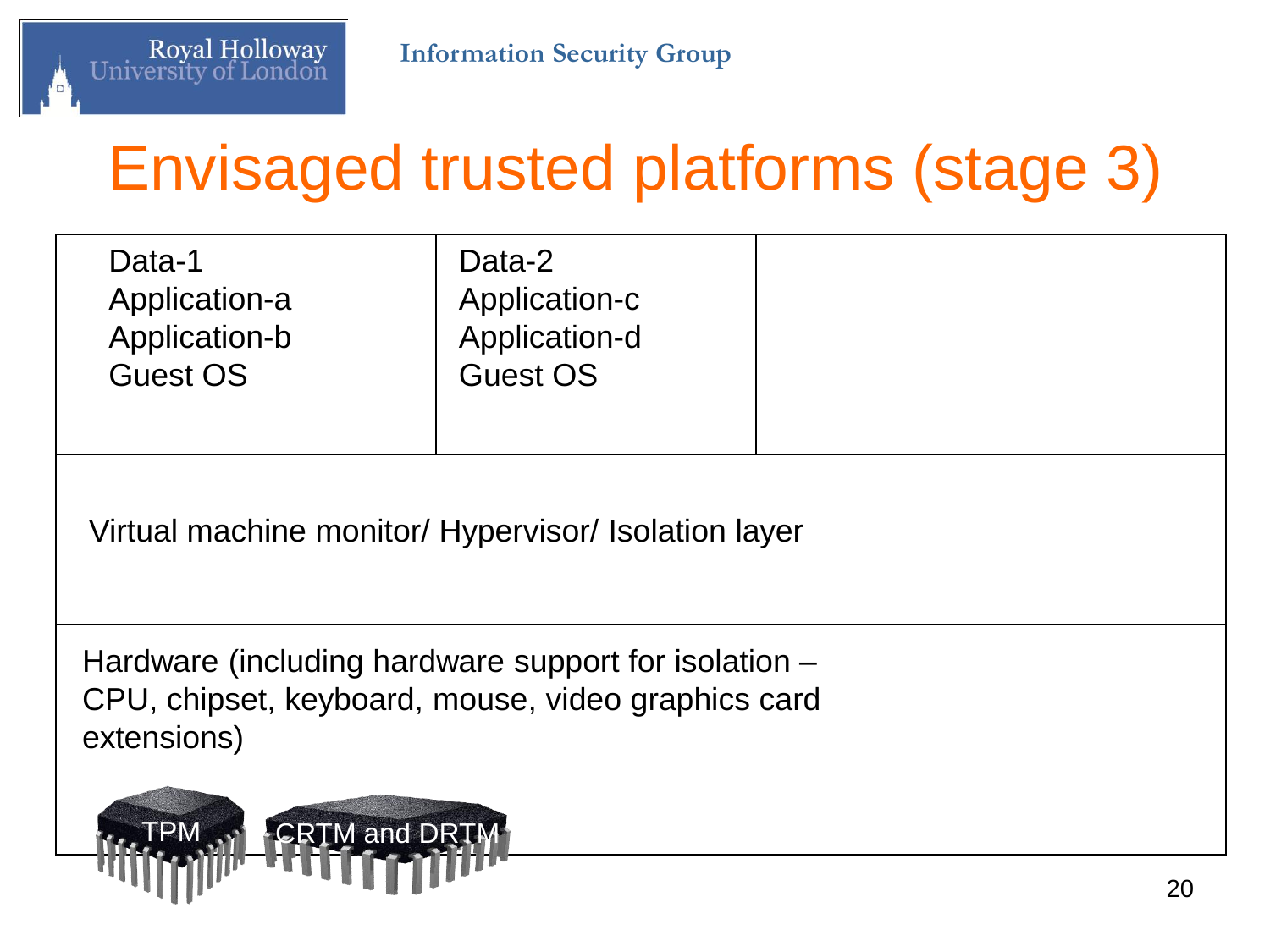# Envisaged trusted platforms (stage 3)

| Data-1<br>Application-a<br>Application-b<br>Guest OS | Data-2<br>Application-c<br>Application-d<br>Guest OS | |
|---|---|---|
| Virtual machine monitor/ Hypervisor/ Isolation layer | | |
| Hardware (including hardware support for isolation – CPU, chipset, keyboard, mouse, video graphics card extensions)<br>TPM<br>CRTM and DRTM | | |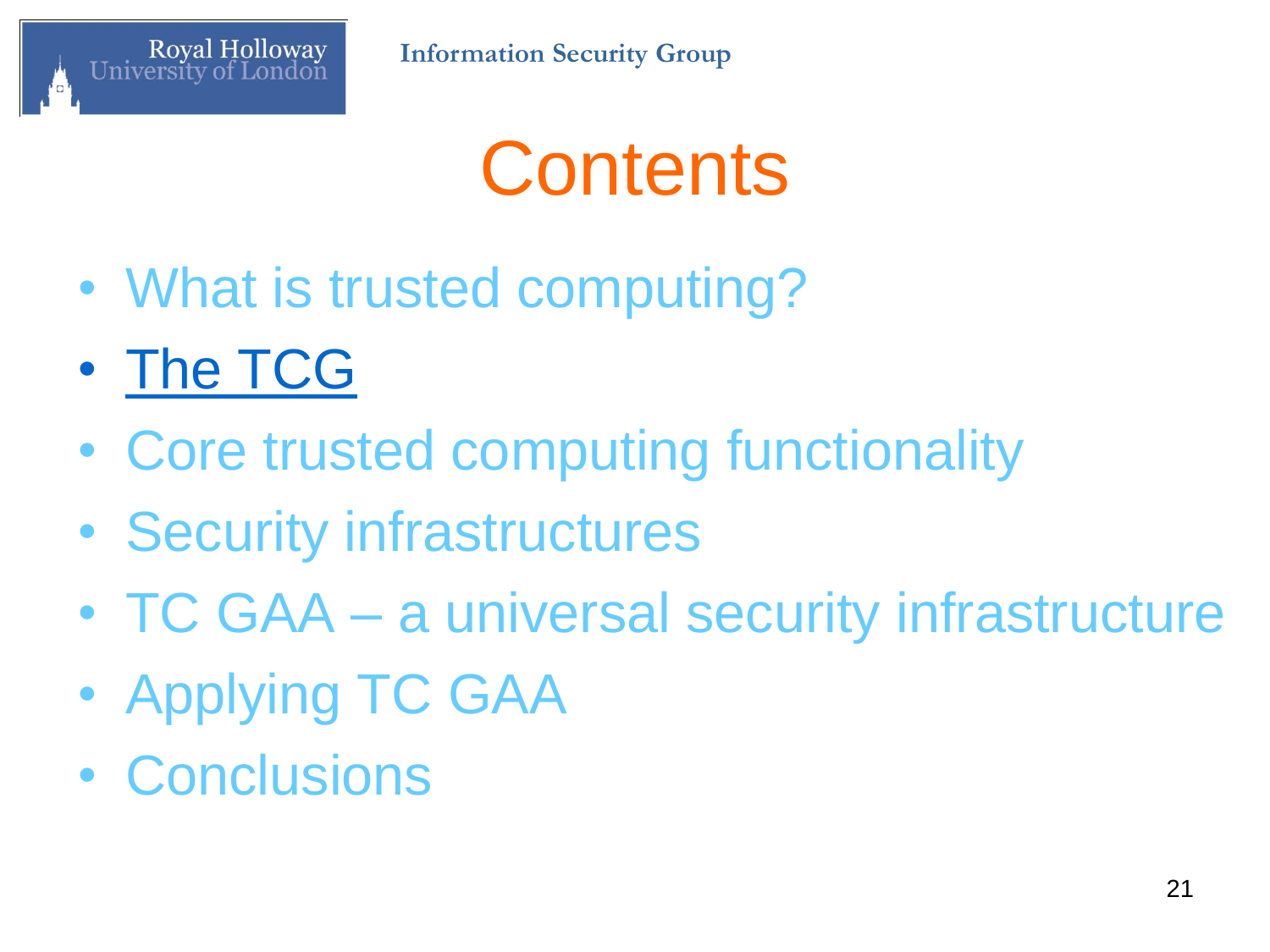# Contents

- What is trusted computing?
- The TCG
- Core trusted computing functionality
- Security infrastructures
- TC GAA – a universal security infrastructure
- Applying TC GAA
- Conclusions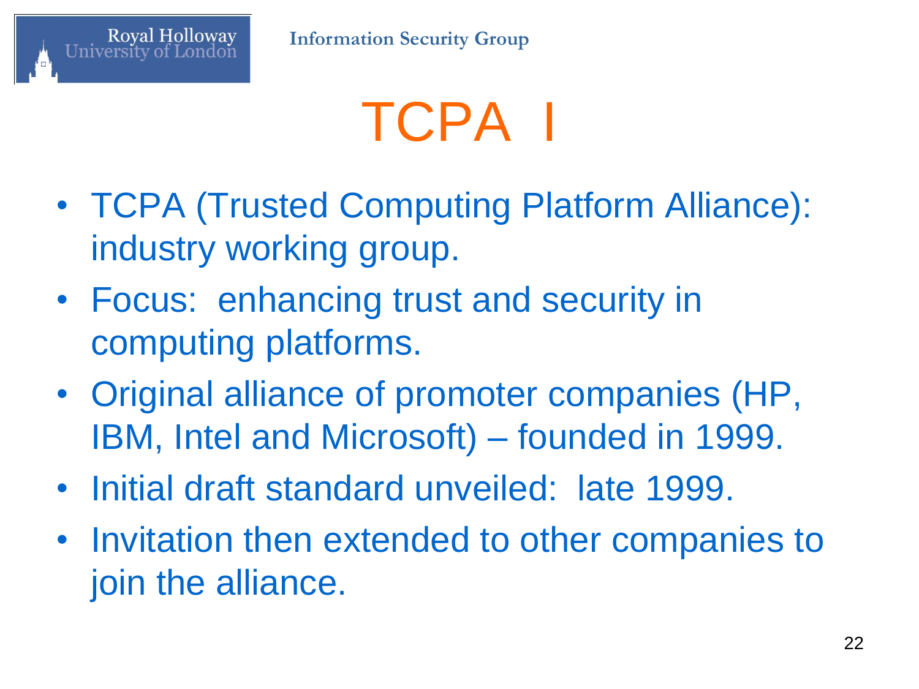# TCPA I

- TCPA (Trusted Computing Platform Alliance): industry working group.
- Focus: enhancing trust and security in computing platforms.
- Original alliance of promoter companies (HP, IBM, Intel and Microsoft) – founded in 1999.
- Initial draft standard unveiled: late 1999.
- Invitation then extended to other companies to join the alliance.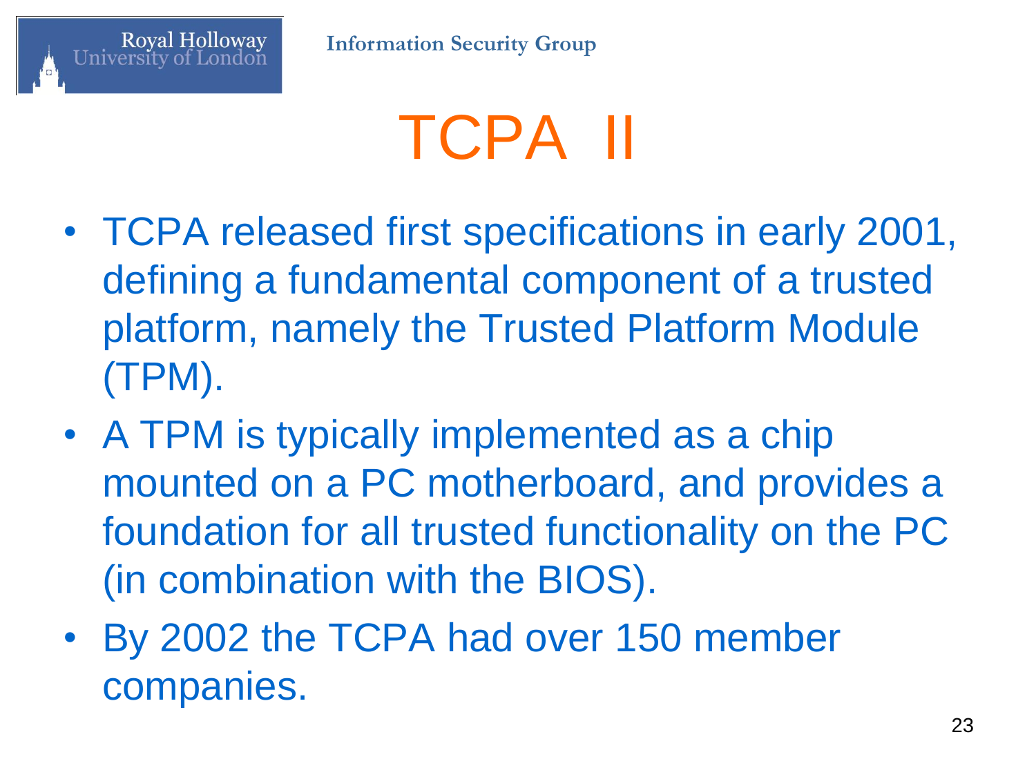# TCPA II

- TCPA released first specifications in early 2001, defining a fundamental component of a trusted platform, namely the Trusted Platform Module (TPM).
- A TPM is typically implemented as a chip mounted on a PC motherboard, and provides a foundation for all trusted functionality on the PC (in combination with the BIOS).
- By 2002 the TCPA had over 150 member companies.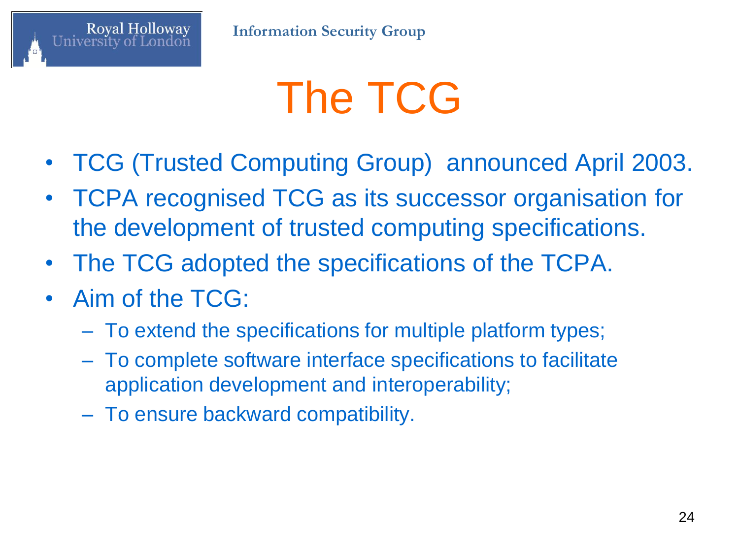# The TCG

- TCG (Trusted Computing Group) announced April 2003.
- TCPA recognised TCG as its successor organisation for the development of trusted computing specifications.
- The TCG adopted the specifications of the TCPA.
- Aim of the TCG:
  - To extend the specifications for multiple platform types;
  - To complete software interface specifications to facilitate application development and interoperability;
  - To ensure backward compatibility.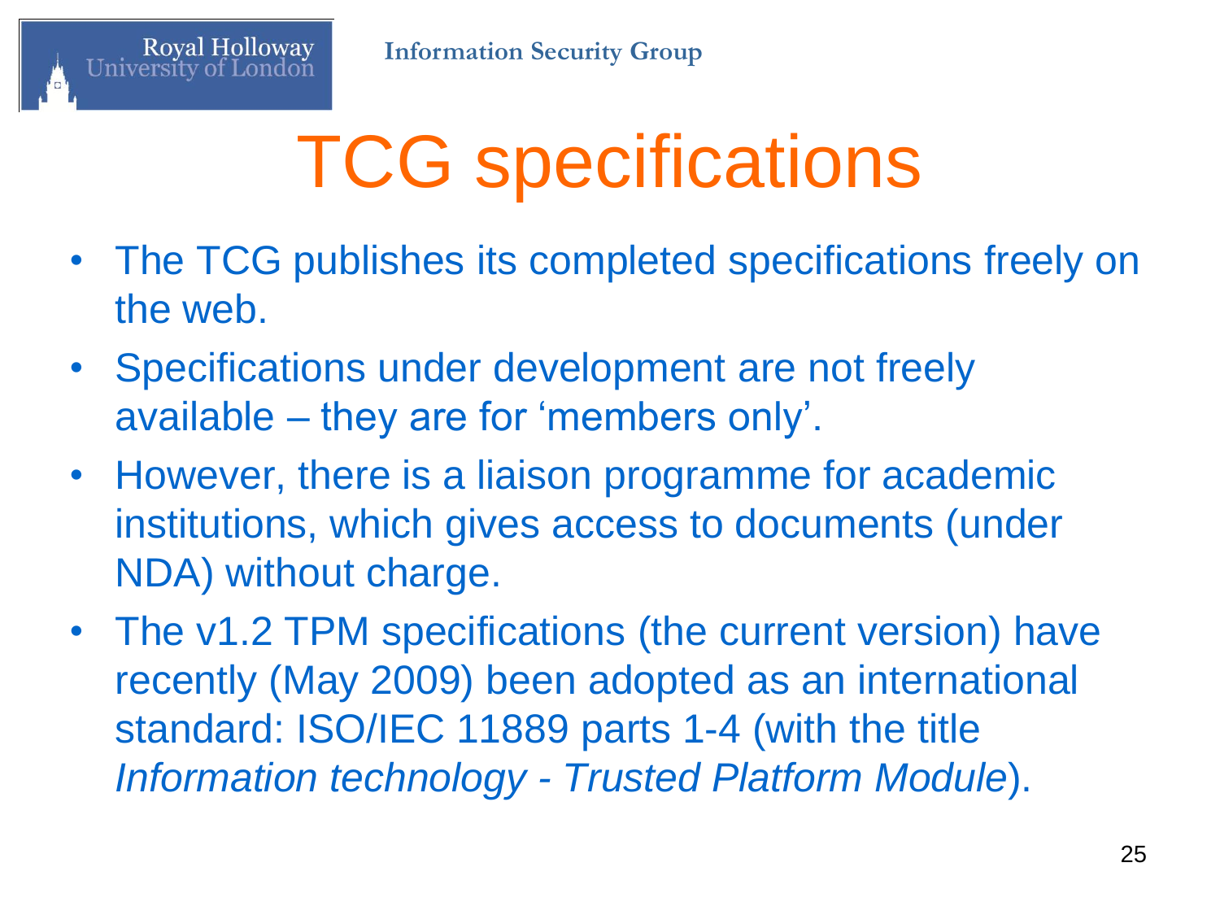# TCG specifications

- The TCG publishes its completed specifications freely on the web.
- Specifications under development are not freely available – they are for 'members only'.
- However, there is a liaison programme for academic institutions, which gives access to documents (under NDA) without charge.
- The v1.2 TPM specifications (the current version) have recently (May 2009) been adopted as an international standard: ISO/IEC 11889 parts 1-4 (with the title *Information technology - Trusted Platform Module*).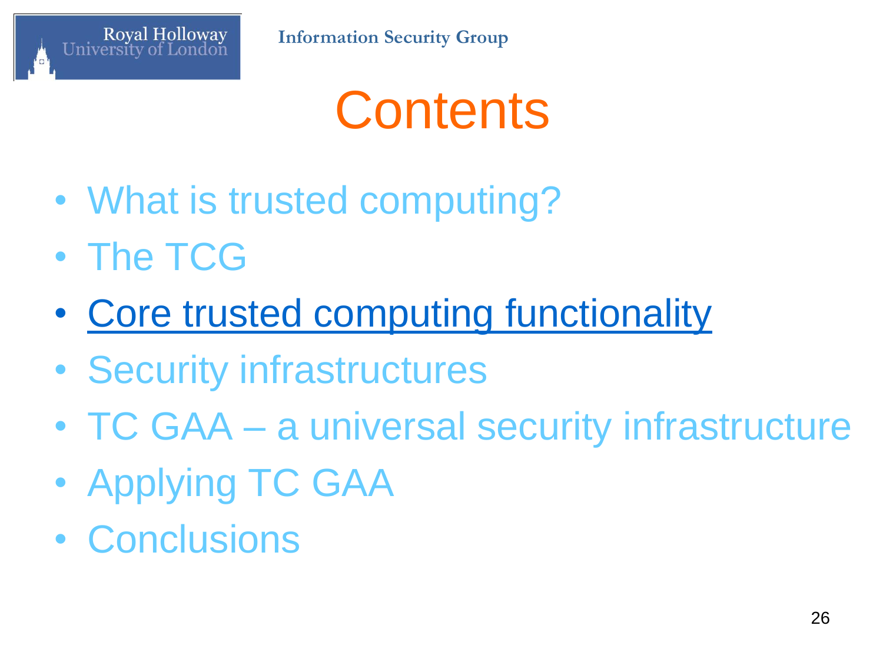# Contents

- What is trusted computing?
- The TCG
- **Core trusted computing functionality**
- Security infrastructures
- TC GAA – a universal security infrastructure
- Applying TC GAA
- Conclusions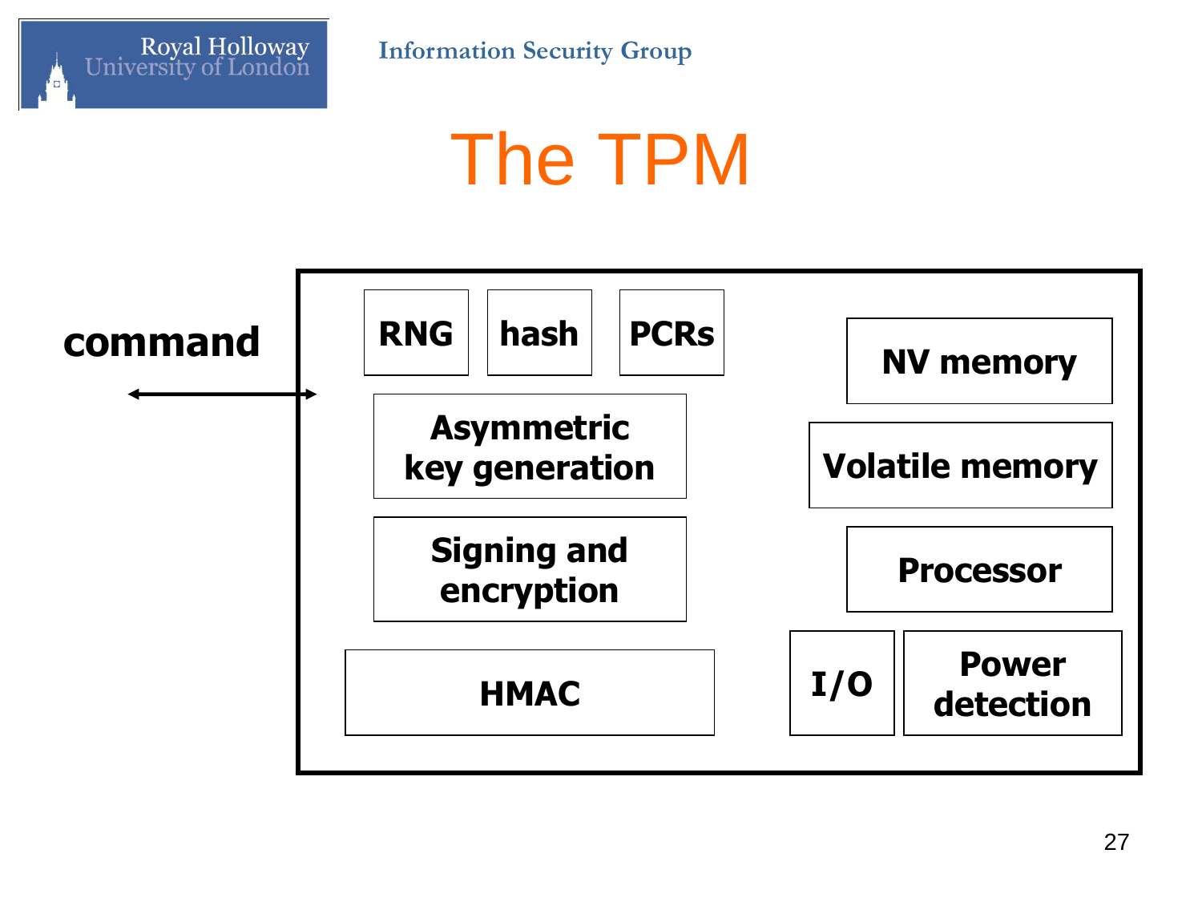# The TPM

command

RNG

hash

PCRs

Asymmetric key generation

Signing and encryption

HMAC

NV memory

Volatile memory

Processor

I/O

Power detection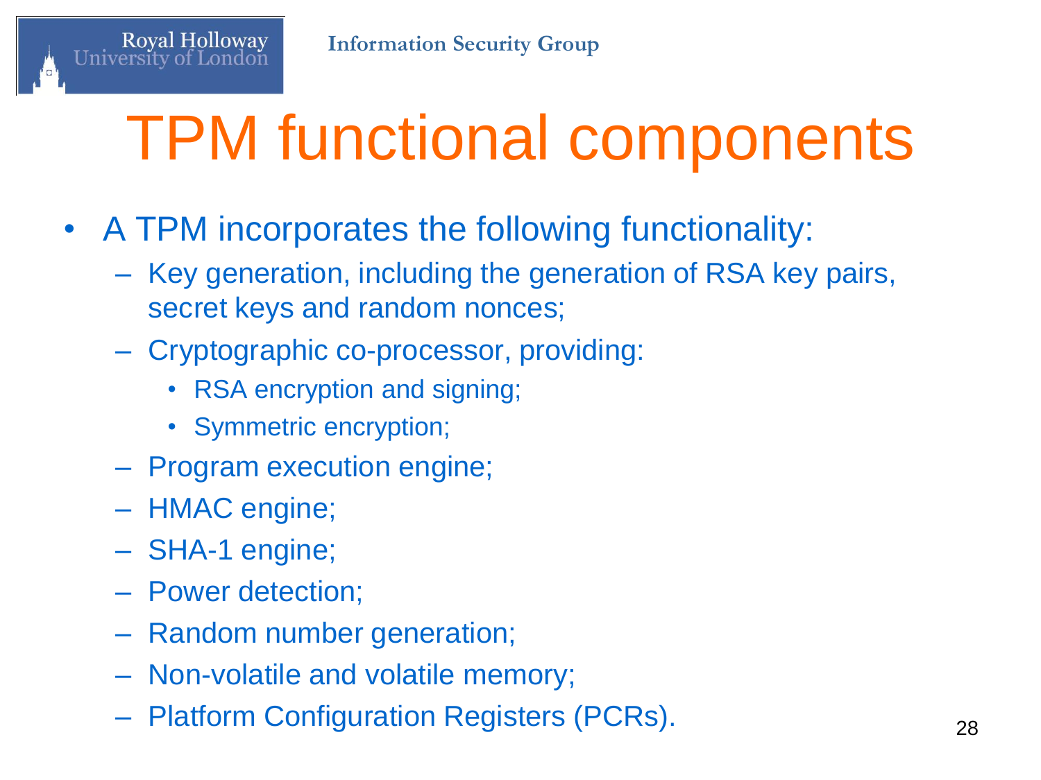# TPM functional components

- A TPM incorporates the following functionality:
  - Key generation, including the generation of RSA key pairs, secret keys and random nonces;
  - Cryptographic co-processor, providing:
    - RSA encryption and signing;
    - Symmetric encryption;
  - Program execution engine;
  - HMAC engine;
  - SHA-1 engine;
  - Power detection;
  - Random number generation;
  - Non-volatile and volatile memory;
  - Platform Configuration Registers (PCRs).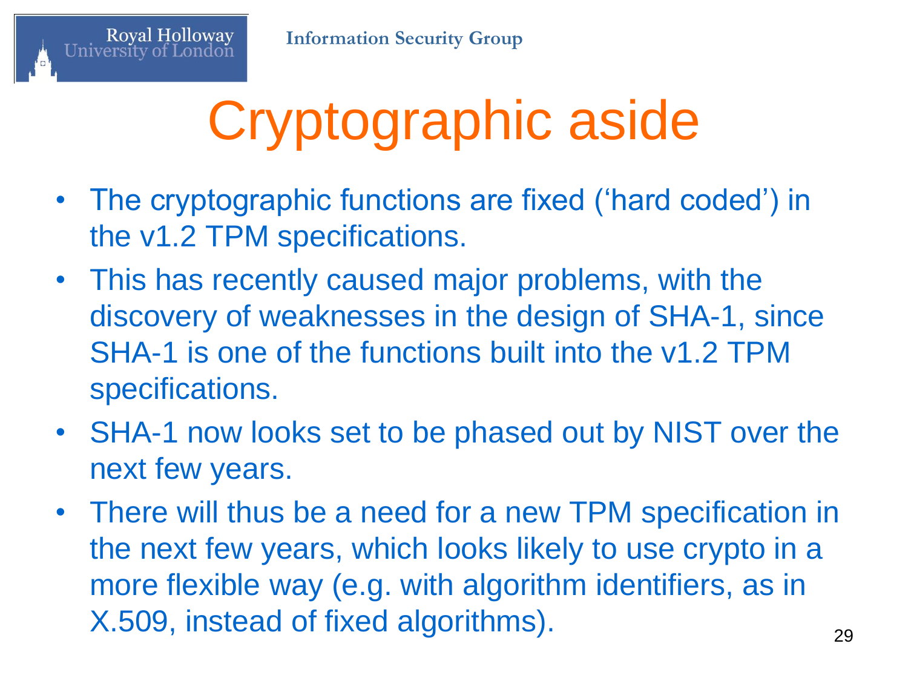# Cryptographic aside

- The cryptographic functions are fixed ('hard coded') in the v1.2 TPM specifications.
- This has recently caused major problems, with the discovery of weaknesses in the design of SHA-1, since SHA-1 is one of the functions built into the v1.2 TPM specifications.
- SHA-1 now looks set to be phased out by NIST over the next few years.
- There will thus be a need for a new TPM specification in the next few years, which looks likely to use crypto in a more flexible way (e.g. with algorithm identifiers, as in X.509, instead of fixed algorithms).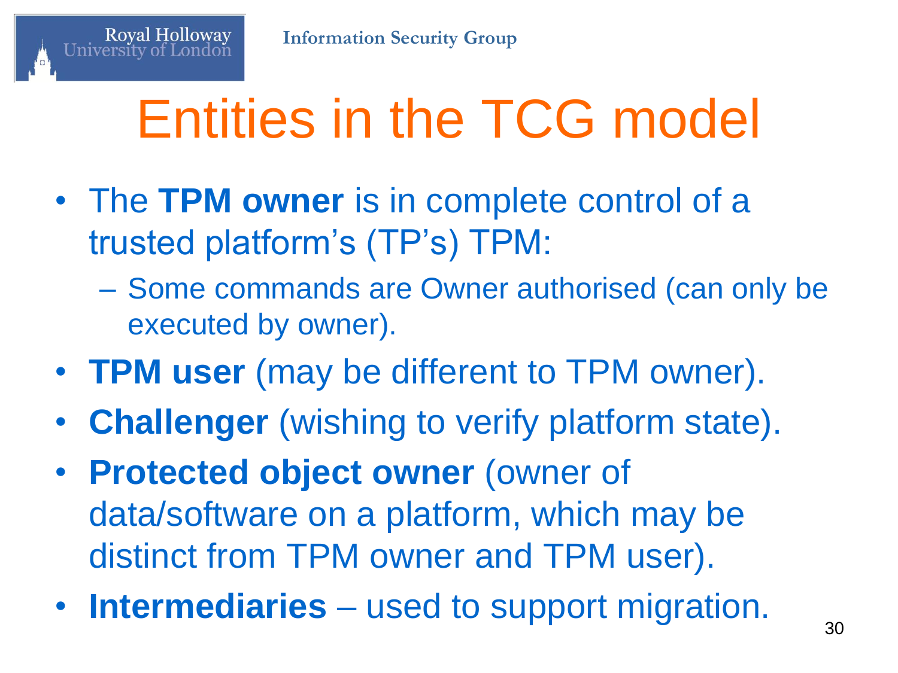# Entities in the TCG model

- The **TPM owner** is in complete control of a trusted platform's (TP's) TPM:
  - Some commands are Owner authorised (can only be executed by owner).
- **TPM user** (may be different to TPM owner).
- **Challenger** (wishing to verify platform state).
- **Protected object owner** (owner of data/software on a platform, which may be distinct from TPM owner and TPM user).
- **Intermediaries** – used to support migration.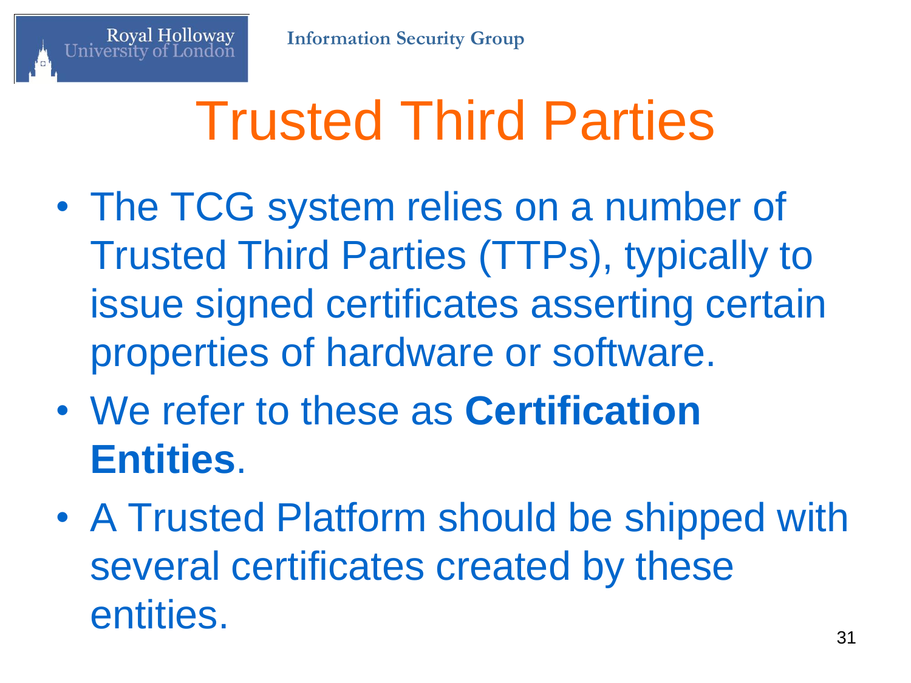# Trusted Third Parties

- The TCG system relies on a number of Trusted Third Parties (TTPs), typically to issue signed certificates asserting certain properties of hardware or software.
- We refer to these as **Certification Entities**.
- A Trusted Platform should be shipped with several certificates created by these entities.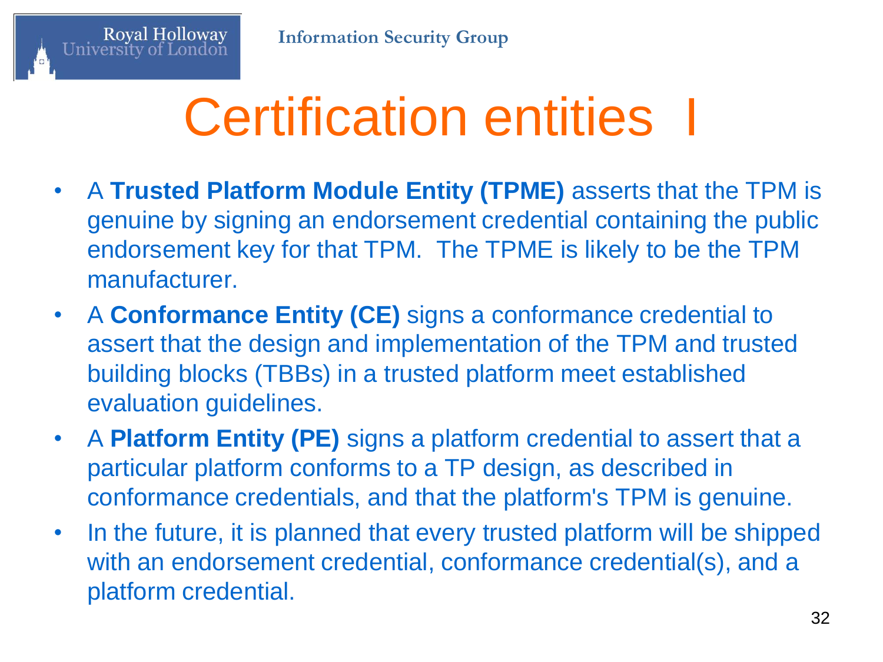# Certification entities I

- A **Trusted Platform Module Entity (TPME)** asserts that the TPM is genuine by signing an endorsement credential containing the public endorsement key for that TPM. The TPME is likely to be the TPM manufacturer.
- A **Conformance Entity (CE)** signs a conformance credential to assert that the design and implementation of the TPM and trusted building blocks (TBBs) in a trusted platform meet established evaluation guidelines.
- A **Platform Entity (PE)** signs a platform credential to assert that a particular platform conforms to a TP design, as described in conformance credentials, and that the platform's TPM is genuine.
- In the future, it is planned that every trusted platform will be shipped with an endorsement credential, conformance credential(s), and a platform credential.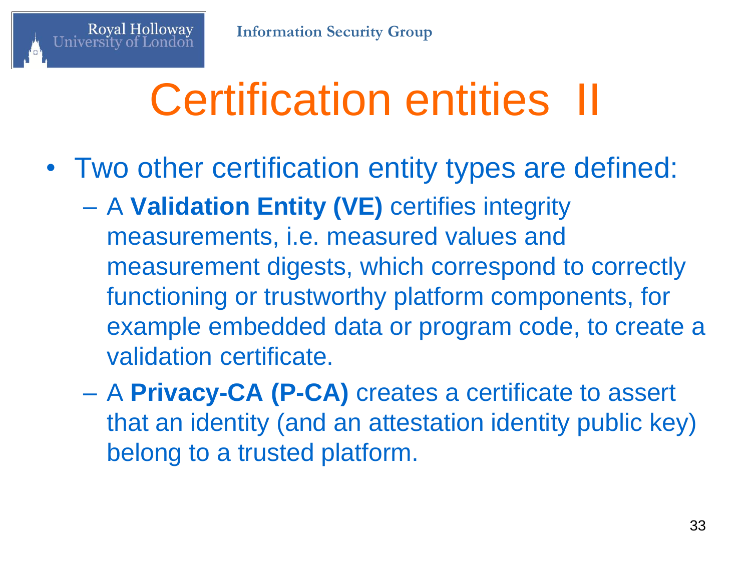# Certification entities II

- Two other certification entity types are defined:
  - A **Validation Entity (VE)** certifies integrity measurements, i.e. measured values and measurement digests, which correspond to correctly functioning or trustworthy platform components, for example embedded data or program code, to create a validation certificate.
  - A **Privacy-CA (P-CA)** creates a certificate to assert that an identity (and an attestation identity public key) belong to a trusted platform.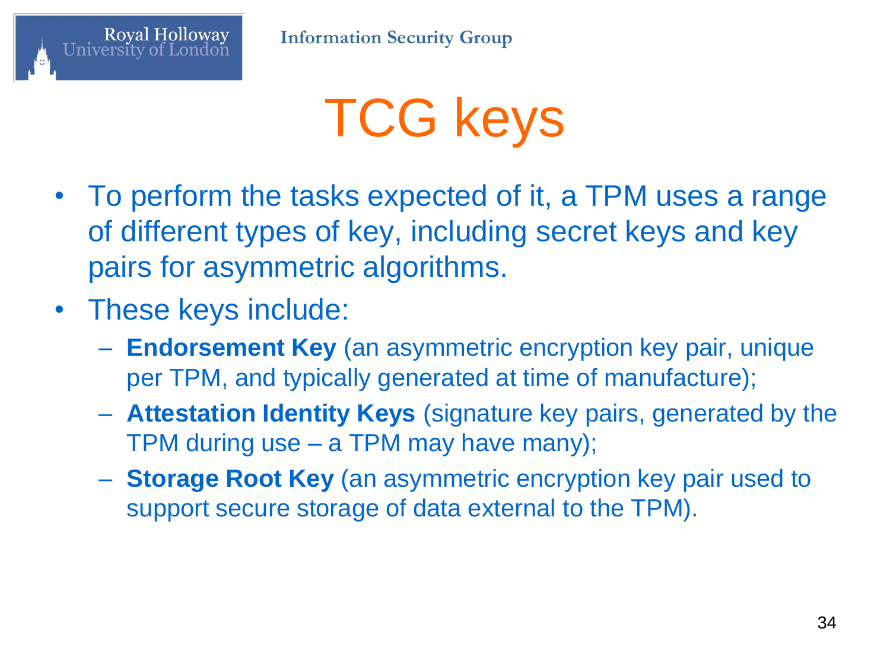# TCG keys

- To perform the tasks expected of it, a TPM uses a range of different types of key, including secret keys and key pairs for asymmetric algorithms.
- These keys include:
  - **Endorsement Key** (an asymmetric encryption key pair, unique per TPM, and typically generated at time of manufacture);
  - **Attestation Identity Keys** (signature key pairs, generated by the TPM during use – a TPM may have many);
  - **Storage Root Key** (an asymmetric encryption key pair used to support secure storage of data external to the TPM).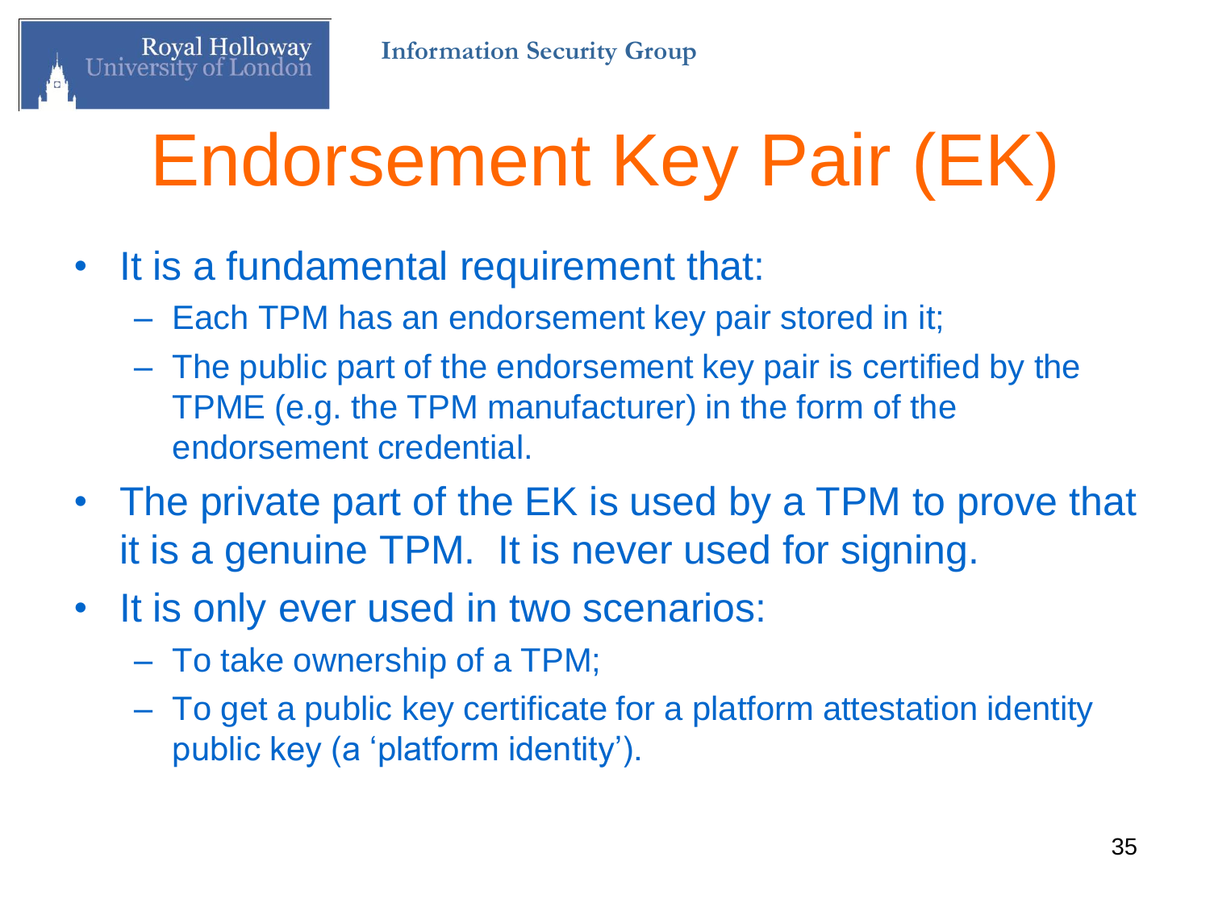# Endorsement Key Pair (EK)

- It is a fundamental requirement that:
  - Each TPM has an endorsement key pair stored in it;
  - The public part of the endorsement key pair is certified by the TPME (e.g. the TPM manufacturer) in the form of the endorsement credential.
- The private part of the EK is used by a TPM to prove that it is a genuine TPM. It is never used for signing.
- It is only ever used in two scenarios:
  - To take ownership of a TPM;
  - To get a public key certificate for a platform attestation identity public key (a 'platform identity').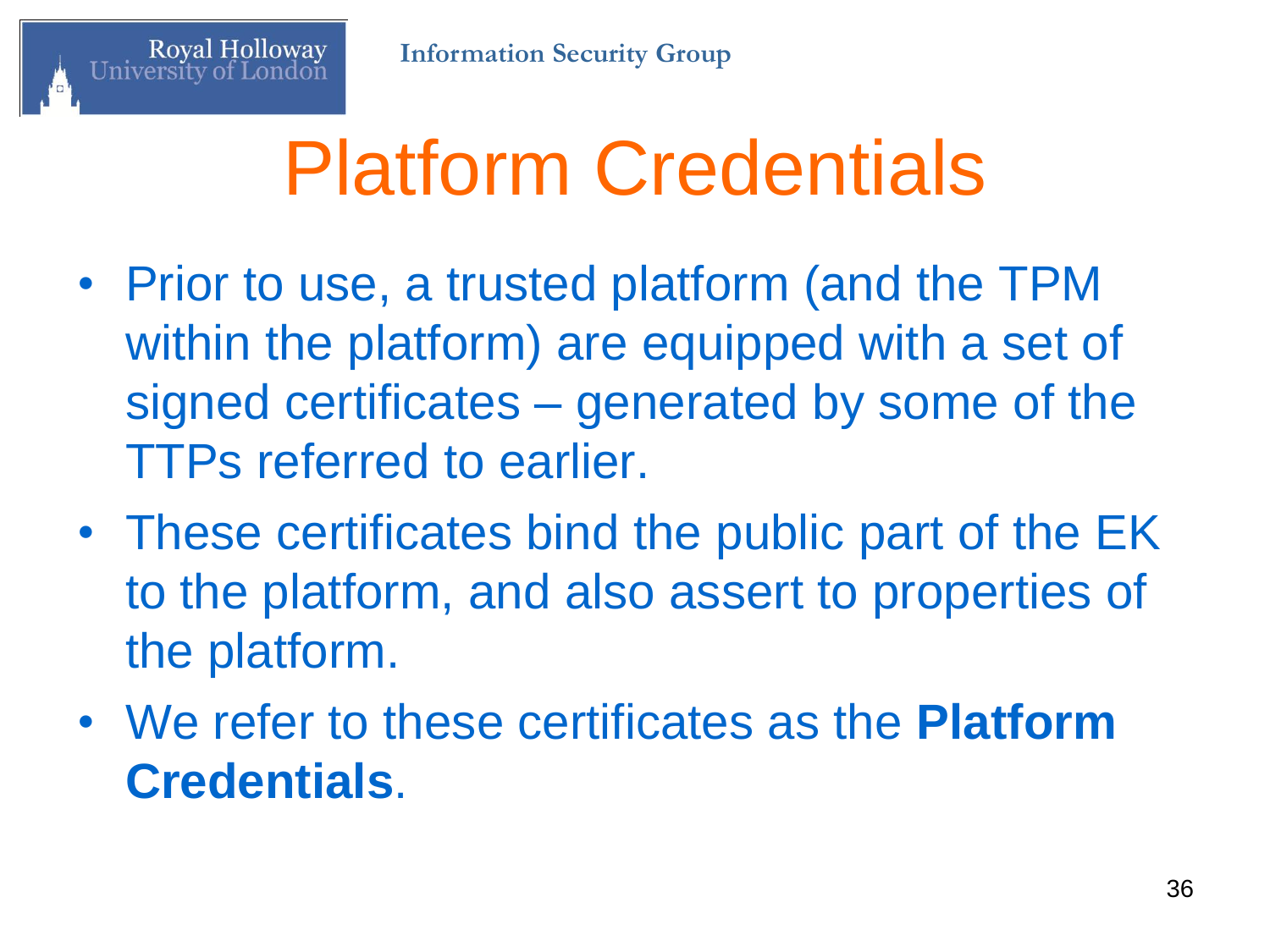# Platform Credentials

- Prior to use, a trusted platform (and the TPM within the platform) are equipped with a set of signed certificates – generated by some of the TTPs referred to earlier.
- These certificates bind the public part of the EK to the platform, and also assert to properties of the platform.
- We refer to these certificates as the **Platform Credentials**.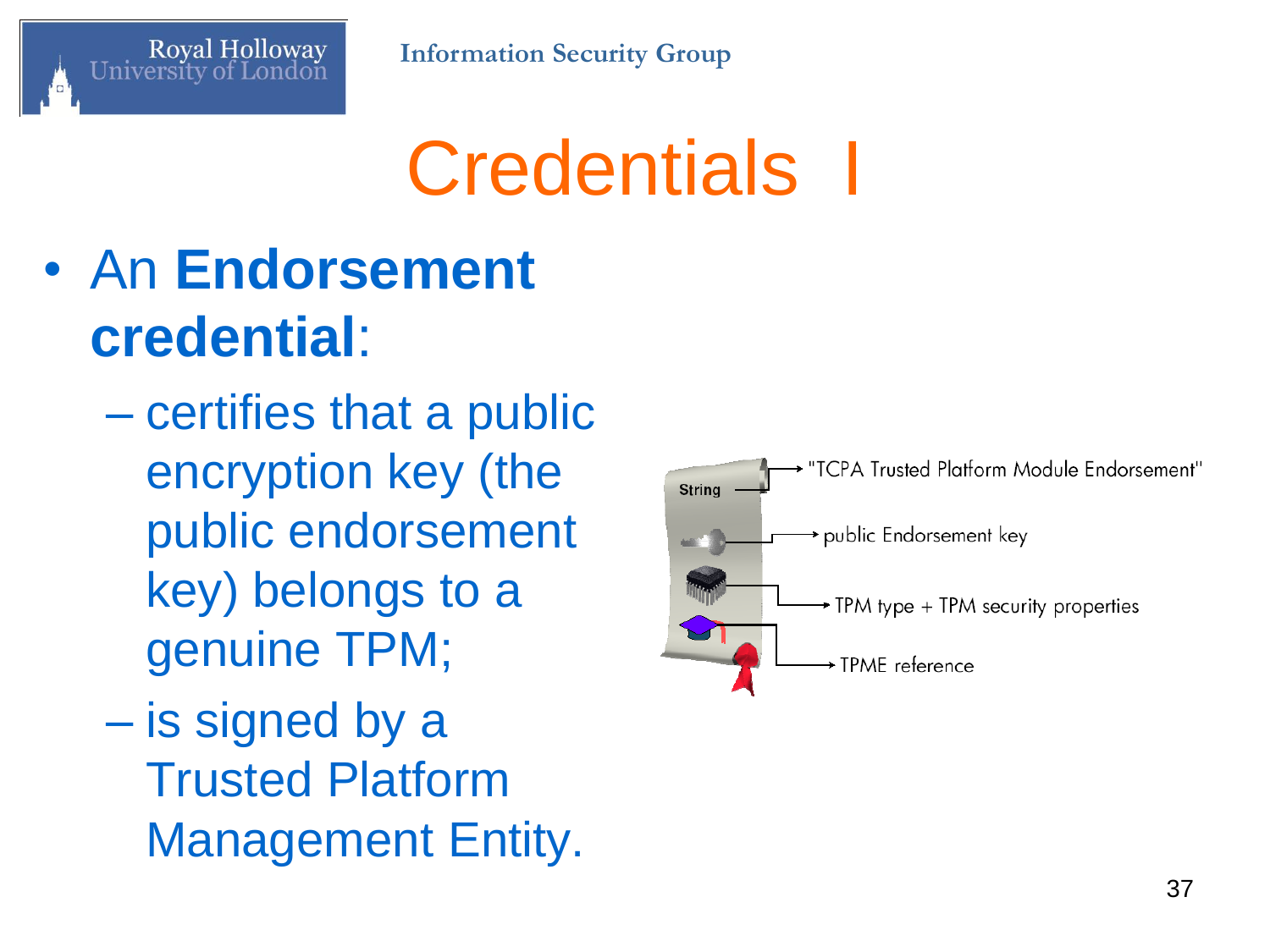# Credentials I

- An **Endorsement credential**:
  - certifies that a public encryption key (the public endorsement key) belongs to a genuine TPM;
  - is signed by a Trusted Platform Management Entity.

String → "TCPA Trusted Platform Module Endorsement"

→ public Endorsement key

→ TPM type + TPM security properties

→ TPME reference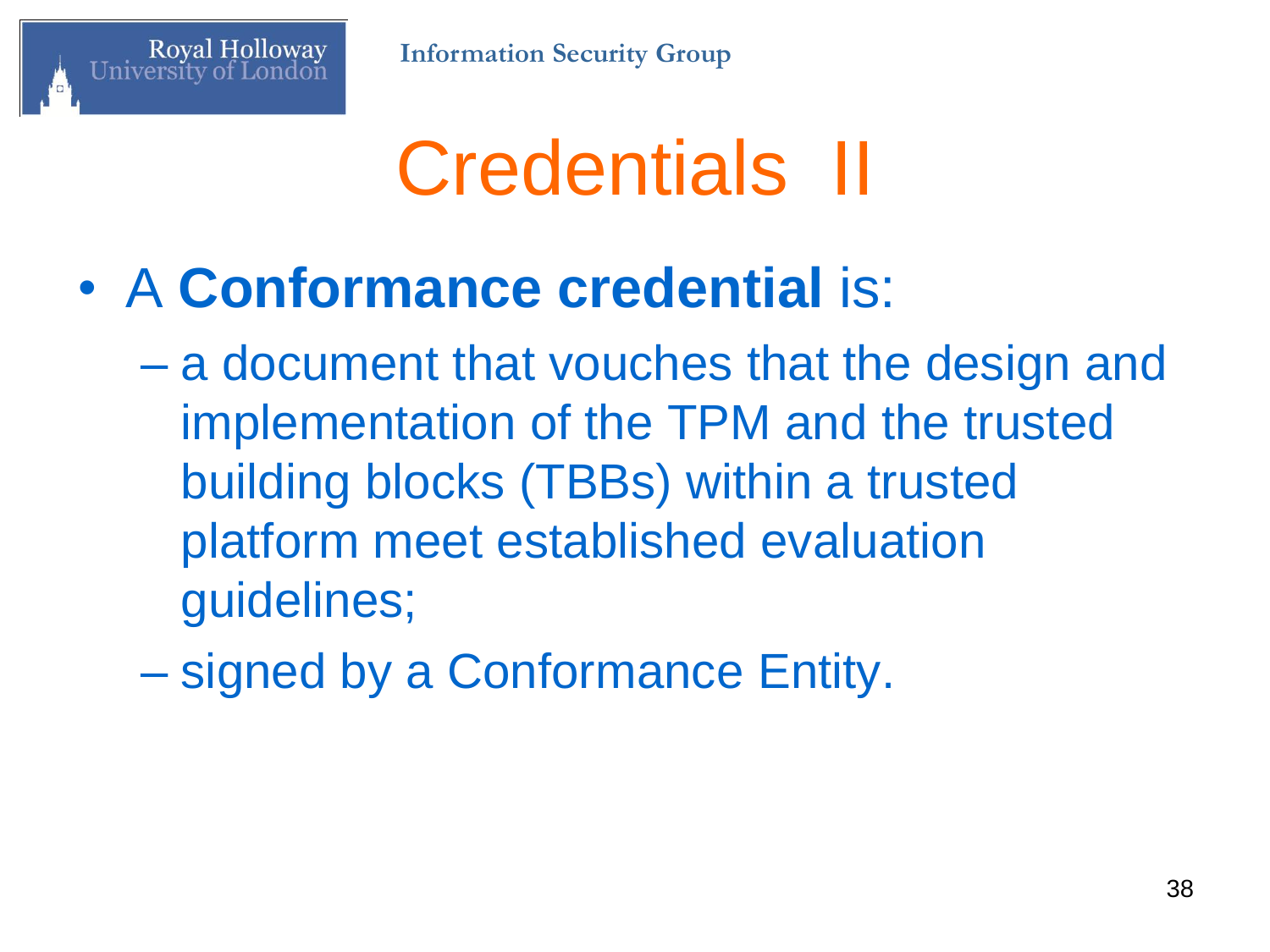# Credentials II

- A **Conformance credential** is:
  - a document that vouches that the design and implementation of the TPM and the trusted building blocks (TBBs) within a trusted platform meet established evaluation guidelines;
  - signed by a Conformance Entity.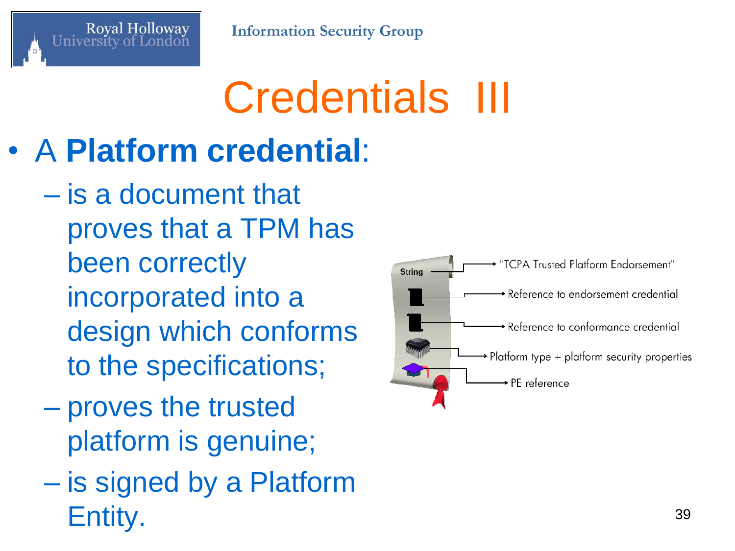# Credentials III

- A **Platform credential**:
  - is a document that proves that a TPM has been correctly incorporated into a design which conforms to the specifications;
  - proves the trusted platform is genuine;
  - is signed by a Platform Entity.

String → "TCPA Trusted Platform Endorsement"

→ Reference to endorsement credential

→ Reference to conformance credential

→ Platform type + platform security properties

→ PE reference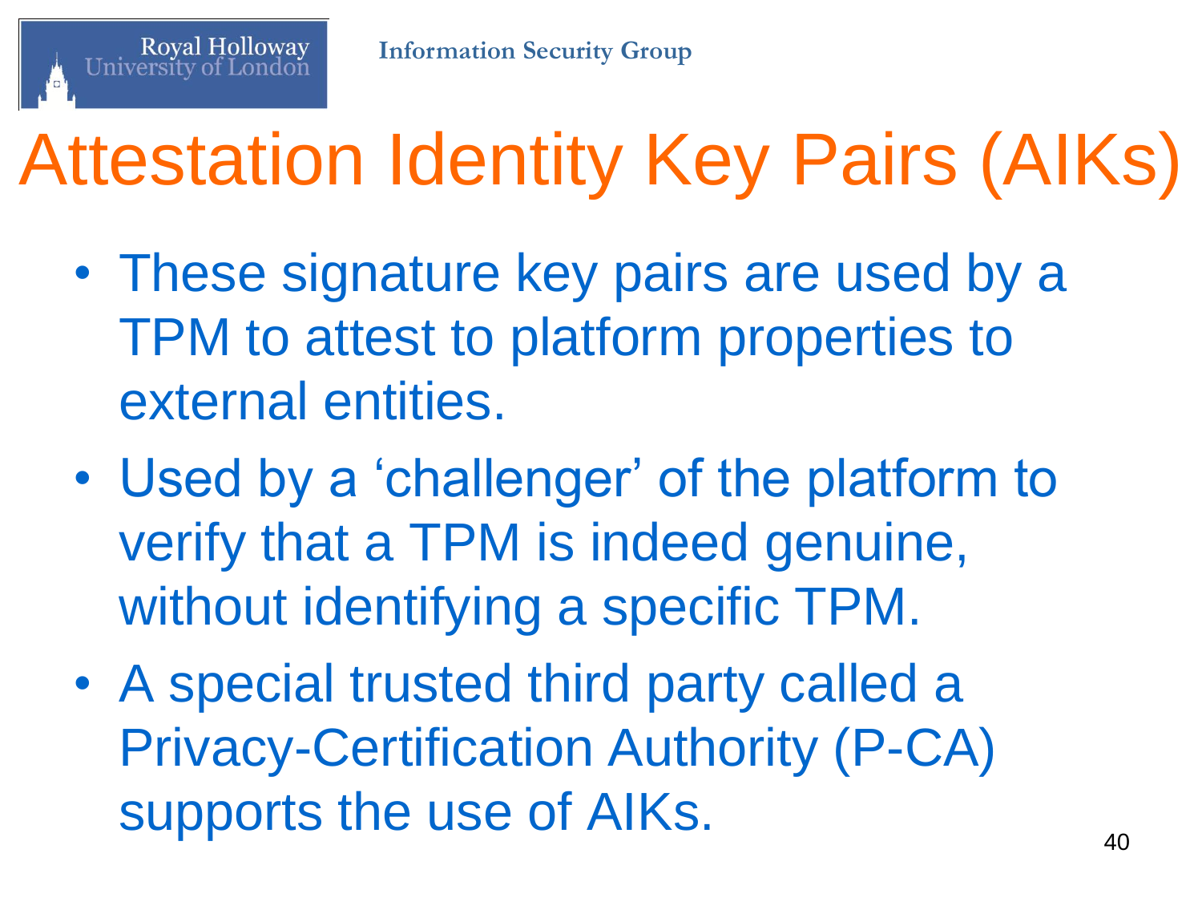# Attestation Identity Key Pairs (AIKs)

- These signature key pairs are used by a TPM to attest to platform properties to external entities.
- Used by a 'challenger' of the platform to verify that a TPM is indeed genuine, without identifying a specific TPM.
- A special trusted third party called a Privacy-Certification Authority (P-CA) supports the use of AIKs.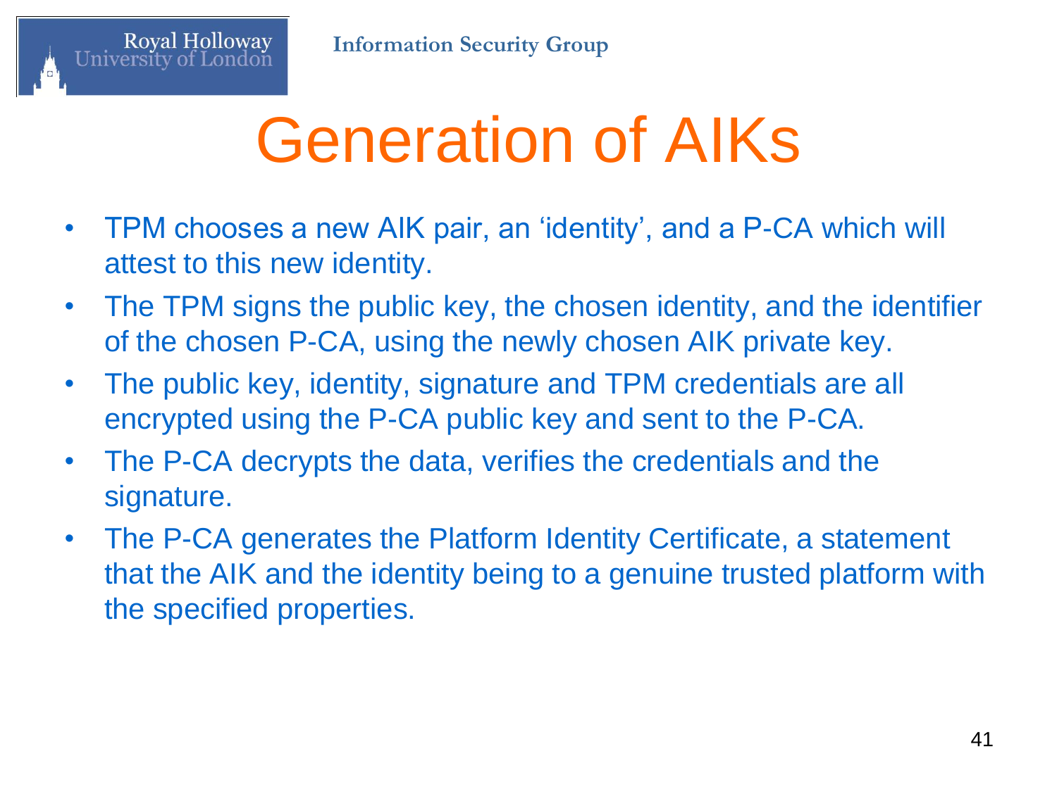# Generation of AIKs

- TPM chooses a new AIK pair, an 'identity', and a P-CA which will attest to this new identity.
- The TPM signs the public key, the chosen identity, and the identifier of the chosen P-CA, using the newly chosen AIK private key.
- The public key, identity, signature and TPM credentials are all encrypted using the P-CA public key and sent to the P-CA.
- The P-CA decrypts the data, verifies the credentials and the signature.
- The P-CA generates the Platform Identity Certificate, a statement that the AIK and the identity being to a genuine trusted platform with the specified properties.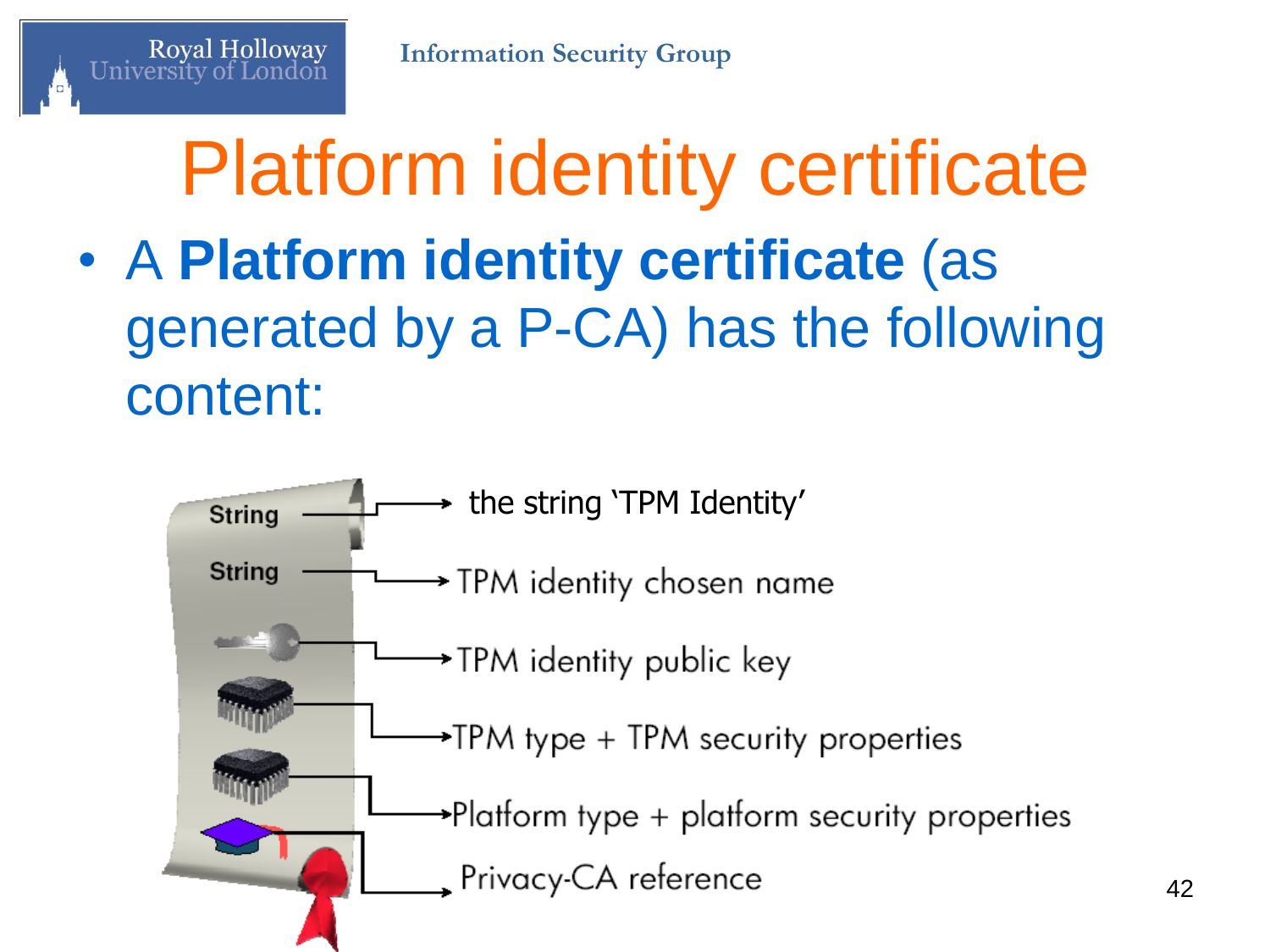# Platform identity certificate

- A **Platform identity certificate** (as generated by a P-CA) has the following content:

String → the string 'TPM Identity'

String → TPM identity chosen name

→ TPM identity public key

→ TPM type + TPM security properties

→ Platform type + platform security properties

→ Privacy-CA reference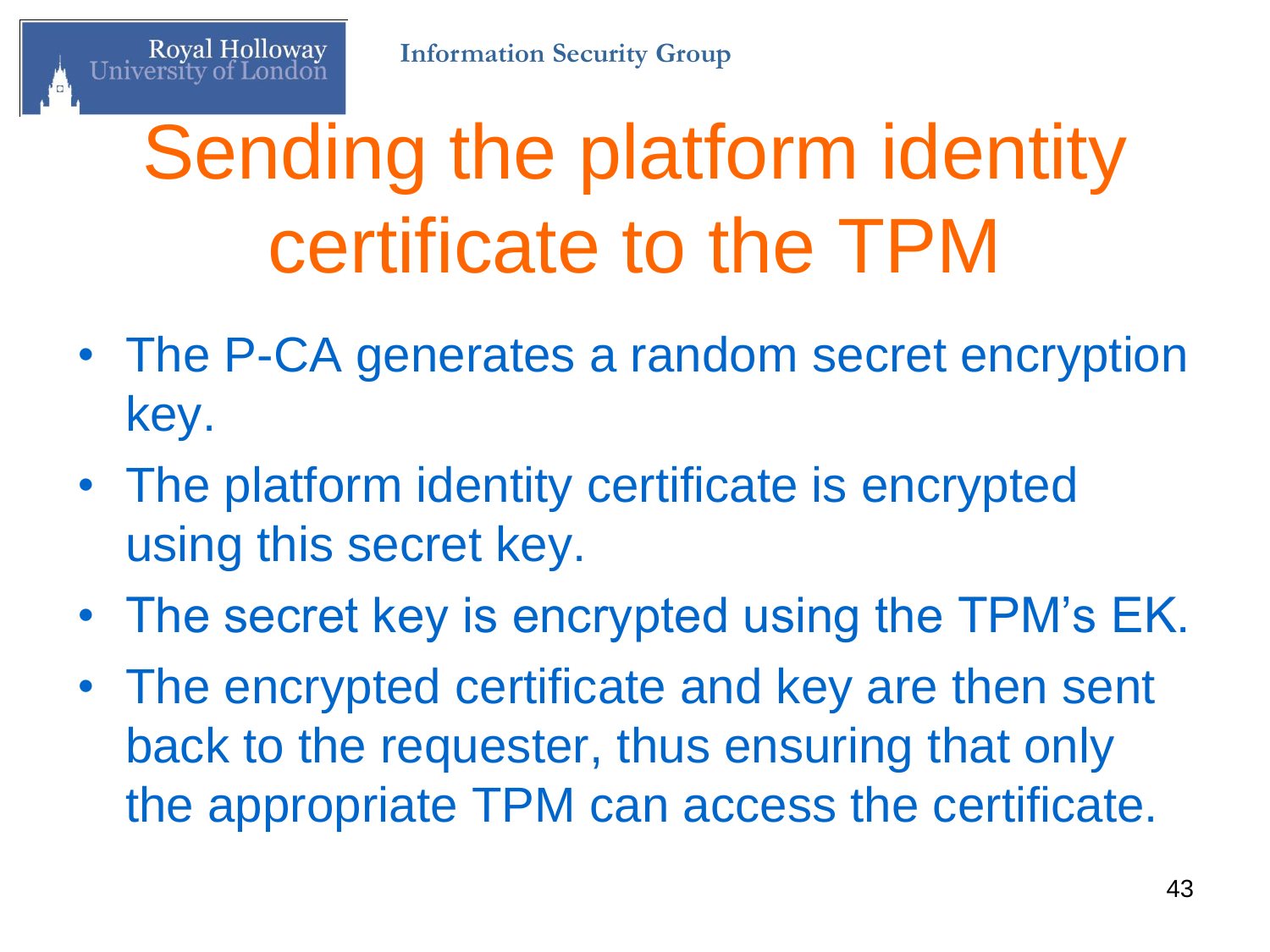# Sending the platform identity certificate to the TPM

- The P-CA generates a random secret encryption key.
- The platform identity certificate is encrypted using this secret key.
- The secret key is encrypted using the TPM's EK.
- The encrypted certificate and key are then sent back to the requester, thus ensuring that only the appropriate TPM can access the certificate.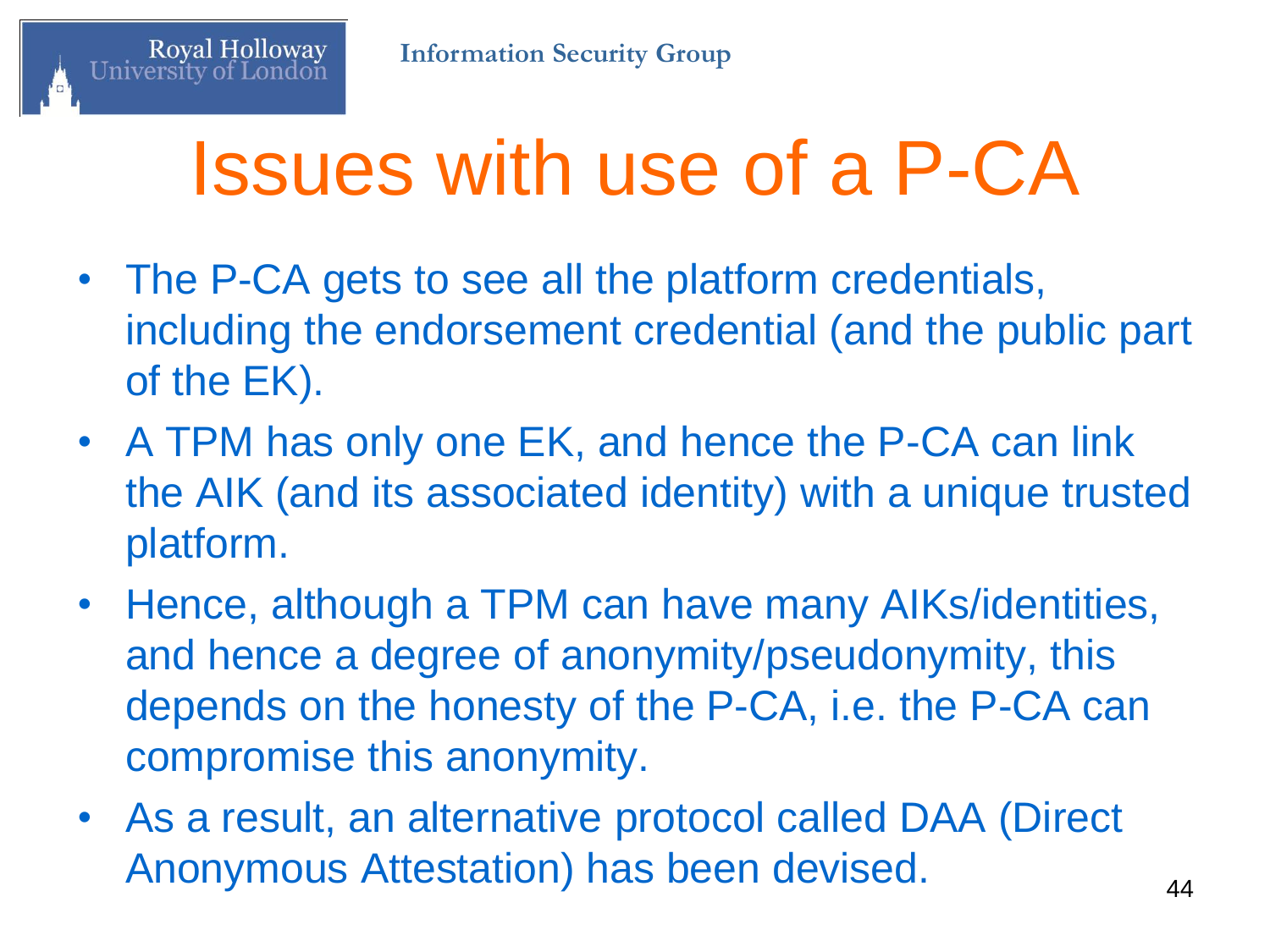# Issues with use of a P-CA

- The P-CA gets to see all the platform credentials, including the endorsement credential (and the public part of the EK).
- A TPM has only one EK, and hence the P-CA can link the AIK (and its associated identity) with a unique trusted platform.
- Hence, although a TPM can have many AIKs/identities, and hence a degree of anonymity/pseudonymity, this depends on the honesty of the P-CA, i.e. the P-CA can compromise this anonymity.
- As a result, an alternative protocol called DAA (Direct Anonymous Attestation) has been devised.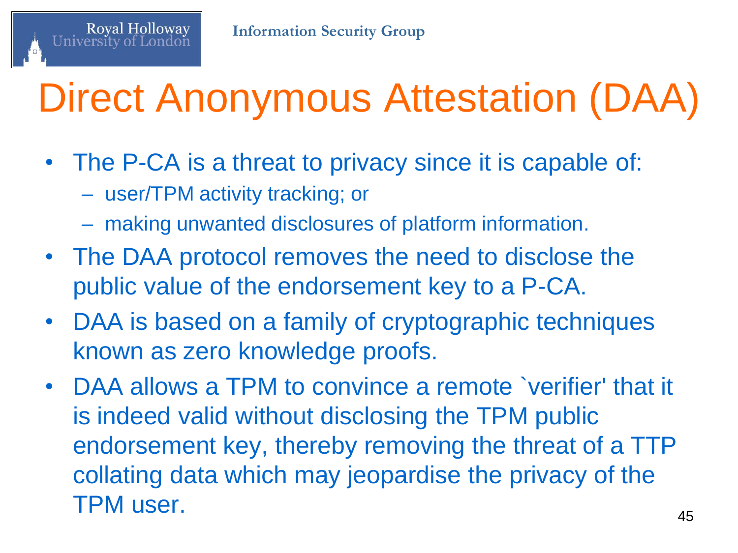# Direct Anonymous Attestation (DAA)

- The P-CA is a threat to privacy since it is capable of:
  - user/TPM activity tracking; or
  - making unwanted disclosures of platform information.
- The DAA protocol removes the need to disclose the public value of the endorsement key to a P-CA.
- DAA is based on a family of cryptographic techniques known as zero knowledge proofs.
- DAA allows a TPM to convince a remote `verifier' that it is indeed valid without disclosing the TPM public endorsement key, thereby removing the threat of a TTP collating data which may jeopardise the privacy of the TPM user.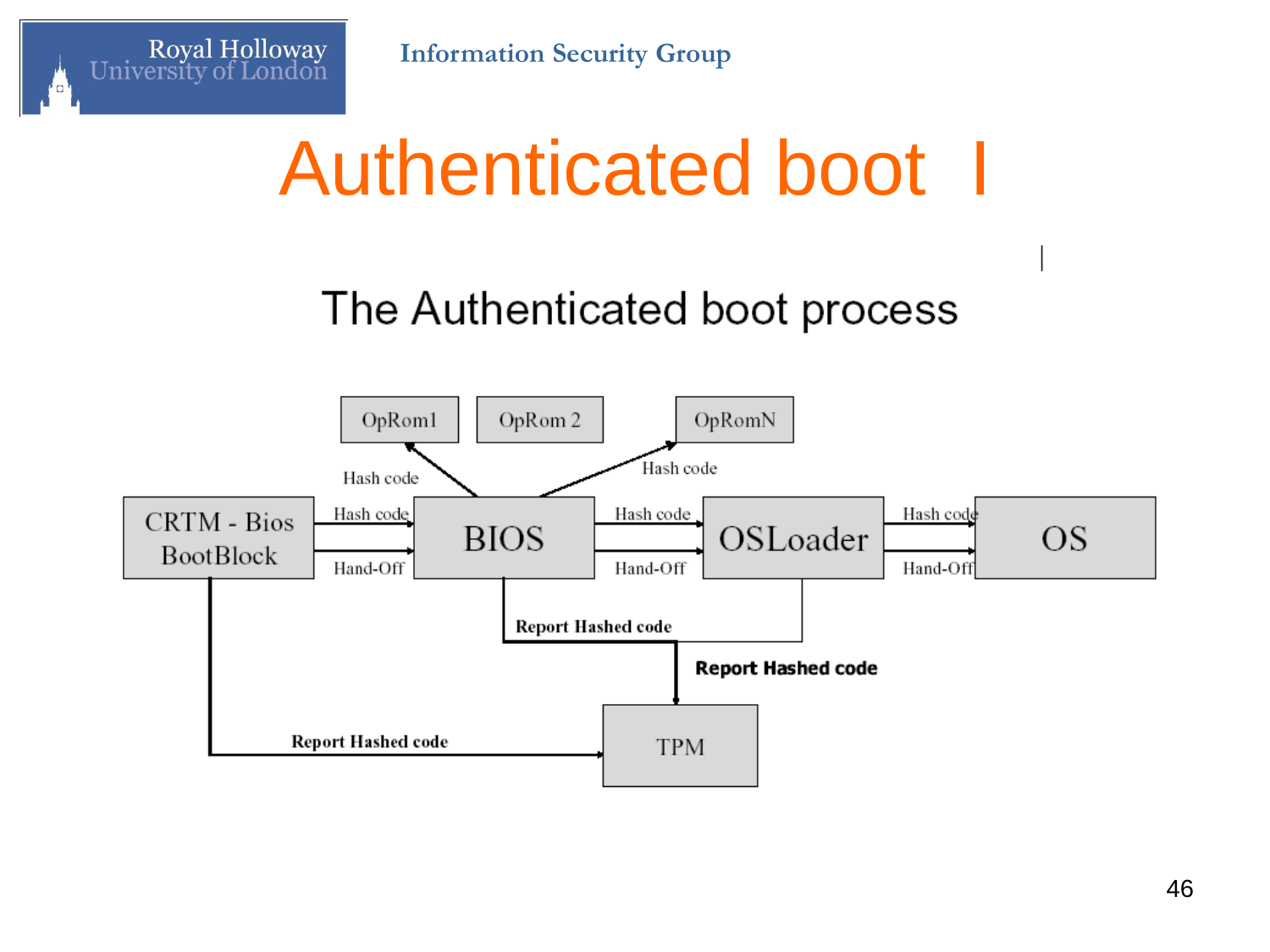# Authenticated boot I

## The Authenticated boot process

OpRom1

OpRom 2

OpRomN

Hash code

Hash code

CRTM - Bios BootBlock

Hash code

Hand-Off

BIOS

Hash code

Hand-Off

OSLoader

Hash code

Hand-Off

OS

**Report Hashed code**

**Report Hashed code**

**Report Hashed code**

TPM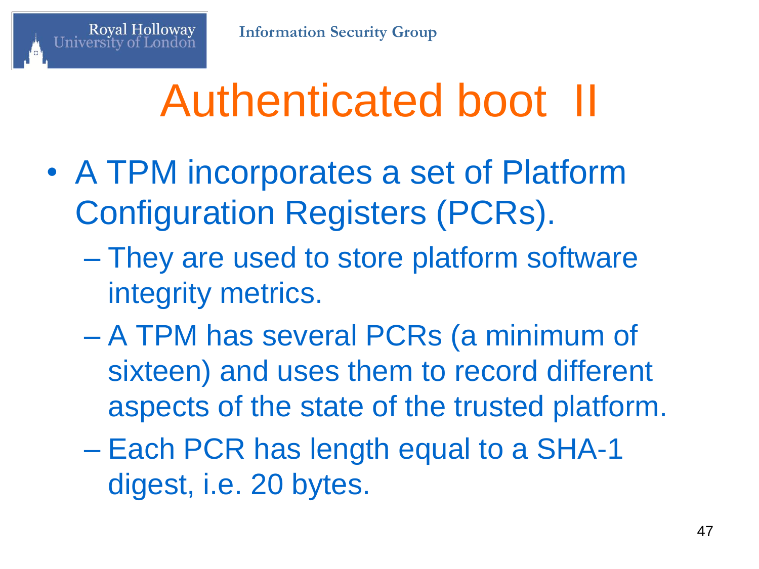# Authenticated boot II

- A TPM incorporates a set of Platform Configuration Registers (PCRs).
  - They are used to store platform software integrity metrics.
  - A TPM has several PCRs (a minimum of sixteen) and uses them to record different aspects of the state of the trusted platform.
  - Each PCR has length equal to a SHA-1 digest, i.e. 20 bytes.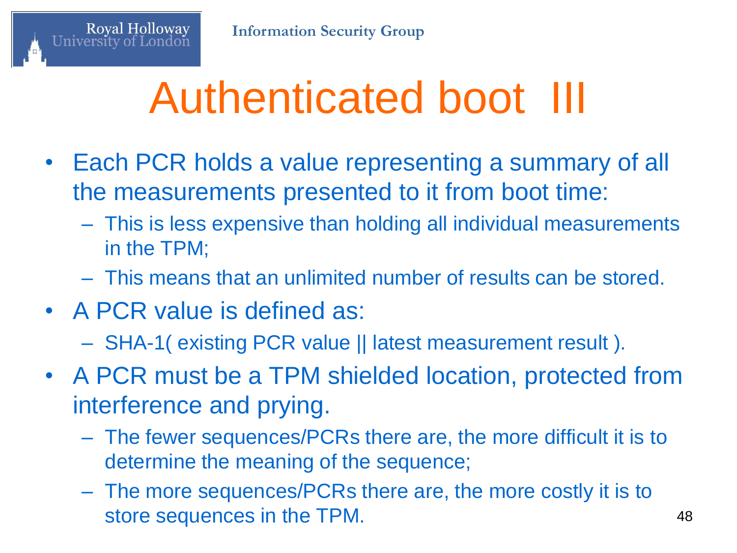# Authenticated boot III

- Each PCR holds a value representing a summary of all the measurements presented to it from boot time:
  - This is less expensive than holding all individual measurements in the TPM;
  - This means that an unlimited number of results can be stored.
- A PCR value is defined as:
  - SHA-1( existing PCR value || latest measurement result ).
- A PCR must be a TPM shielded location, protected from interference and prying.
  - The fewer sequences/PCRs there are, the more difficult it is to determine the meaning of the sequence;
  - The more sequences/PCRs there are, the more costly it is to store sequences in the TPM.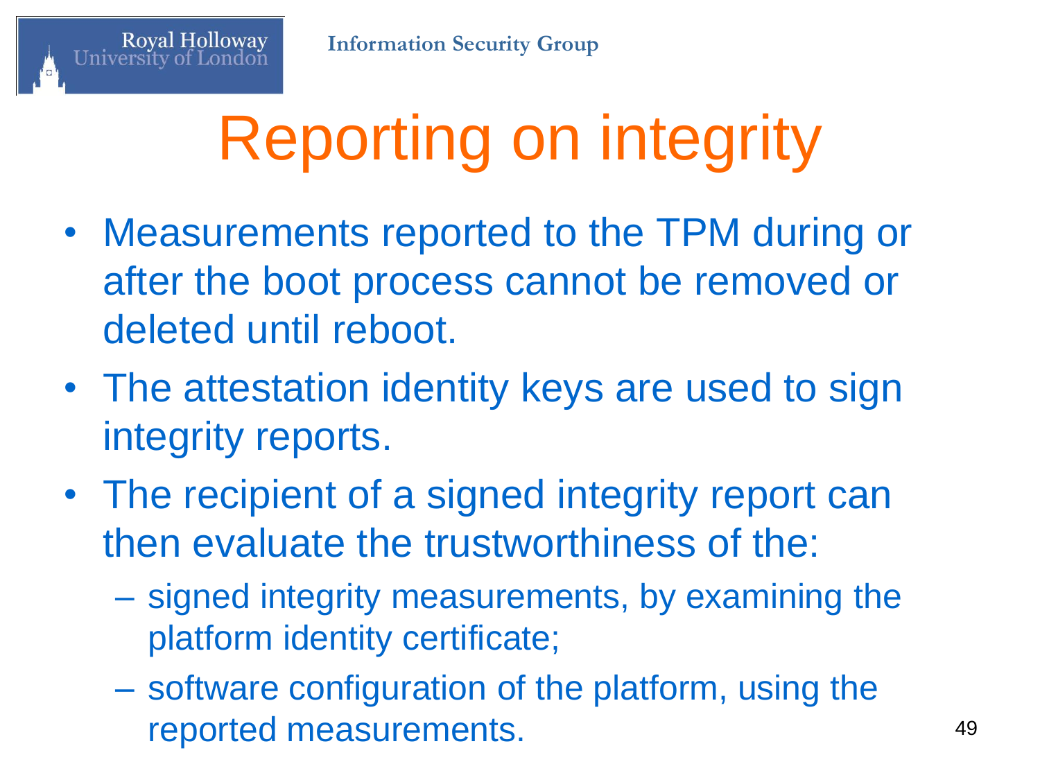# Reporting on integrity

- Measurements reported to the TPM during or after the boot process cannot be removed or deleted until reboot.
- The attestation identity keys are used to sign integrity reports.
- The recipient of a signed integrity report can then evaluate the trustworthiness of the:
  - signed integrity measurements, by examining the platform identity certificate;
  - software configuration of the platform, using the reported measurements.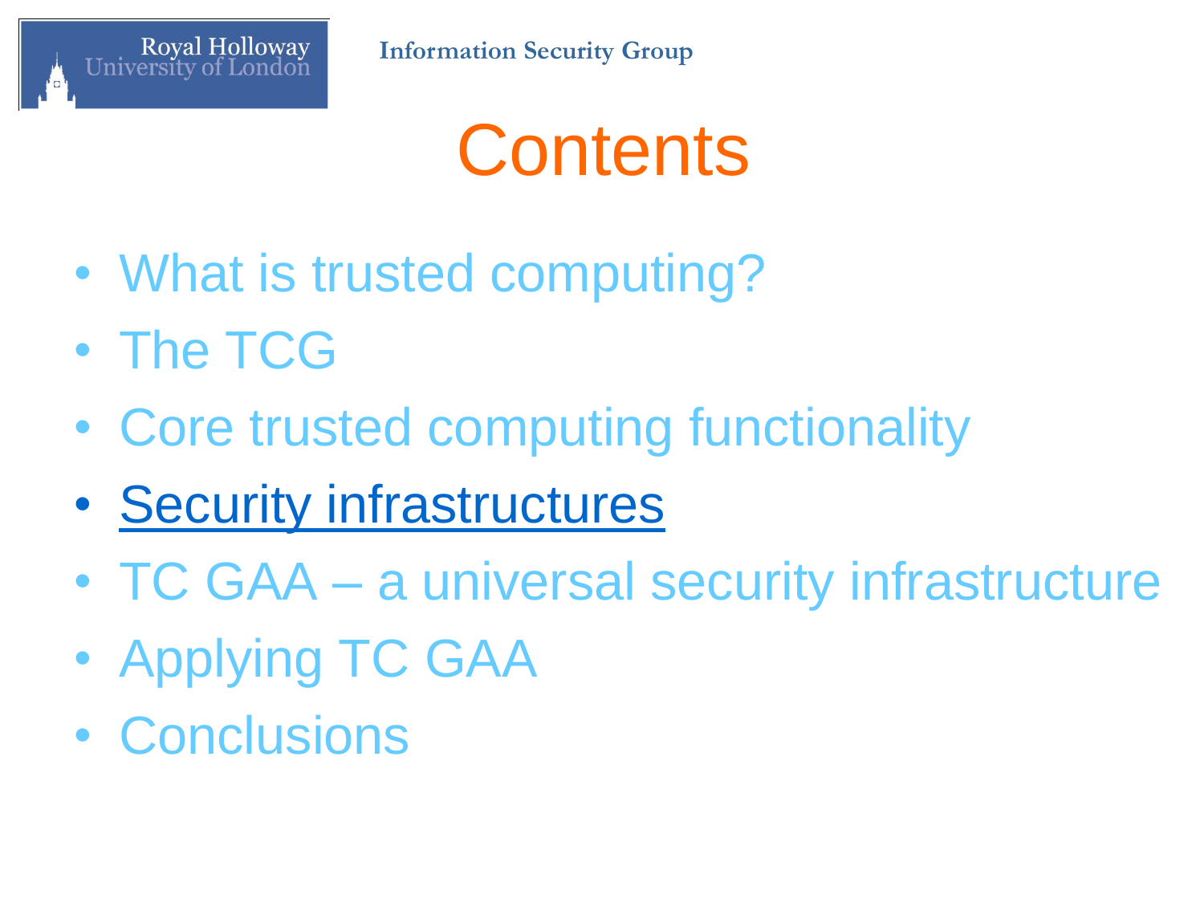# Contents

- What is trusted computing?
- The TCG
- Core trusted computing functionality
- Security infrastructures
- TC GAA – a universal security infrastructure
- Applying TC GAA
- Conclusions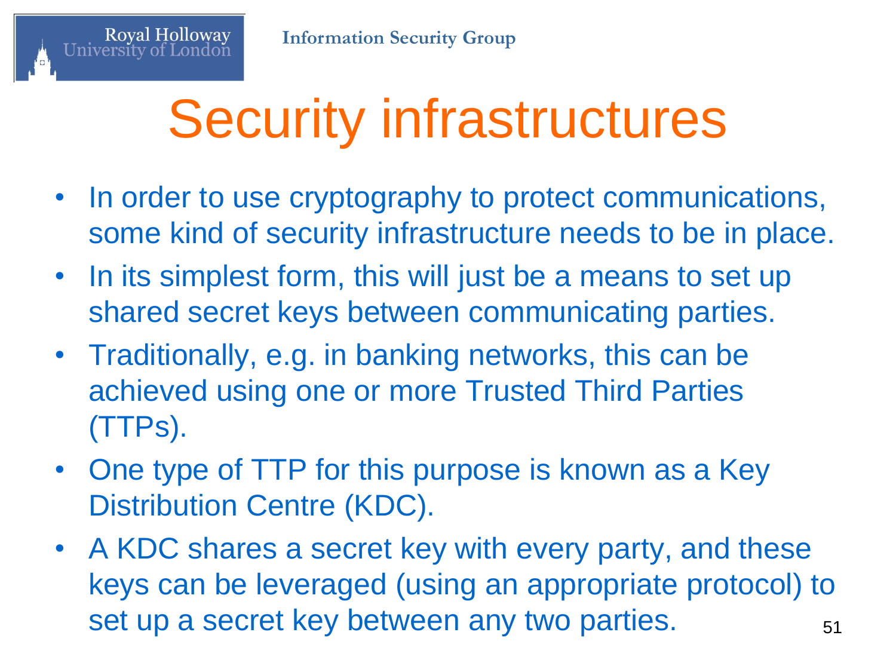# Security infrastructures

- In order to use cryptography to protect communications, some kind of security infrastructure needs to be in place.
- In its simplest form, this will just be a means to set up shared secret keys between communicating parties.
- Traditionally, e.g. in banking networks, this can be achieved using one or more Trusted Third Parties (TTPs).
- One type of TTP for this purpose is known as a Key Distribution Centre (KDC).
- A KDC shares a secret key with every party, and these keys can be leveraged (using an appropriate protocol) to set up a secret key between any two parties.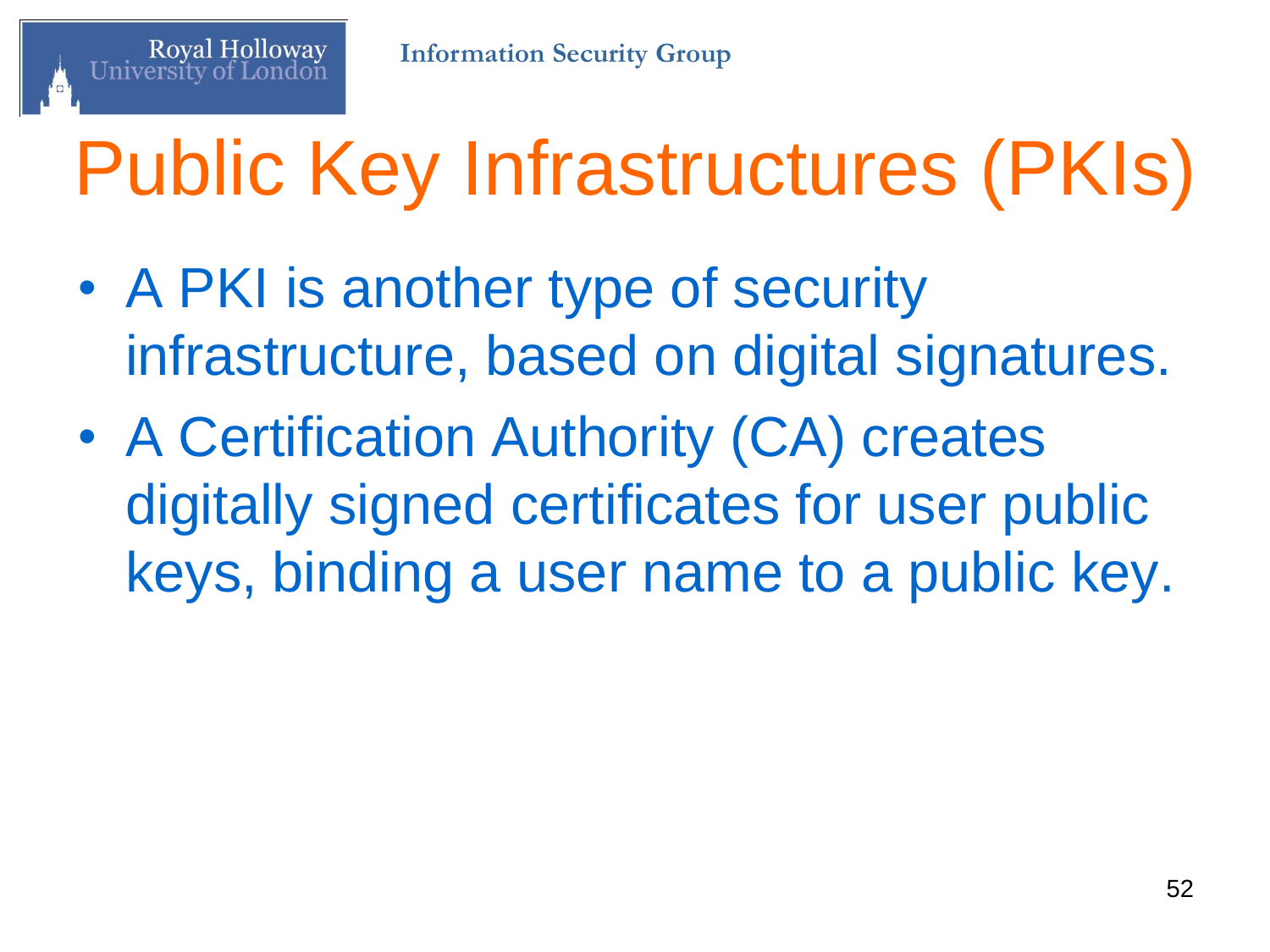# Public Key Infrastructures (PKIs)

- A PKI is another type of security infrastructure, based on digital signatures.
- A Certification Authority (CA) creates digitally signed certificates for user public keys, binding a user name to a public key.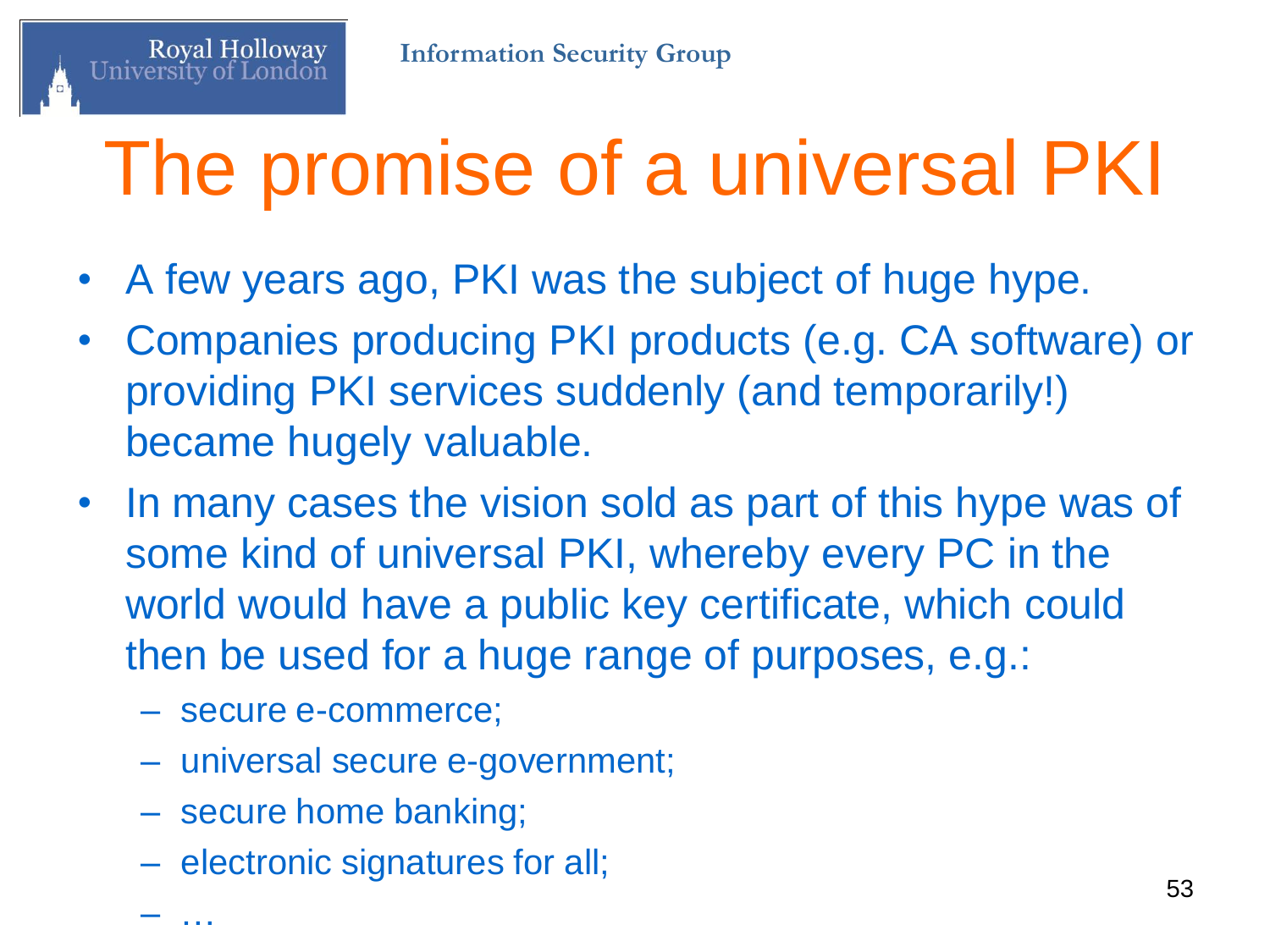# The promise of a universal PKI

- A few years ago, PKI was the subject of huge hype.
- Companies producing PKI products (e.g. CA software) or providing PKI services suddenly (and temporarily!) became hugely valuable.
- In many cases the vision sold as part of this hype was of some kind of universal PKI, whereby every PC in the world would have a public key certificate, which could then be used for a huge range of purposes, e.g.:
  - secure e-commerce;
  - universal secure e-government;
  - secure home banking;
  - electronic signatures for all;
  - …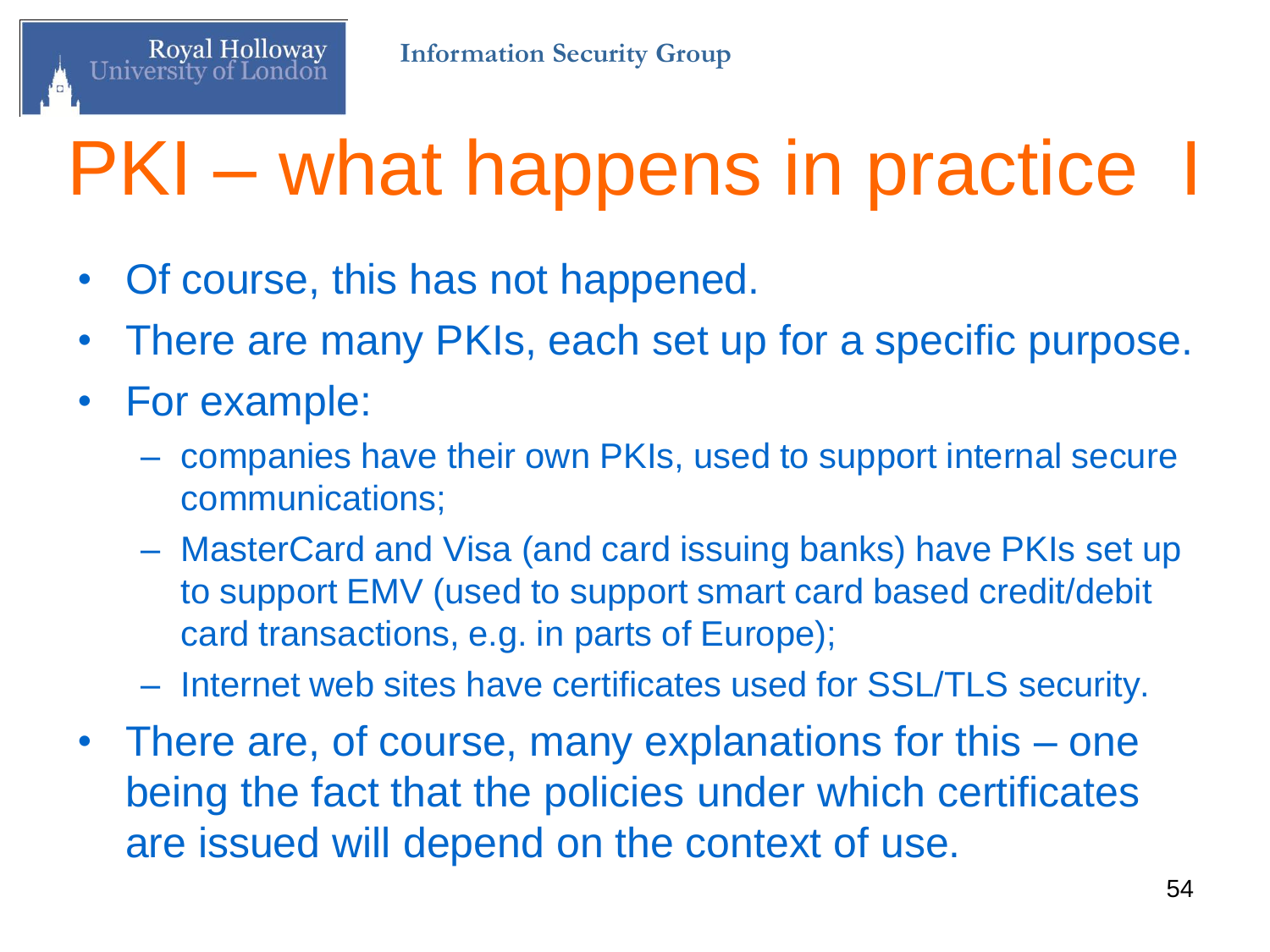# PKI – what happens in practice I

- Of course, this has not happened.
- There are many PKIs, each set up for a specific purpose.
- For example:
  - companies have their own PKIs, used to support internal secure communications;
  - MasterCard and Visa (and card issuing banks) have PKIs set up to support EMV (used to support smart card based credit/debit card transactions, e.g. in parts of Europe);
  - Internet web sites have certificates used for SSL/TLS security.
- There are, of course, many explanations for this – one being the fact that the policies under which certificates are issued will depend on the context of use.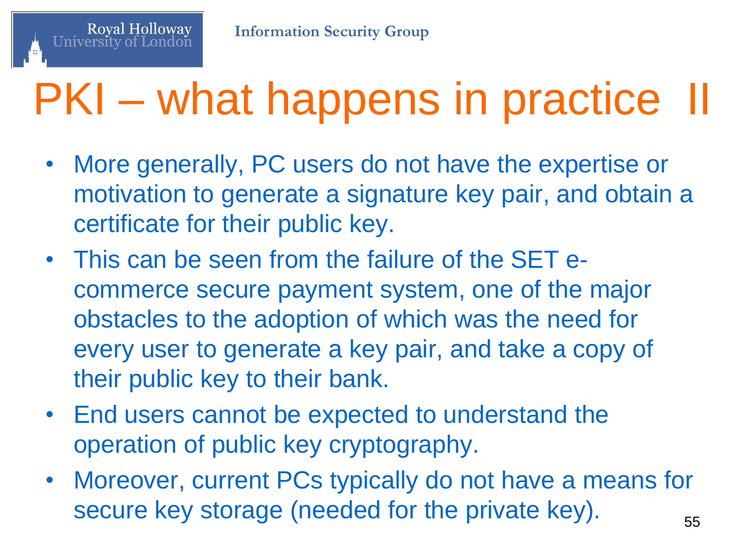# PKI – what happens in practice II

- More generally, PC users do not have the expertise or motivation to generate a signature key pair, and obtain a certificate for their public key.
- This can be seen from the failure of the SET e-commerce secure payment system, one of the major obstacles to the adoption of which was the need for every user to generate a key pair, and take a copy of their public key to their bank.
- End users cannot be expected to understand the operation of public key cryptography.
- Moreover, current PCs typically do not have a means for secure key storage (needed for the private key).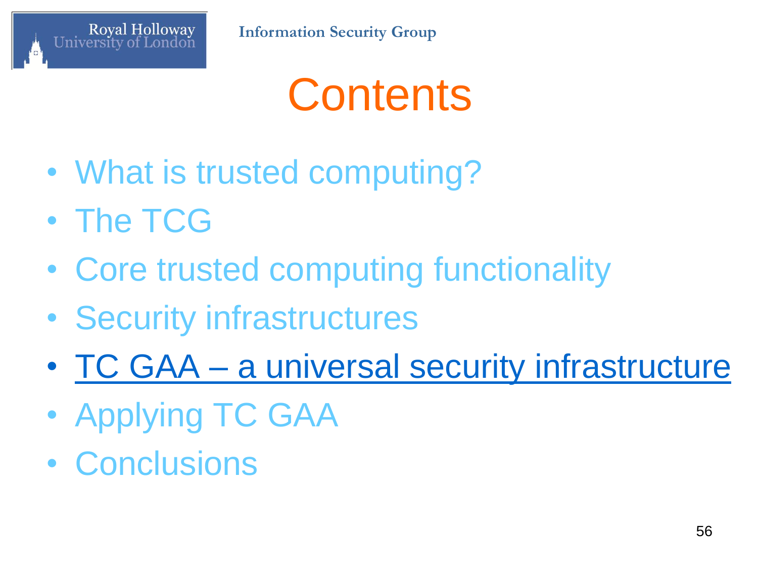# Contents

- What is trusted computing?
- The TCG
- Core trusted computing functionality
- Security infrastructures
- TC GAA – a universal security infrastructure
- Applying TC GAA
- Conclusions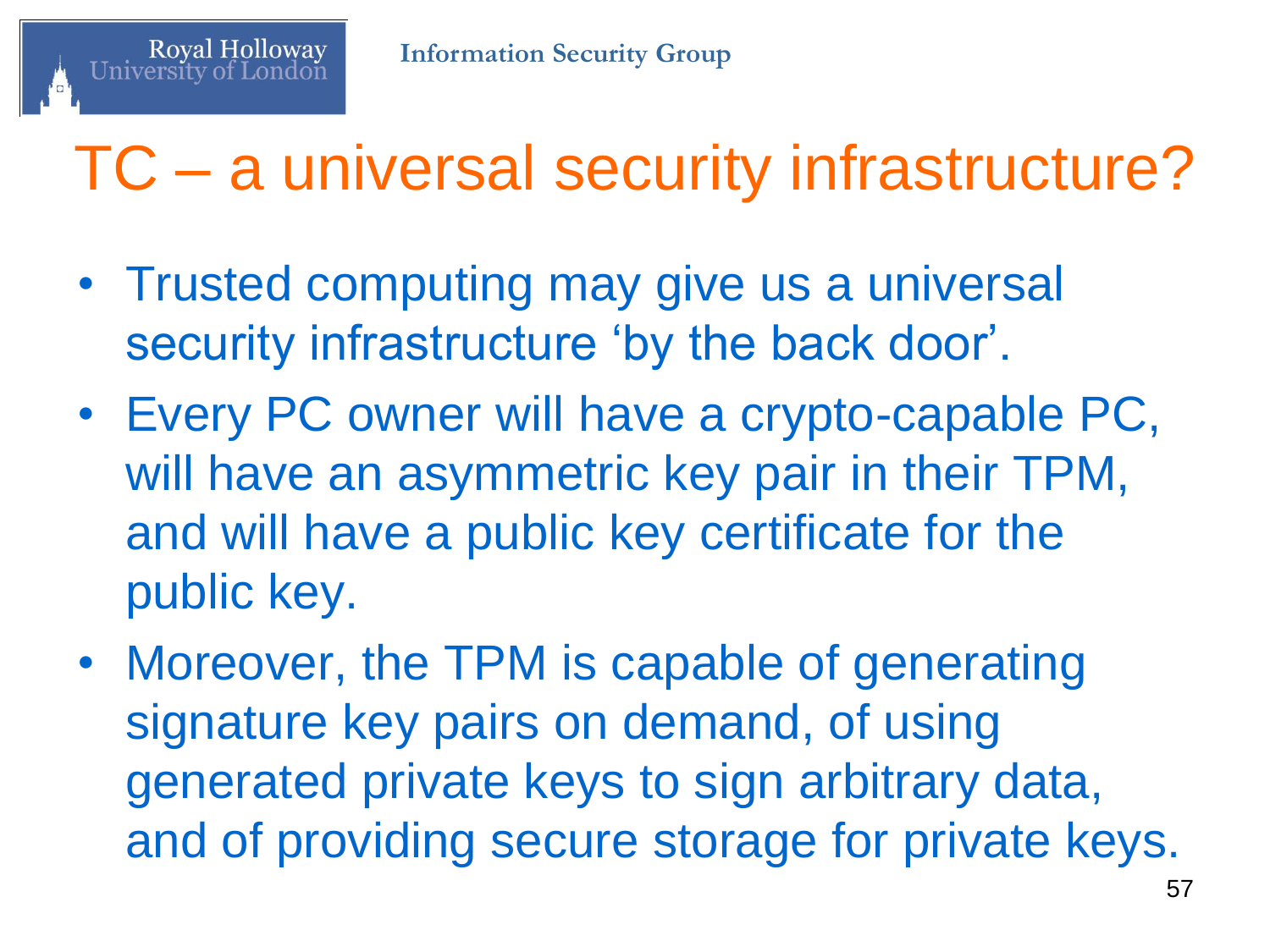# TC – a universal security infrastructure?

- Trusted computing may give us a universal security infrastructure ‘by the back door’.
- Every PC owner will have a crypto-capable PC, will have an asymmetric key pair in their TPM, and will have a public key certificate for the public key.
- Moreover, the TPM is capable of generating signature key pairs on demand, of using generated private keys to sign arbitrary data, and of providing secure storage for private keys.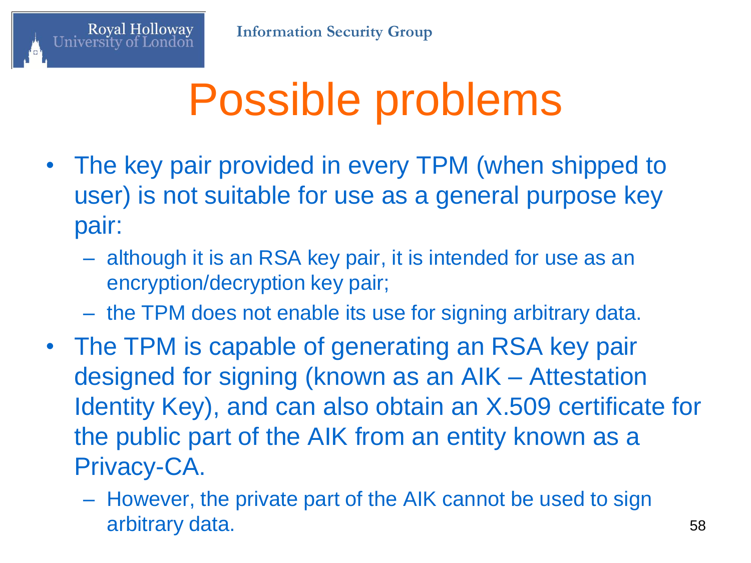# Possible problems

- The key pair provided in every TPM (when shipped to user) is not suitable for use as a general purpose key pair:
  - although it is an RSA key pair, it is intended for use as an encryption/decryption key pair;
  - the TPM does not enable its use for signing arbitrary data.
- The TPM is capable of generating an RSA key pair designed for signing (known as an AIK – Attestation Identity Key), and can also obtain an X.509 certificate for the public part of the AIK from an entity known as a Privacy-CA.
  - However, the private part of the AIK cannot be used to sign arbitrary data.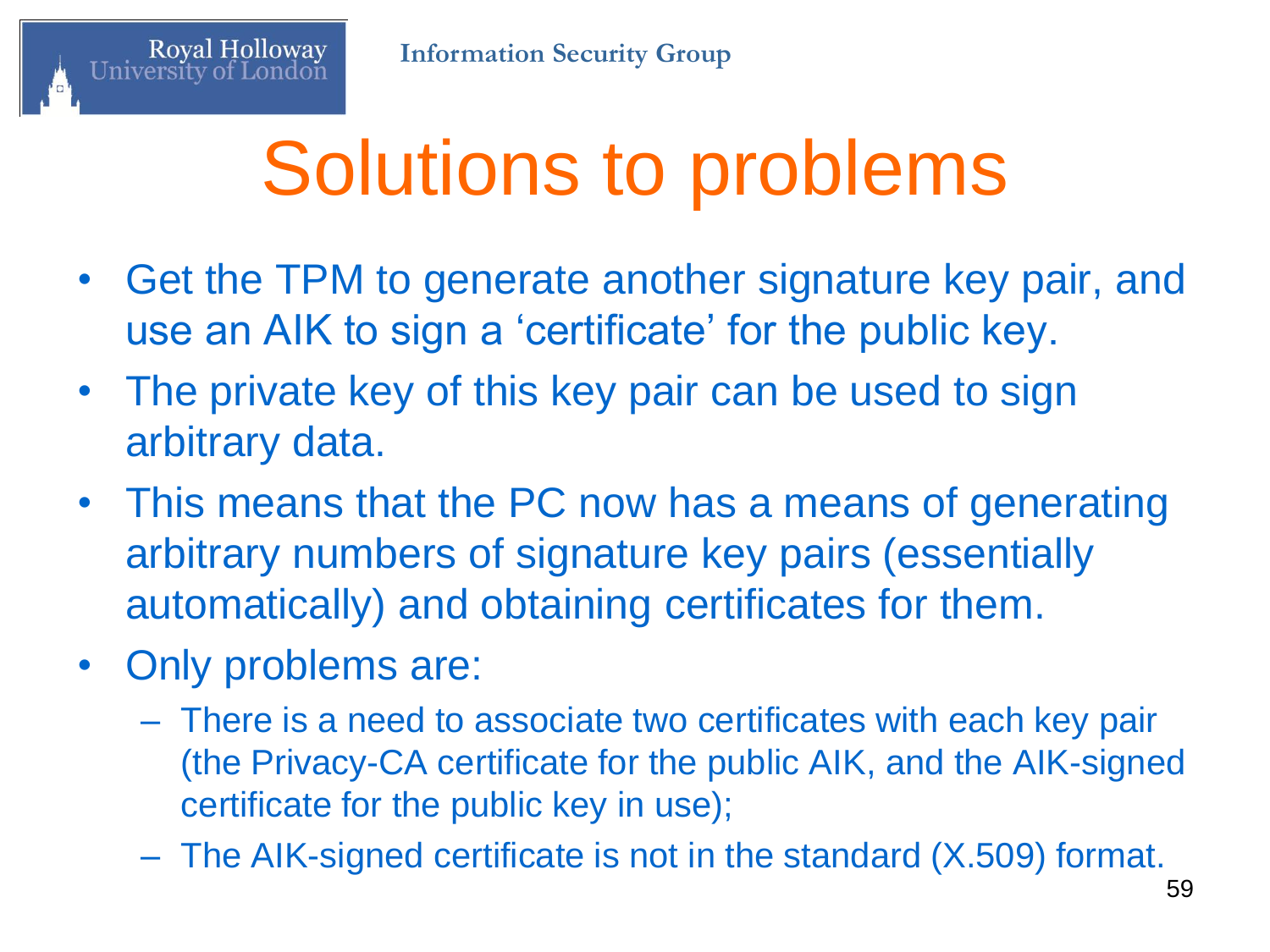# Solutions to problems

- Get the TPM to generate another signature key pair, and use an AIK to sign a 'certificate' for the public key.
- The private key of this key pair can be used to sign arbitrary data.
- This means that the PC now has a means of generating arbitrary numbers of signature key pairs (essentially automatically) and obtaining certificates for them.
- Only problems are:
  - There is a need to associate two certificates with each key pair (the Privacy-CA certificate for the public AIK, and the AIK-signed certificate for the public key in use);
  - The AIK-signed certificate is not in the standard (X.509) format.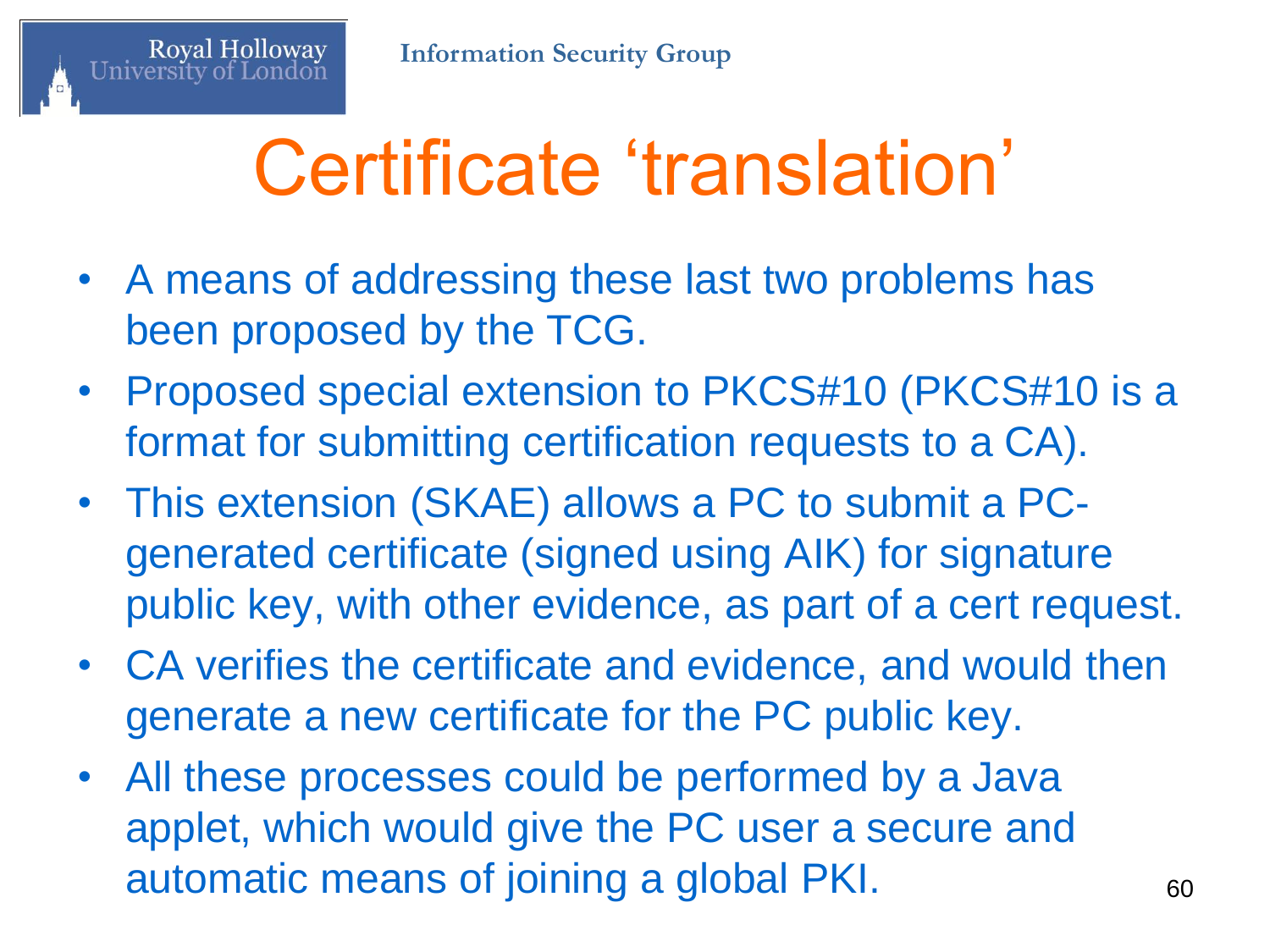# Certificate 'translation'

- A means of addressing these last two problems has been proposed by the TCG.
- Proposed special extension to PKCS#10 (PKCS#10 is a format for submitting certification requests to a CA).
- This extension (SKAE) allows a PC to submit a PC-generated certificate (signed using AIK) for signature public key, with other evidence, as part of a cert request.
- CA verifies the certificate and evidence, and would then generate a new certificate for the PC public key.
- All these processes could be performed by a Java applet, which would give the PC user a secure and automatic means of joining a global PKI.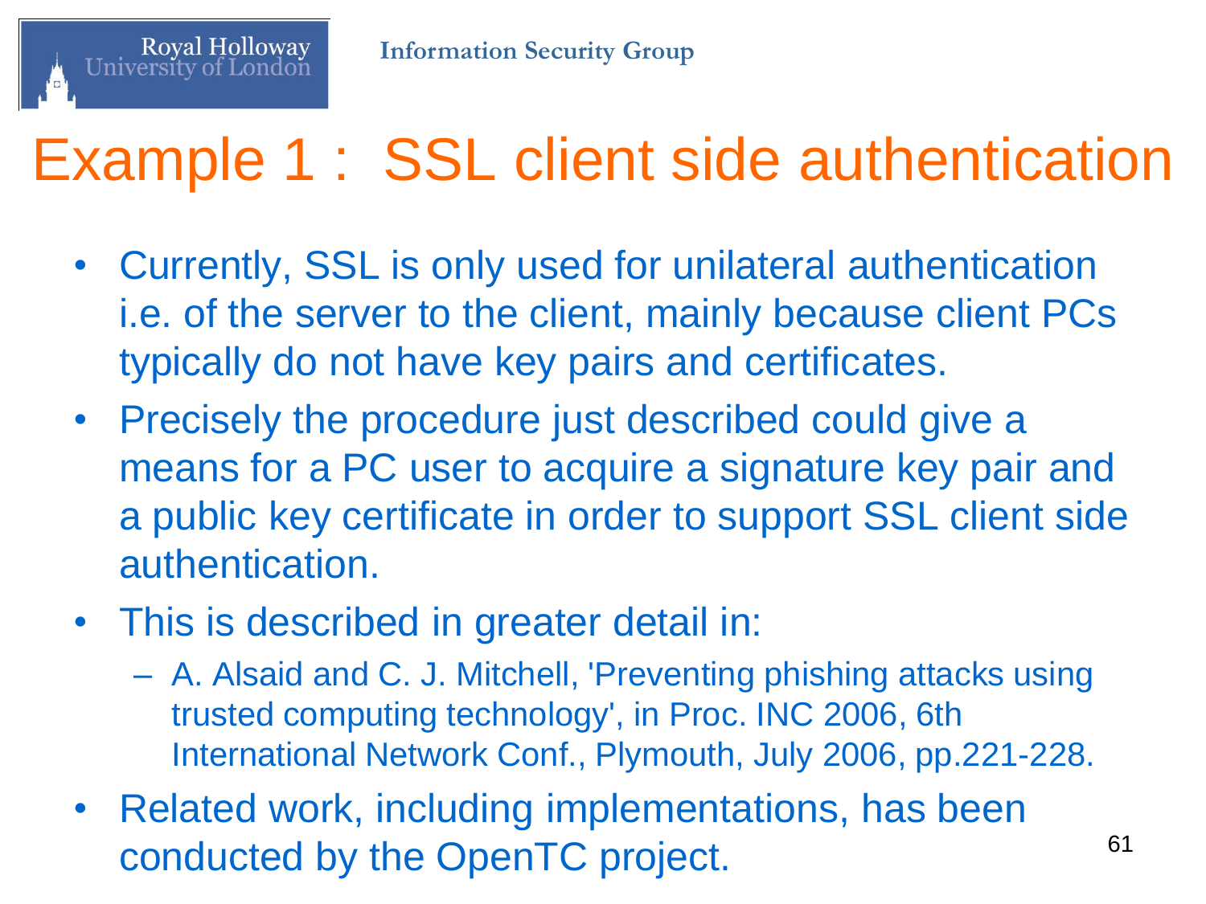# Example 1 : SSL client side authentication

- Currently, SSL is only used for unilateral authentication i.e. of the server to the client, mainly because client PCs typically do not have key pairs and certificates.
- Precisely the procedure just described could give a means for a PC user to acquire a signature key pair and a public key certificate in order to support SSL client side authentication.
- This is described in greater detail in:
  - A. Alsaid and C. J. Mitchell, 'Preventing phishing attacks using trusted computing technology', in Proc. INC 2006, 6th International Network Conf., Plymouth, July 2006, pp.221-228.
- Related work, including implementations, has been conducted by the OpenTC project.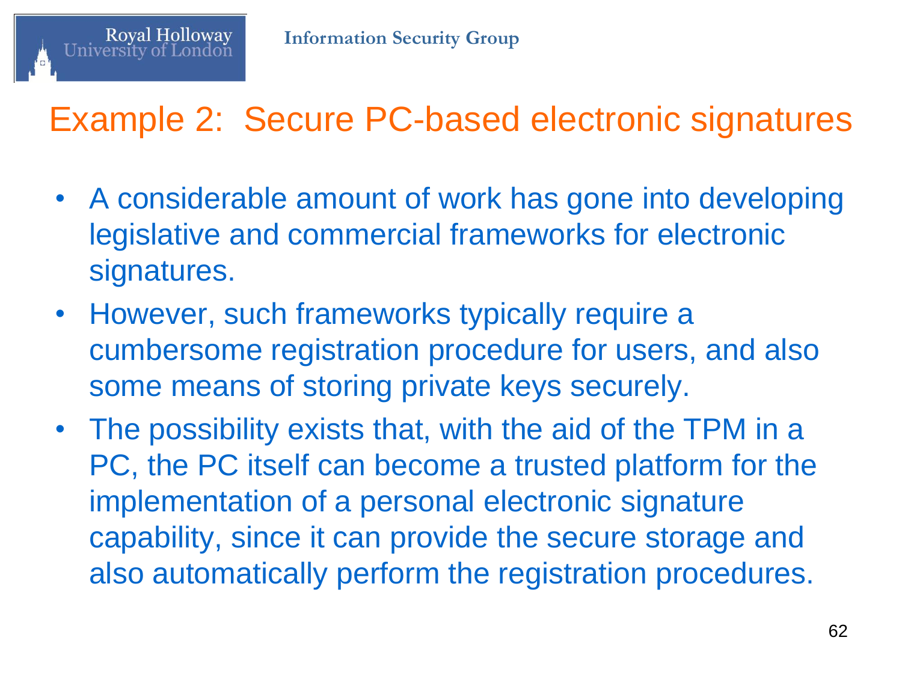# Example 2: Secure PC-based electronic signatures

- A considerable amount of work has gone into developing legislative and commercial frameworks for electronic signatures.
- However, such frameworks typically require a cumbersome registration procedure for users, and also some means of storing private keys securely.
- The possibility exists that, with the aid of the TPM in a PC, the PC itself can become a trusted platform for the implementation of a personal electronic signature capability, since it can provide the secure storage and also automatically perform the registration procedures.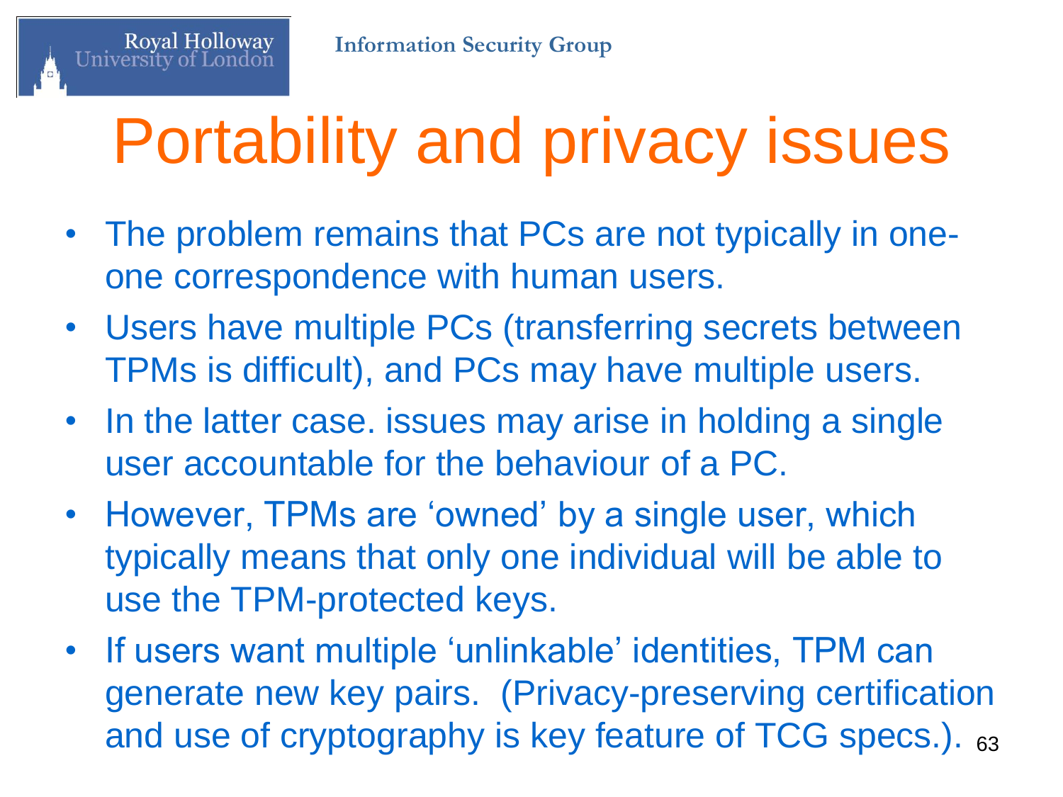# Portability and privacy issues

- The problem remains that PCs are not typically in one-one correspondence with human users.
- Users have multiple PCs (transferring secrets between TPMs is difficult), and PCs may have multiple users.
- In the latter case. issues may arise in holding a single user accountable for the behaviour of a PC.
- However, TPMs are 'owned' by a single user, which typically means that only one individual will be able to use the TPM-protected keys.
- If users want multiple 'unlinkable' identities, TPM can generate new key pairs. (Privacy-preserving certification and use of cryptography is key feature of TCG specs.).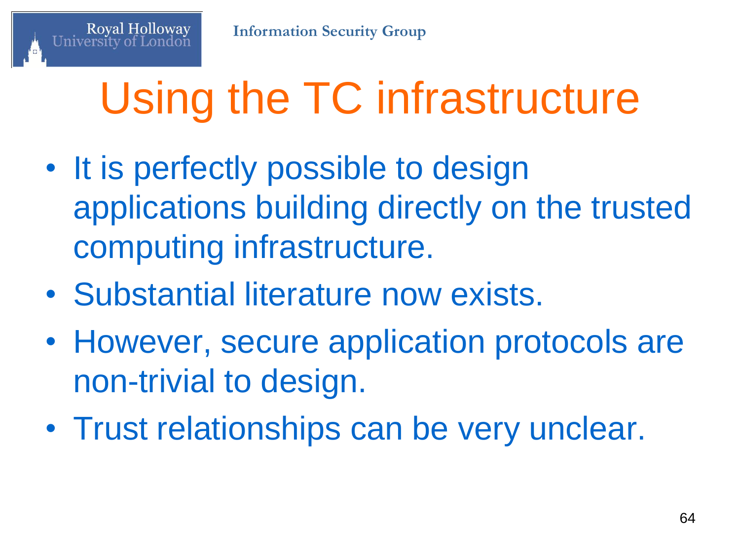# Using the TC infrastructure

- It is perfectly possible to design applications building directly on the trusted computing infrastructure.
- Substantial literature now exists.
- However, secure application protocols are non-trivial to design.
- Trust relationships can be very unclear.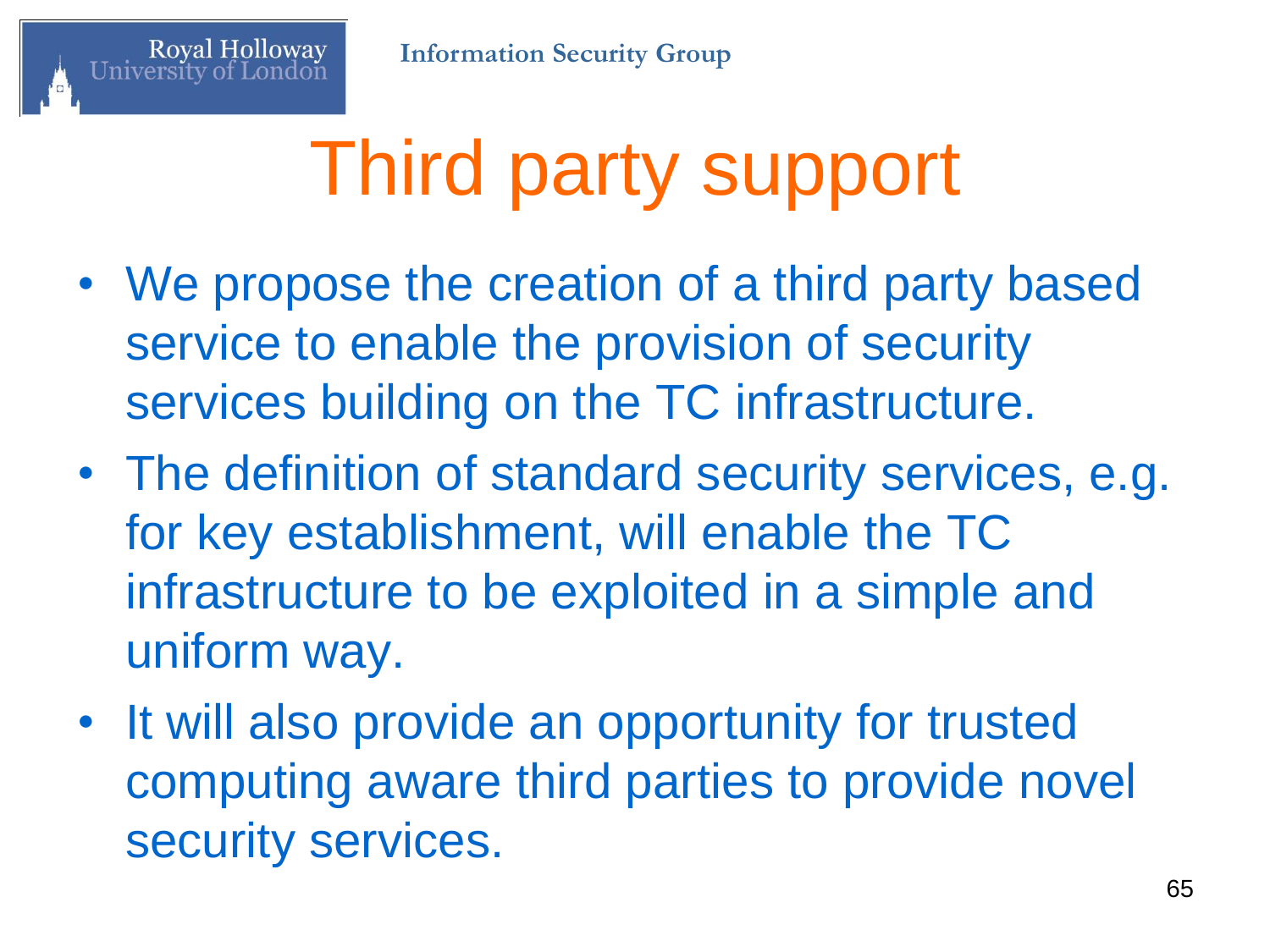# Third party support

- We propose the creation of a third party based service to enable the provision of security services building on the TC infrastructure.
- The definition of standard security services, e.g. for key establishment, will enable the TC infrastructure to be exploited in a simple and uniform way.
- It will also provide an opportunity for trusted computing aware third parties to provide novel security services.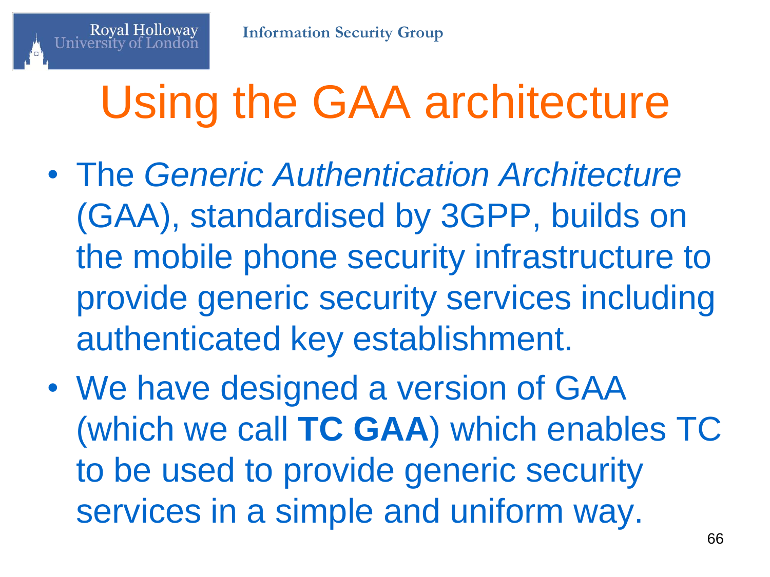# Using the GAA architecture

- The *Generic Authentication Architecture* (GAA), standardised by 3GPP, builds on the mobile phone security infrastructure to provide generic security services including authenticated key establishment.
- We have designed a version of GAA (which we call **TC GAA**) which enables TC to be used to provide generic security services in a simple and uniform way.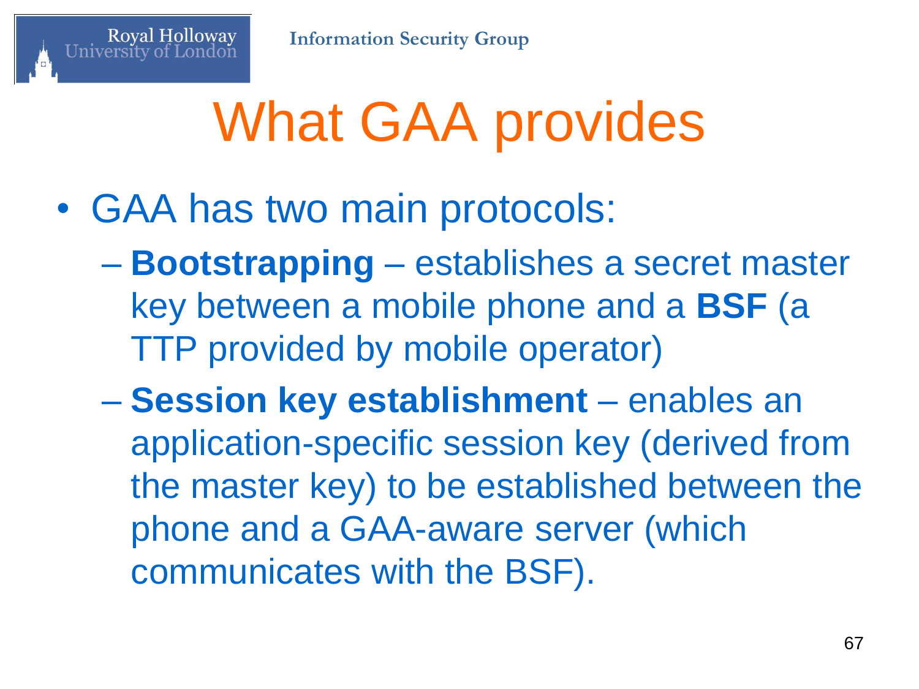# What GAA provides

- GAA has two main protocols:
  - **Bootstrapping** – establishes a secret master key between a mobile phone and a **BSF** (a TTP provided by mobile operator)
  - **Session key establishment** – enables an application-specific session key (derived from the master key) to be established between the phone and a GAA-aware server (which communicates with the BSF).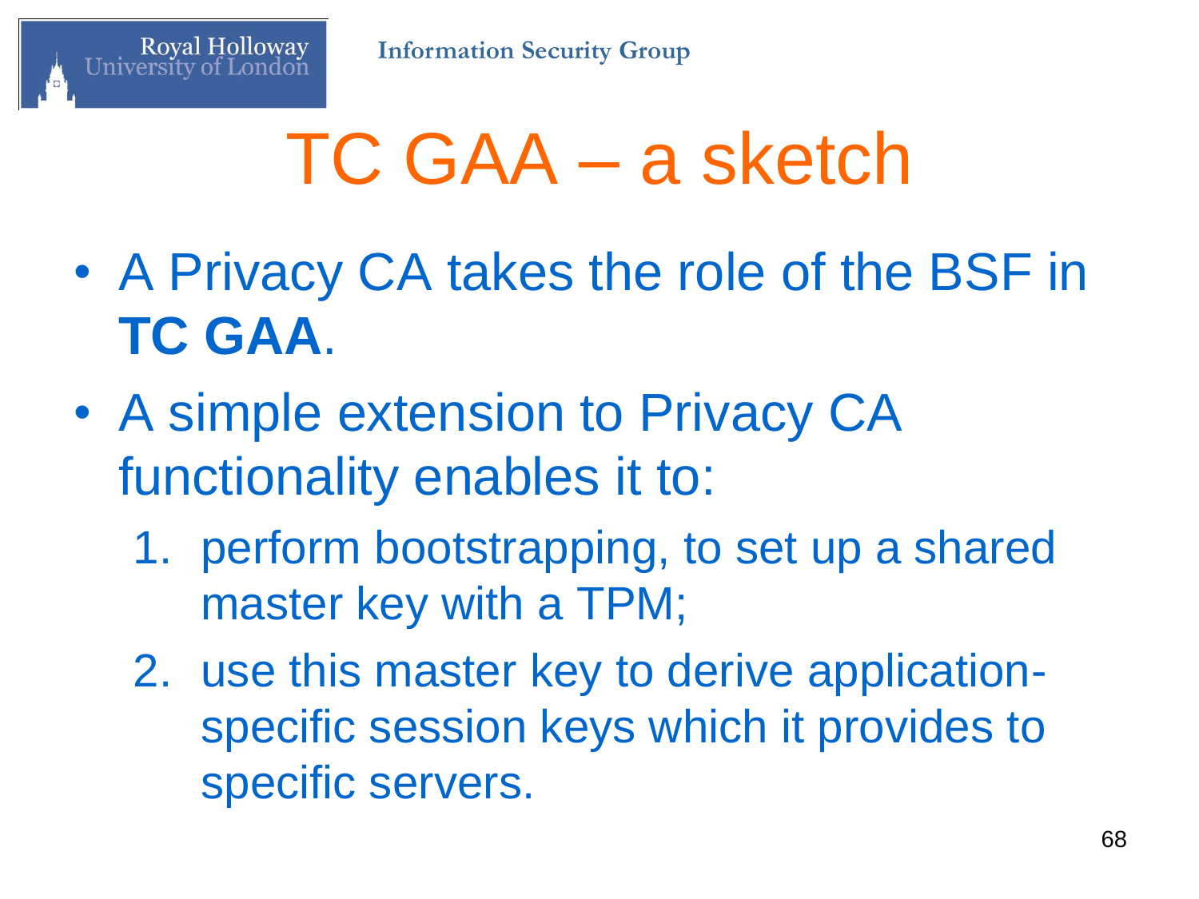# TC GAA – a sketch

- A Privacy CA takes the role of the BSF in **TC GAA**.
- A simple extension to Privacy CA functionality enables it to:
  1. perform bootstrapping, to set up a shared master key with a TPM;
  2. use this master key to derive application-specific session keys which it provides to specific servers.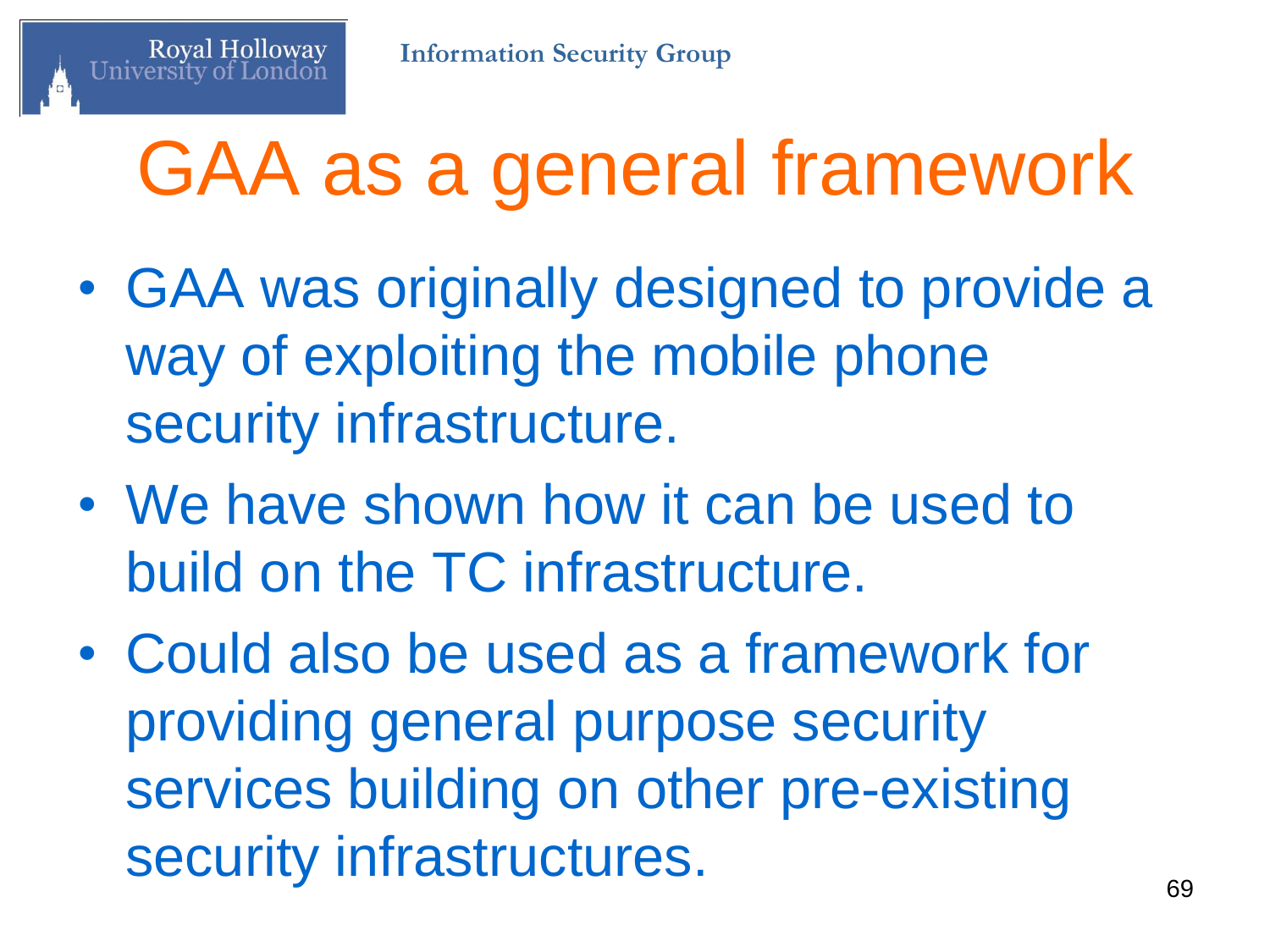# GAA as a general framework

- GAA was originally designed to provide a way of exploiting the mobile phone security infrastructure.
- We have shown how it can be used to build on the TC infrastructure.
- Could also be used as a framework for providing general purpose security services building on other pre-existing security infrastructures.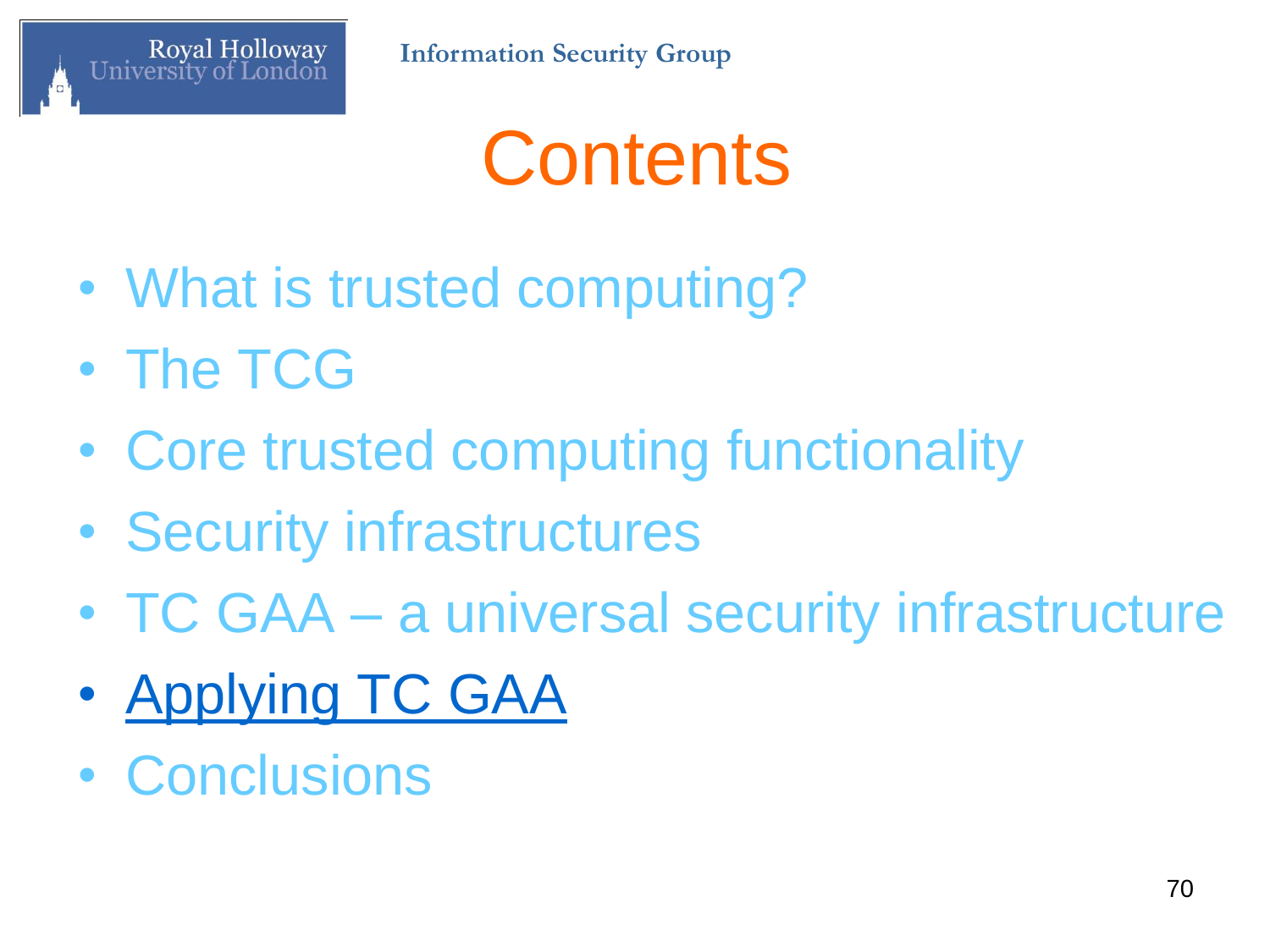# Contents

- What is trusted computing?
- The TCG
- Core trusted computing functionality
- Security infrastructures
- TC GAA – a universal security infrastructure
- Applying TC GAA
- Conclusions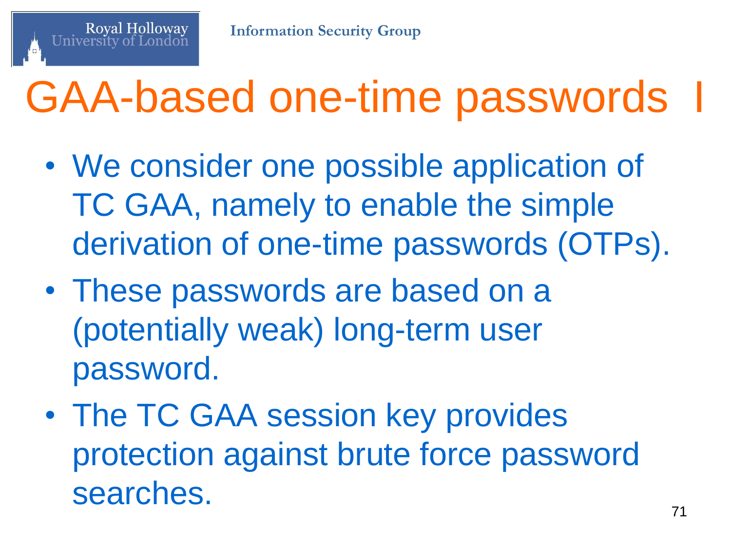# GAA-based one-time passwords I

- We consider one possible application of TC GAA, namely to enable the simple derivation of one-time passwords (OTPs).
- These passwords are based on a (potentially weak) long-term user password.
- The TC GAA session key provides protection against brute force password searches.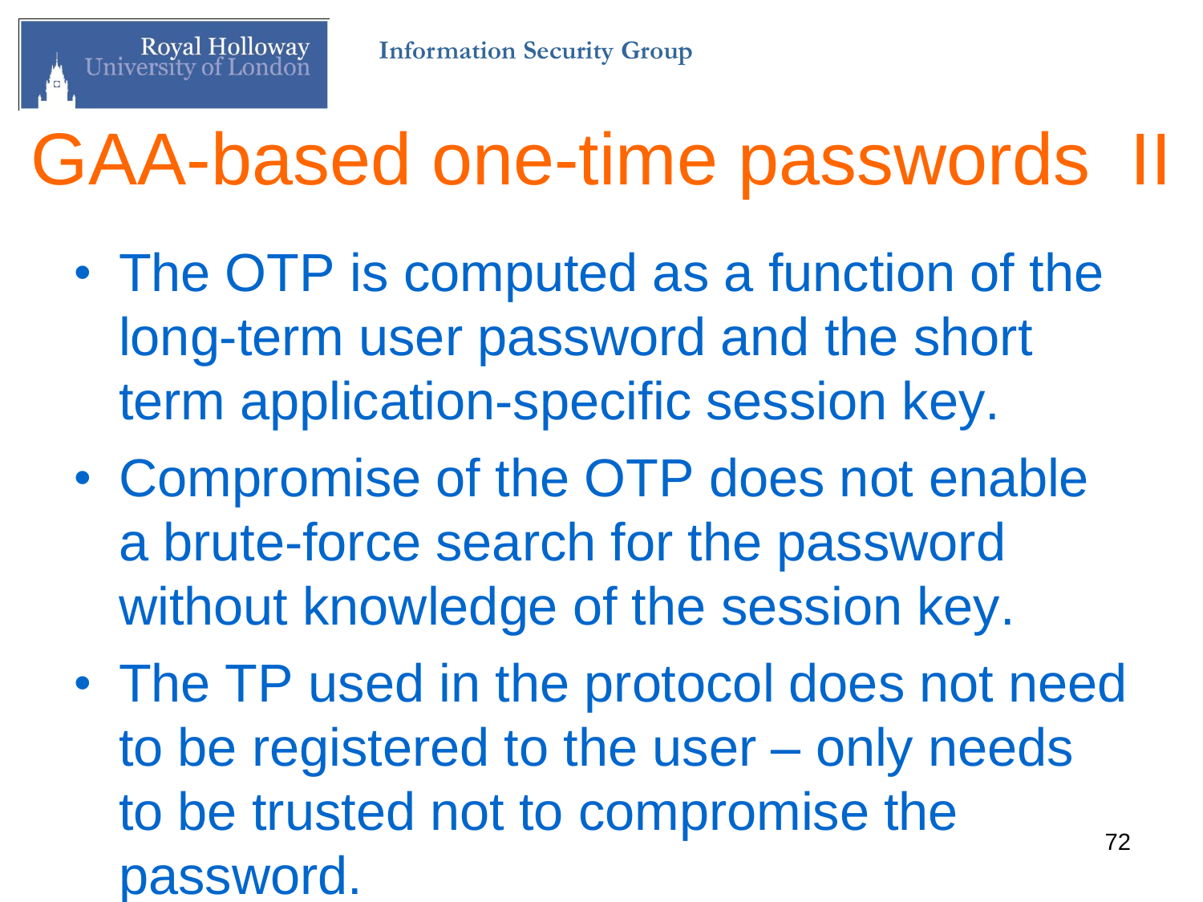# GAA-based one-time passwords II

- The OTP is computed as a function of the long-term user password and the short term application-specific session key.
- Compromise of the OTP does not enable a brute-force search for the password without knowledge of the session key.
- The TP used in the protocol does not need to be registered to the user – only needs to be trusted not to compromise the password.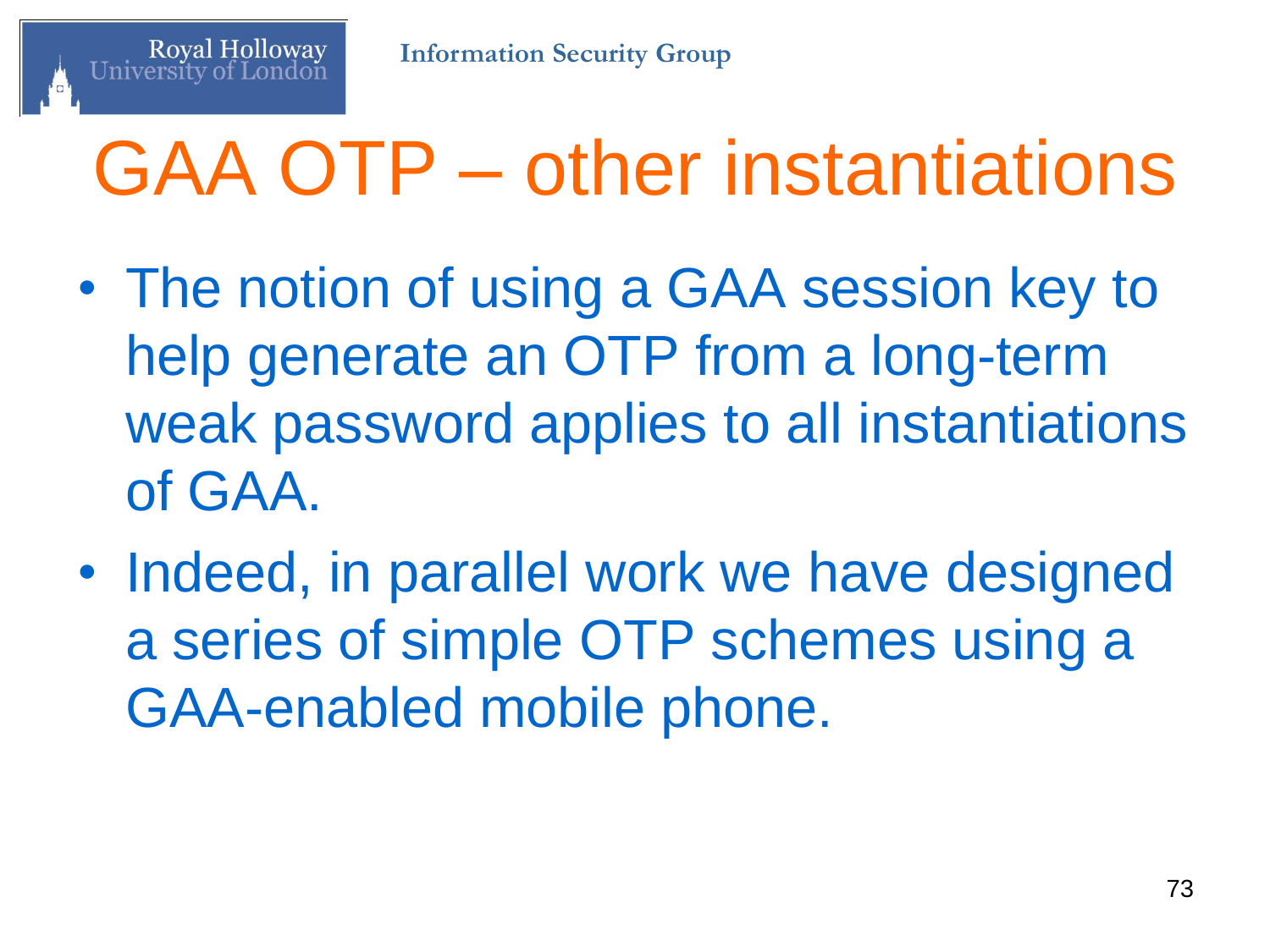# GAA OTP – other instantiations

- The notion of using a GAA session key to help generate an OTP from a long-term weak password applies to all instantiations of GAA.
- Indeed, in parallel work we have designed a series of simple OTP schemes using a GAA-enabled mobile phone.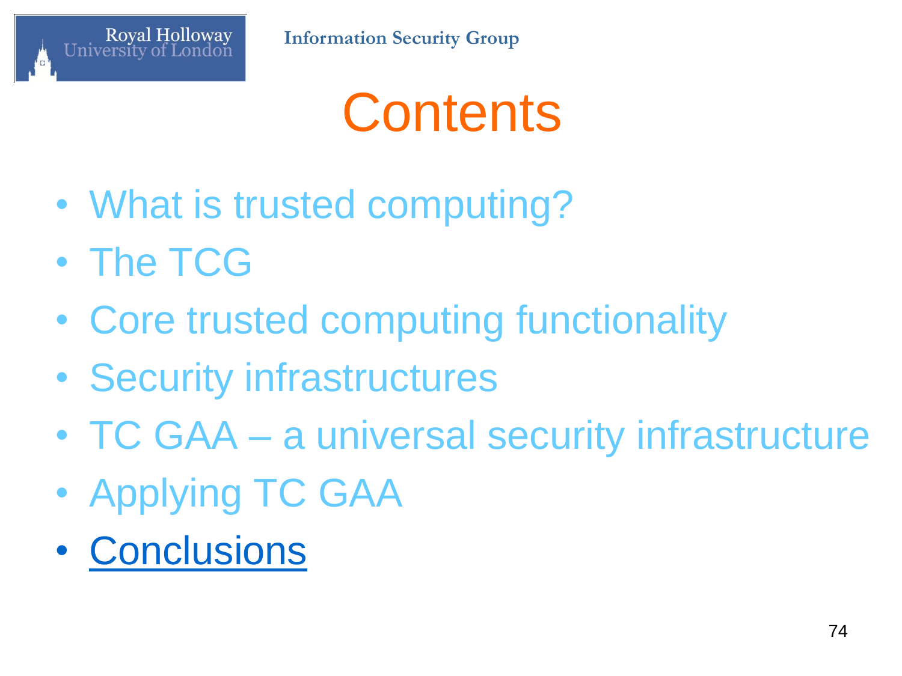# Contents

- What is trusted computing?
- The TCG
- Core trusted computing functionality
- Security infrastructures
- TC GAA – a universal security infrastructure
- Applying TC GAA
- Conclusions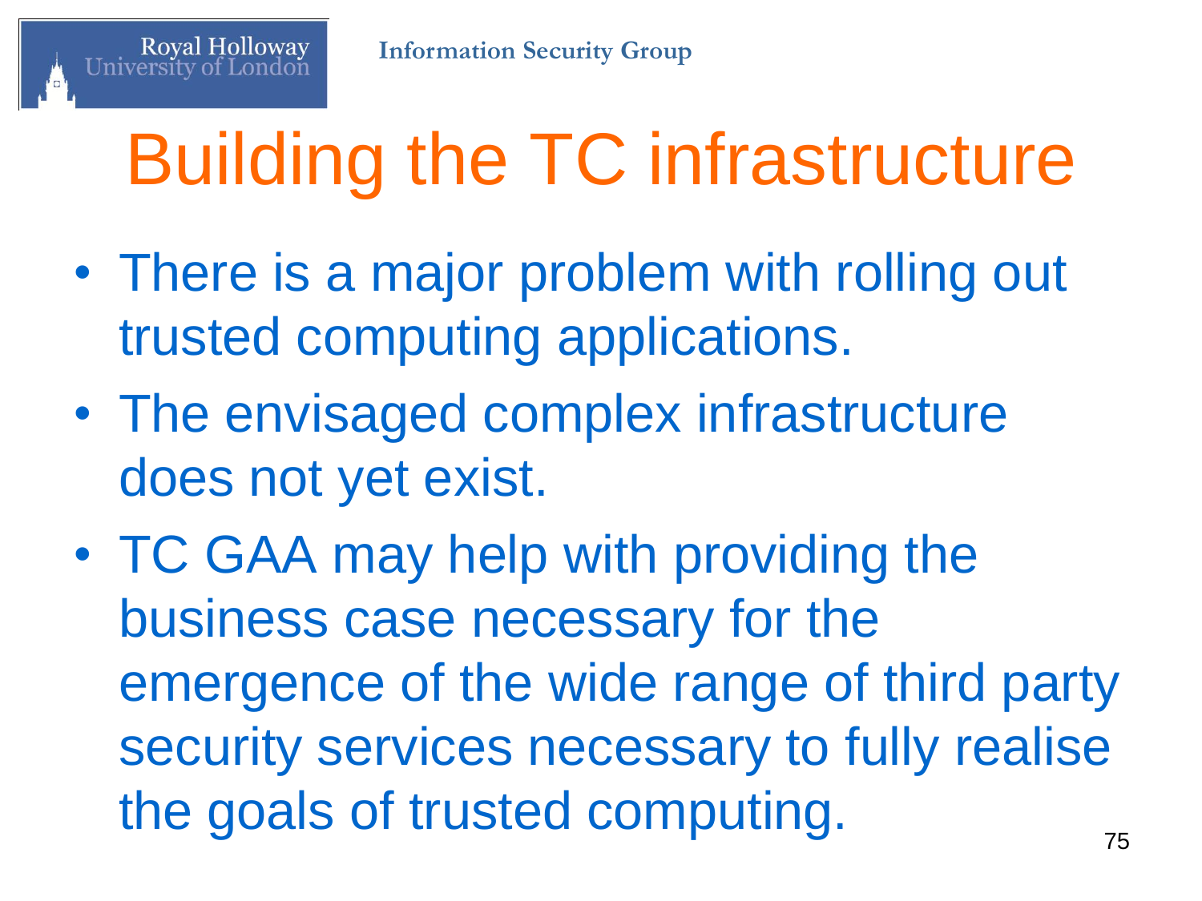# Building the TC infrastructure

- There is a major problem with rolling out trusted computing applications.
- The envisaged complex infrastructure does not yet exist.
- TC GAA may help with providing the business case necessary for the emergence of the wide range of third party security services necessary to fully realise the goals of trusted computing.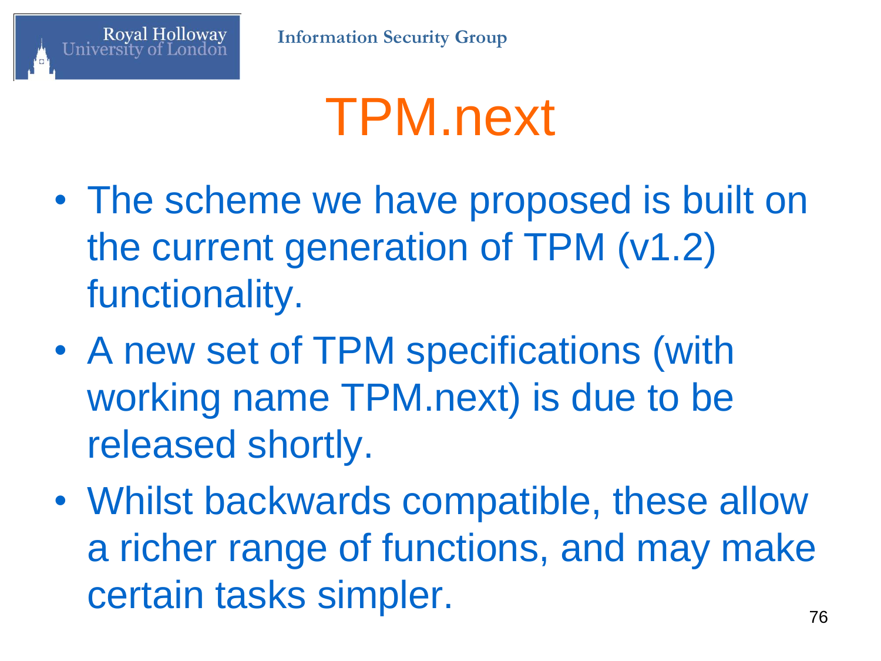# TPM.next

- The scheme we have proposed is built on the current generation of TPM (v1.2) functionality.
- A new set of TPM specifications (with working name TPM.next) is due to be released shortly.
- Whilst backwards compatible, these allow a richer range of functions, and may make certain tasks simpler.